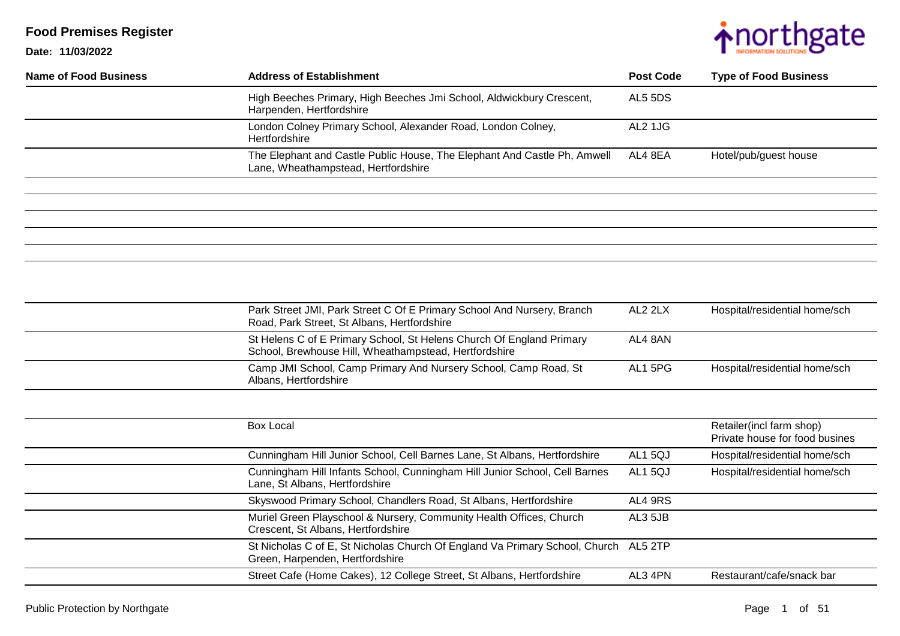# Food Premises Register

**Date: 11/03/2022**

| Name of Food Business | Address of Establishment | Post Code | Type of Food Business |
|---|---|---|---|
| | High Beeches Primary, High Beeches Jmi School, Aldwickbury Crescent, Harpenden, Hertfordshire | AL5 5DS | |
| | London Colney Primary School, Alexander Road, London Colney, Hertfordshire | AL2 1JG | |
| | The Elephant and Castle Public House, The Elephant And Castle Ph, Amwell Lane, Wheathampstead, Hertfordshire | AL4 8EA | Hotel/pub/guest house |
| | | | |
| | | | |
| | | | |
| | | | |
| | | | |
| | | | |
| | Park Street JMI, Park Street C Of E Primary School And Nursery, Branch Road, Park Street, St Albans, Hertfordshire | AL2 2LX | Hospital/residential home/sch |
| | St Helens C of E Primary School, St Helens Church Of England Primary School, Brewhouse Hill, Wheathampstead, Hertfordshire | AL4 8AN | |
| | Camp JMI School, Camp Primary And Nursery School, Camp Road, St Albans, Hertfordshire | AL1 5PG | Hospital/residential home/sch |
| | | | |
| | Box Local | | Retailer(incl farm shop) Private house for food busines |
| | Cunningham Hill Junior School, Cell Barnes Lane, St Albans, Hertfordshire | AL1 5QJ | Hospital/residential home/sch |
| | Cunningham Hill Infants School, Cunningham Hill Junior School, Cell Barnes Lane, St Albans, Hertfordshire | AL1 5QJ | Hospital/residential home/sch |
| | Skyswood Primary School, Chandlers Road, St Albans, Hertfordshire | AL4 9RS | |
| | Muriel Green Playschool & Nursery, Community Health Offices, Church Crescent, St Albans, Hertfordshire | AL3 5JB | |
| | St Nicholas C of E, St Nicholas Church Of England Va Primary School, Church Green, Harpenden, Hertfordshire | AL5 2TP | |
| | Street Cafe (Home Cakes), 12 College Street, St Albans, Hertfordshire | AL3 4PN | Restaurant/cafe/snack bar |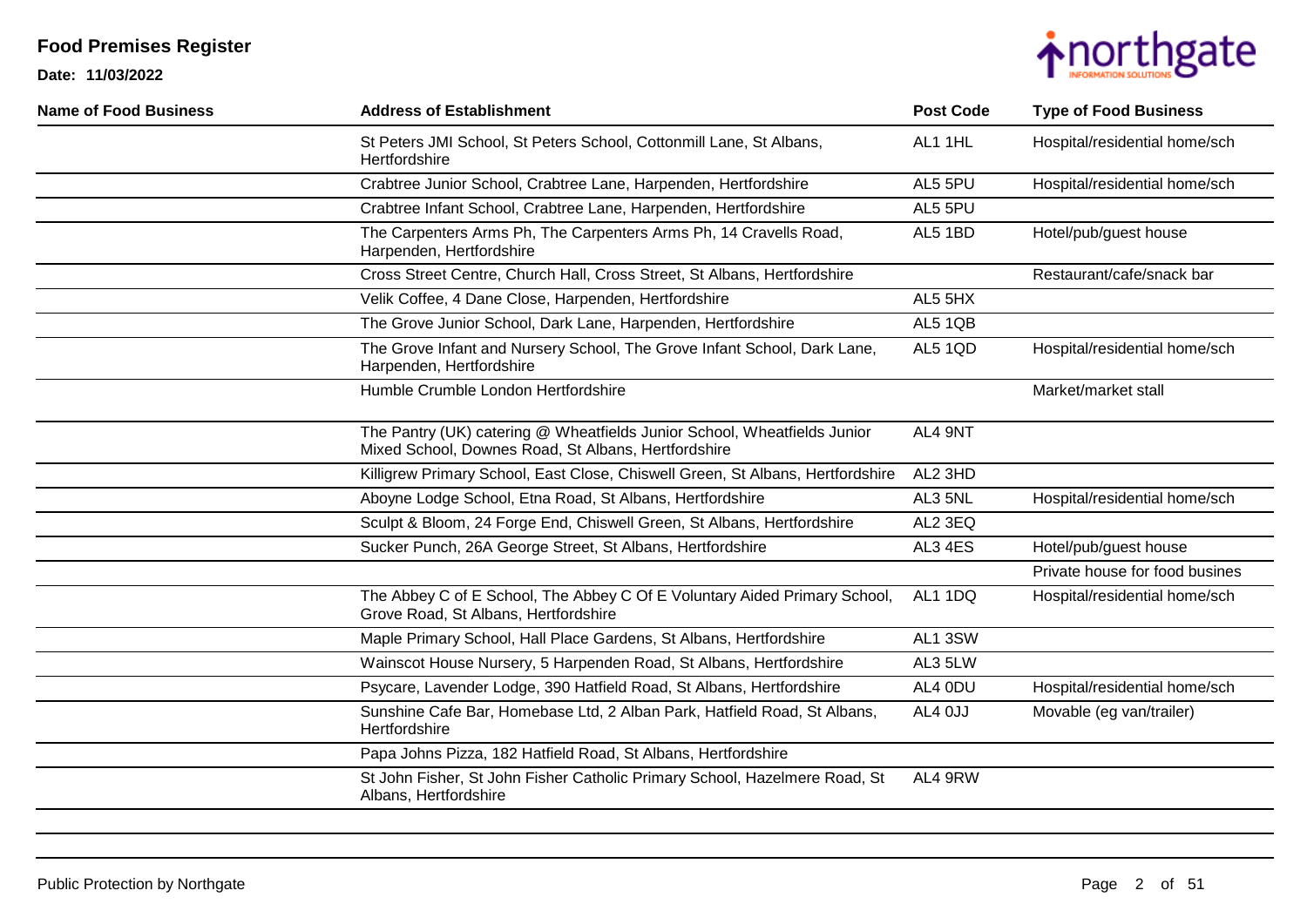# Food Premises Register

**Date: 11/03/2022**

| Name of Food Business | Address of Establishment | Post Code | Type of Food Business |
|---|---|---|---|
| | St Peters JMI School, St Peters School, Cottonmill Lane, St Albans, Hertfordshire | AL1 1HL | Hospital/residential home/sch |
| | Crabtree Junior School, Crabtree Lane, Harpenden, Hertfordshire | AL5 5PU | Hospital/residential home/sch |
| | Crabtree Infant School, Crabtree Lane, Harpenden, Hertfordshire | AL5 5PU | |
| | The Carpenters Arms Ph, The Carpenters Arms Ph, 14 Cravells Road, Harpenden, Hertfordshire | AL5 1BD | Hotel/pub/guest house |
| | Cross Street Centre, Church Hall, Cross Street, St Albans, Hertfordshire | | Restaurant/cafe/snack bar |
| | Velik Coffee, 4 Dane Close, Harpenden, Hertfordshire | AL5 5HX | |
| | The Grove Junior School, Dark Lane, Harpenden, Hertfordshire | AL5 1QB | |
| | The Grove Infant and Nursery School, The Grove Infant School, Dark Lane, Harpenden, Hertfordshire | AL5 1QD | Hospital/residential home/sch |
| | Humble Crumble London Hertfordshire | | Market/market stall |
| | The Pantry (UK) catering @ Wheatfields Junior School, Wheatfields Junior Mixed School, Downes Road, St Albans, Hertfordshire | AL4 9NT | |
| | Killigrew Primary School, East Close, Chiswell Green, St Albans, Hertfordshire | AL2 3HD | |
| | Aboyne Lodge School, Etna Road, St Albans, Hertfordshire | AL3 5NL | Hospital/residential home/sch |
| | Sculpt & Bloom, 24 Forge End, Chiswell Green, St Albans, Hertfordshire | AL2 3EQ | |
| | Sucker Punch, 26A George Street, St Albans, Hertfordshire | AL3 4ES | Hotel/pub/guest house |
| | | | Private house for food busines |
| | The Abbey C of E School, The Abbey C Of E Voluntary Aided Primary School, Grove Road, St Albans, Hertfordshire | AL1 1DQ | Hospital/residential home/sch |
| | Maple Primary School, Hall Place Gardens, St Albans, Hertfordshire | AL1 3SW | |
| | Wainscot House Nursery, 5 Harpenden Road, St Albans, Hertfordshire | AL3 5LW | |
| | Psycare, Lavender Lodge, 390 Hatfield Road, St Albans, Hertfordshire | AL4 0DU | Hospital/residential home/sch |
| | Sunshine Cafe Bar, Homebase Ltd, 2 Alban Park, Hatfield Road, St Albans, Hertfordshire | AL4 0JJ | Movable (eg van/trailer) |
| | Papa Johns Pizza, 182 Hatfield Road, St Albans, Hertfordshire | | |
| | St John Fisher, St John Fisher Catholic Primary School, Hazelmere Road, St Albans, Hertfordshire | AL4 9RW | |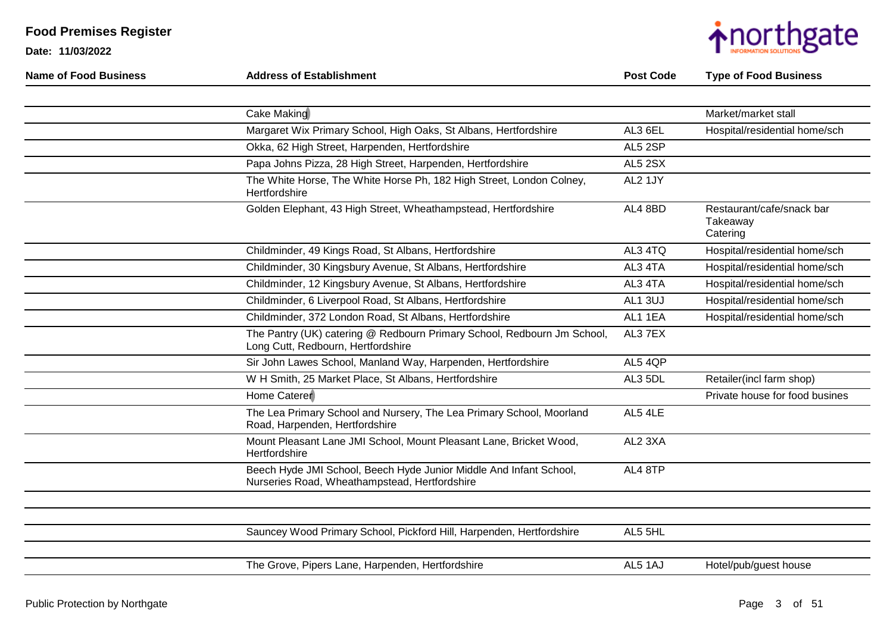# Food Premises Register

**Date: 11/03/2022**

| Name of Food Business | Address of Establishment | Post Code | Type of Food Business |
|---|---|---|---|
| | | | |
| | Cake Making | | Market/market stall |
| | Margaret Wix Primary School, High Oaks, St Albans, Hertfordshire | AL3 6EL | Hospital/residential home/sch |
| | Okka, 62 High Street, Harpenden, Hertfordshire | AL5 2SP | |
| | Papa Johns Pizza, 28 High Street, Harpenden, Hertfordshire | AL5 2SX | |
| | The White Horse, The White Horse Ph, 182 High Street, London Colney, Hertfordshire | AL2 1JY | |
| | Golden Elephant, 43 High Street, Wheathampstead, Hertfordshire | AL4 8BD | Restaurant/cafe/snack bar<br>Takeaway<br>Catering |
| | Childminder, 49 Kings Road, St Albans, Hertfordshire | AL3 4TQ | Hospital/residential home/sch |
| | Childminder, 30 Kingsbury Avenue, St Albans, Hertfordshire | AL3 4TA | Hospital/residential home/sch |
| | Childminder, 12 Kingsbury Avenue, St Albans, Hertfordshire | AL3 4TA | Hospital/residential home/sch |
| | Childminder, 6 Liverpool Road, St Albans, Hertfordshire | AL1 3UJ | Hospital/residential home/sch |
| | Childminder, 372 London Road, St Albans, Hertfordshire | AL1 1EA | Hospital/residential home/sch |
| | The Pantry (UK) catering @ Redbourn Primary School, Redbourn Jm School, Long Cutt, Redbourn, Hertfordshire | AL3 7EX | |
| | Sir John Lawes School, Manland Way, Harpenden, Hertfordshire | AL5 4QP | |
| | W H Smith, 25 Market Place, St Albans, Hertfordshire | AL3 5DL | Retailer(incl farm shop) |
| | Home Caterer | | Private house for food busines |
| | The Lea Primary School and Nursery, The Lea Primary School, Moorland Road, Harpenden, Hertfordshire | AL5 4LE | |
| | Mount Pleasant Lane JMI School, Mount Pleasant Lane, Bricket Wood, Hertfordshire | AL2 3XA | |
| | Beech Hyde JMI School, Beech Hyde Junior Middle And Infant School, Nurseries Road, Wheathampstead, Hertfordshire | AL4 8TP | |
| | | | |
| | | | |
| | Sauncey Wood Primary School, Pickford Hill, Harpenden, Hertfordshire | AL5 5HL | |
| | | | |
| | The Grove, Pipers Lane, Harpenden, Hertfordshire | AL5 1AJ | Hotel/pub/guest house |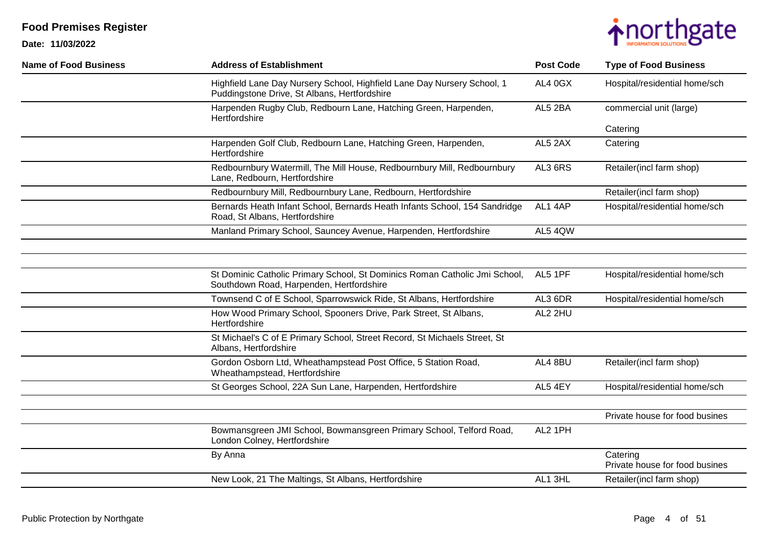# Food Premises Register

**Date: 11/03/2022**

| Name of Food Business | Address of Establishment | Post Code | Type of Food Business |
|---|---|---|---|
| | Highfield Lane Day Nursery School, Highfield Lane Day Nursery School, 1 Puddingstone Drive, St Albans, Hertfordshire | AL4 0GX | Hospital/residential home/sch |
| | Harpenden Rugby Club, Redbourn Lane, Hatching Green, Harpenden, Hertfordshire | AL5 2BA | commercial unit (large)<br>Catering |
| | Harpenden Golf Club, Redbourn Lane, Hatching Green, Harpenden, Hertfordshire | AL5 2AX | Catering |
| | Redbournbury Watermill, The Mill House, Redbournbury Mill, Redbournbury Lane, Redbourn, Hertfordshire | AL3 6RS | Retailer(incl farm shop) |
| | Redbournbury Mill, Redbournbury Lane, Redbourn, Hertfordshire | | Retailer(incl farm shop) |
| | Bernards Heath Infant School, Bernards Heath Infants School, 154 Sandridge Road, St Albans, Hertfordshire | AL1 4AP | Hospital/residential home/sch |
| | Manland Primary School, Sauncey Avenue, Harpenden, Hertfordshire | AL5 4QW | |
| | | | |
| | St Dominic Catholic Primary School, St Dominics Roman Catholic Jmi School, Southdown Road, Harpenden, Hertfordshire | AL5 1PF | Hospital/residential home/sch |
| | Townsend C of E School, Sparrowswick Ride, St Albans, Hertfordshire | AL3 6DR | Hospital/residential home/sch |
| | How Wood Primary School, Spooners Drive, Park Street, St Albans, Hertfordshire | AL2 2HU | |
| | St Michael's C of E Primary School, Street Record, St Michaels Street, St Albans, Hertfordshire | | |
| | Gordon Osborn Ltd, Wheathampstead Post Office, 5 Station Road, Wheathampstead, Hertfordshire | AL4 8BU | Retailer(incl farm shop) |
| | St Georges School, 22A Sun Lane, Harpenden, Hertfordshire | AL5 4EY | Hospital/residential home/sch |
| | | | Private house for food busines |
| | Bowmansgreen JMI School, Bowmansgreen Primary School, Telford Road, London Colney, Hertfordshire | AL2 1PH | |
| | By Anna | | Catering<br>Private house for food busines |
| | New Look, 21 The Maltings, St Albans, Hertfordshire | AL1 3HL | Retailer(incl farm shop) |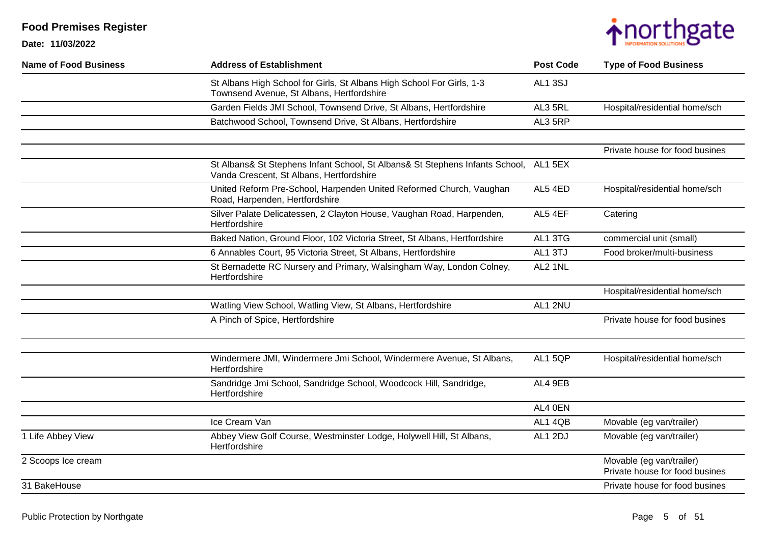# Food Premises Register

**Date: 11/03/2022**

| Name of Food Business | Address of Establishment | Post Code | Type of Food Business |
|---|---|---|---|
| | St Albans High School for Girls, St Albans High School For Girls, 1-3 Townsend Avenue, St Albans, Hertfordshire | AL1 3SJ | |
| | Garden Fields JMI School, Townsend Drive, St Albans, Hertfordshire | AL3 5RL | Hospital/residential home/sch |
| | Batchwood School, Townsend Drive, St Albans, Hertfordshire | AL3 5RP | |
| | | | |
| | | | Private house for food busines |
| | St Albans& St Stephens Infant School, St Albans& St Stephens Infants School, Vanda Crescent, St Albans, Hertfordshire | AL1 5EX | |
| | United Reform Pre-School, Harpenden United Reformed Church, Vaughan Road, Harpenden, Hertfordshire | AL5 4ED | Hospital/residential home/sch |
| | Silver Palate Delicatessen, 2 Clayton House, Vaughan Road, Harpenden, Hertfordshire | AL5 4EF | Catering |
| | Baked Nation, Ground Floor, 102 Victoria Street, St Albans, Hertfordshire | AL1 3TG | commercial unit (small) |
| | 6 Annables Court, 95 Victoria Street, St Albans, Hertfordshire | AL1 3TJ | Food broker/multi-business |
| | St Bernadette RC Nursery and Primary, Walsingham Way, London Colney, Hertfordshire | AL2 1NL | |
| | | | Hospital/residential home/sch |
| | Watling View School, Watling View, St Albans, Hertfordshire | AL1 2NU | |
| | A Pinch of Spice, Hertfordshire | | Private house for food busines |
| | | | |
| | Windermere JMI, Windermere Jmi School, Windermere Avenue, St Albans, Hertfordshire | AL1 5QP | Hospital/residential home/sch |
| | Sandridge Jmi School, Sandridge School, Woodcock Hill, Sandridge, Hertfordshire | AL4 9EB | |
| | | AL4 0EN | |
| | Ice Cream Van | AL1 4QB | Movable (eg van/trailer) |
| 1 Life Abbey View | Abbey View Golf Course, Westminster Lodge, Holywell Hill, St Albans, Hertfordshire | AL1 2DJ | Movable (eg van/trailer) |
| 2 Scoops Ice cream | | | Movable (eg van/trailer) Private house for food busines |
| 31 BakeHouse | | | Private house for food busines |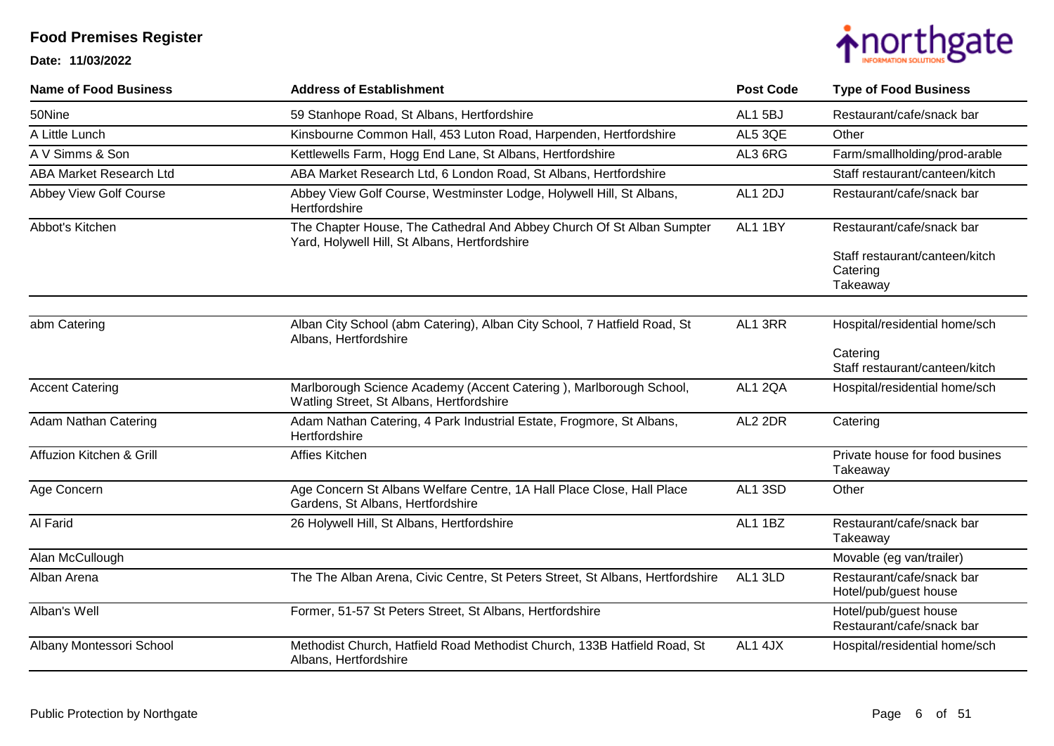# Food Premises Register

**Date: 11/03/2022**

| Name of Food Business | Address of Establishment | Post Code | Type of Food Business |
|---|---|---|---|
| 50Nine | 59 Stanhope Road, St Albans, Hertfordshire | AL1 5BJ | Restaurant/cafe/snack bar |
| A Little Lunch | Kinsbourne Common Hall, 453 Luton Road, Harpenden, Hertfordshire | AL5 3QE | Other |
| A V Simms & Son | Kettlewells Farm, Hogg End Lane, St Albans, Hertfordshire | AL3 6RG | Farm/smallholding/prod-arable |
| ABA Market Research Ltd | ABA Market Research Ltd, 6 London Road, St Albans, Hertfordshire | | Staff restaurant/canteen/kitch |
| Abbey View Golf Course | Abbey View Golf Course, Westminster Lodge, Holywell Hill, St Albans, Hertfordshire | AL1 2DJ | Restaurant/cafe/snack bar |
| Abbot's Kitchen | The Chapter House, The Cathedral And Abbey Church Of St Alban Sumpter Yard, Holywell Hill, St Albans, Hertfordshire | AL1 1BY | Restaurant/cafe/snack bar<br>Staff restaurant/canteen/kitch<br>Catering<br>Takeaway |
| abm Catering | Alban City School (abm Catering), Alban City School, 7 Hatfield Road, St Albans, Hertfordshire | AL1 3RR | Hospital/residential home/sch<br>Catering<br>Staff restaurant/canteen/kitch |
| Accent Catering | Marlborough Science Academy (Accent Catering ), Marlborough School, Watling Street, St Albans, Hertfordshire | AL1 2QA | Hospital/residential home/sch |
| Adam Nathan Catering | Adam Nathan Catering, 4 Park Industrial Estate, Frogmore, St Albans, Hertfordshire | AL2 2DR | Catering |
| Affuzion Kitchen & Grill | Affies Kitchen | | Private house for food busines<br>Takeaway |
| Age Concern | Age Concern St Albans Welfare Centre, 1A Hall Place Close, Hall Place Gardens, St Albans, Hertfordshire | AL1 3SD | Other |
| Al Farid | 26 Holywell Hill, St Albans, Hertfordshire | AL1 1BZ | Restaurant/cafe/snack bar<br>Takeaway |
| Alan McCullough | | | Movable (eg van/trailer) |
| Alban Arena | The The Alban Arena, Civic Centre, St Peters Street, St Albans, Hertfordshire | AL1 3LD | Restaurant/cafe/snack bar<br>Hotel/pub/guest house |
| Alban's Well | Former, 51-57 St Peters Street, St Albans, Hertfordshire | | Hotel/pub/guest house<br>Restaurant/cafe/snack bar |
| Albany Montessori School | Methodist Church, Hatfield Road Methodist Church, 133B Hatfield Road, St Albans, Hertfordshire | AL1 4JX | Hospital/residential home/sch |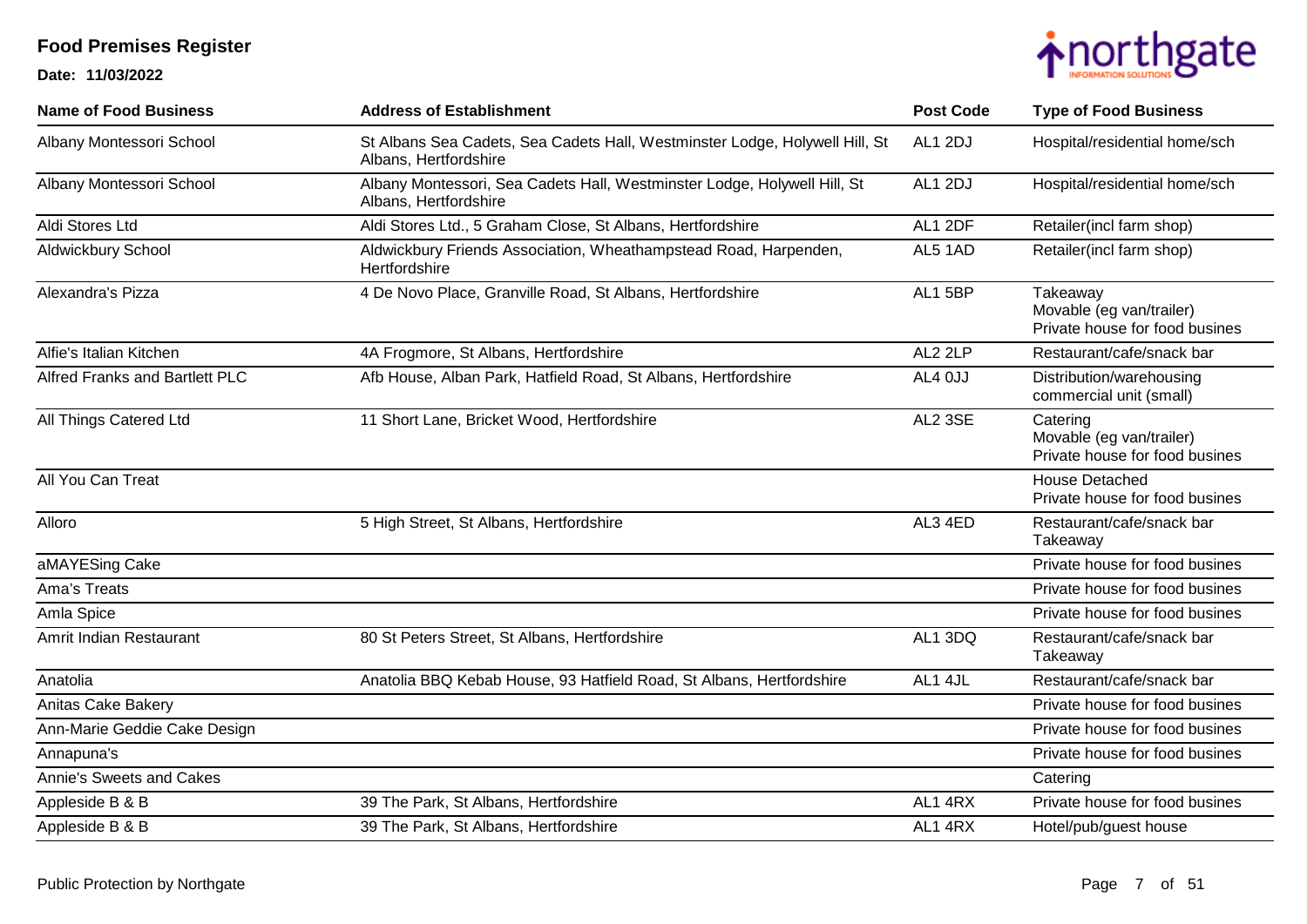# Food Premises Register

**Date: 11/03/2022**

| Name of Food Business | Address of Establishment | Post Code | Type of Food Business |
|---|---|---|---|
| Albany Montessori School | St Albans Sea Cadets, Sea Cadets Hall, Westminster Lodge, Holywell Hill, St Albans, Hertfordshire | AL1 2DJ | Hospital/residential home/sch |
| Albany Montessori School | Albany Montessori, Sea Cadets Hall, Westminster Lodge, Holywell Hill, St Albans, Hertfordshire | AL1 2DJ | Hospital/residential home/sch |
| Aldi Stores Ltd | Aldi Stores Ltd., 5 Graham Close, St Albans, Hertfordshire | AL1 2DF | Retailer(incl farm shop) |
| Aldwickbury School | Aldwickbury Friends Association, Wheathampstead Road, Harpenden, Hertfordshire | AL5 1AD | Retailer(incl farm shop) |
| Alexandra's Pizza | 4 De Novo Place, Granville Road, St Albans, Hertfordshire | AL1 5BP | Takeaway<br>Movable (eg van/trailer)<br>Private house for food busines |
| Alfie's Italian Kitchen | 4A Frogmore, St Albans, Hertfordshire | AL2 2LP | Restaurant/cafe/snack bar |
| Alfred Franks and Bartlett PLC | Afb House, Alban Park, Hatfield Road, St Albans, Hertfordshire | AL4 0JJ | Distribution/warehousing<br>commercial unit (small) |
| All Things Catered Ltd | 11 Short Lane, Bricket Wood, Hertfordshire | AL2 3SE | Catering<br>Movable (eg van/trailer)<br>Private house for food busines |
| All You Can Treat | | | House Detached<br>Private house for food busines |
| Alloro | 5 High Street, St Albans, Hertfordshire | AL3 4ED | Restaurant/cafe/snack bar<br>Takeaway |
| aMAYESing Cake | | | Private house for food busines |
| Ama's Treats | | | Private house for food busines |
| Amla Spice | | | Private house for food busines |
| Amrit Indian Restaurant | 80 St Peters Street, St Albans, Hertfordshire | AL1 3DQ | Restaurant/cafe/snack bar<br>Takeaway |
| Anatolia | Anatolia BBQ Kebab House, 93 Hatfield Road, St Albans, Hertfordshire | AL1 4JL | Restaurant/cafe/snack bar |
| Anitas Cake Bakery | | | Private house for food busines |
| Ann-Marie Geddie Cake Design | | | Private house for food busines |
| Annapuna's | | | Private house for food busines |
| Annie's Sweets and Cakes | | | Catering |
| Appleside B & B | 39 The Park, St Albans, Hertfordshire | AL1 4RX | Private house for food busines |
| Appleside B & B | 39 The Park, St Albans, Hertfordshire | AL1 4RX | Hotel/pub/guest house |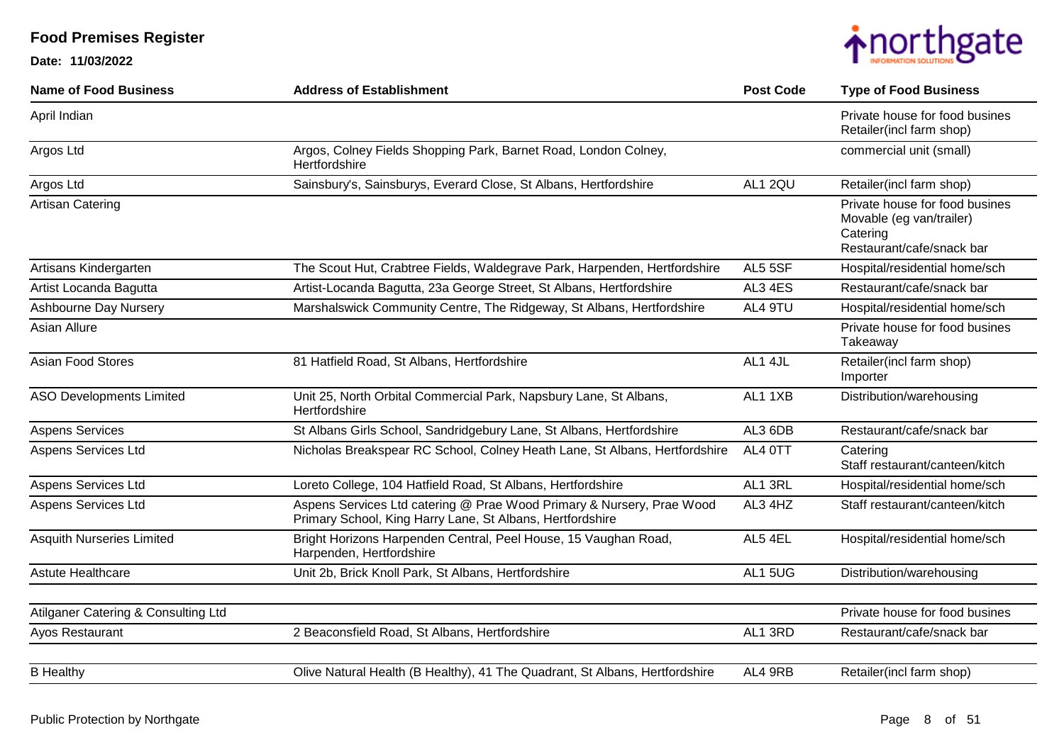# Food Premises Register

**Date: 11/03/2022**

| Name of Food Business | Address of Establishment | Post Code | Type of Food Business |
|---|---|---|---|
| April Indian | | | Private house for food busines<br>Retailer(incl farm shop) |
| Argos Ltd | Argos, Colney Fields Shopping Park, Barnet Road, London Colney, Hertfordshire | | commercial unit (small) |
| Argos Ltd | Sainsbury's, Sainsburys, Everard Close, St Albans, Hertfordshire | AL1 2QU | Retailer(incl farm shop) |
| Artisan Catering | | | Private house for food busines<br>Movable (eg van/trailer)<br>Catering<br>Restaurant/cafe/snack bar |
| Artisans Kindergarten | The Scout Hut, Crabtree Fields, Waldegrave Park, Harpenden, Hertfordshire | AL5 5SF | Hospital/residential home/sch |
| Artist Locanda Bagutta | Artist-Locanda Bagutta, 23a George Street, St Albans, Hertfordshire | AL3 4ES | Restaurant/cafe/snack bar |
| Ashbourne Day Nursery | Marshalswick Community Centre, The Ridgeway, St Albans, Hertfordshire | AL4 9TU | Hospital/residential home/sch |
| Asian Allure | | | Private house for food busines<br>Takeaway |
| Asian Food Stores | 81 Hatfield Road, St Albans, Hertfordshire | AL1 4JL | Retailer(incl farm shop)<br>Importer |
| ASO Developments Limited | Unit 25, North Orbital Commercial Park, Napsbury Lane, St Albans, Hertfordshire | AL1 1XB | Distribution/warehousing |
| Aspens Services | St Albans Girls School, Sandridgebury Lane, St Albans, Hertfordshire | AL3 6DB | Restaurant/cafe/snack bar |
| Aspens Services Ltd | Nicholas Breakspear RC School, Colney Heath Lane, St Albans, Hertfordshire | AL4 0TT | Catering<br>Staff restaurant/canteen/kitch |
| Aspens Services Ltd | Loreto College, 104 Hatfield Road, St Albans, Hertfordshire | AL1 3RL | Hospital/residential home/sch |
| Aspens Services Ltd | Aspens Services Ltd catering @ Prae Wood Primary & Nursery, Prae Wood Primary School, King Harry Lane, St Albans, Hertfordshire | AL3 4HZ | Staff restaurant/canteen/kitch |
| Asquith Nurseries Limited | Bright Horizons Harpenden Central, Peel House, 15 Vaughan Road, Harpenden, Hertfordshire | AL5 4EL | Hospital/residential home/sch |
| Astute Healthcare | Unit 2b, Brick Knoll Park, St Albans, Hertfordshire | AL1 5UG | Distribution/warehousing |
| Atilganer Catering & Consulting Ltd | | | Private house for food busines |
| Ayos Restaurant | 2 Beaconsfield Road, St Albans, Hertfordshire | AL1 3RD | Restaurant/cafe/snack bar |
| B Healthy | Olive Natural Health (B Healthy), 41 The Quadrant, St Albans, Hertfordshire | AL4 9RB | Retailer(incl farm shop) |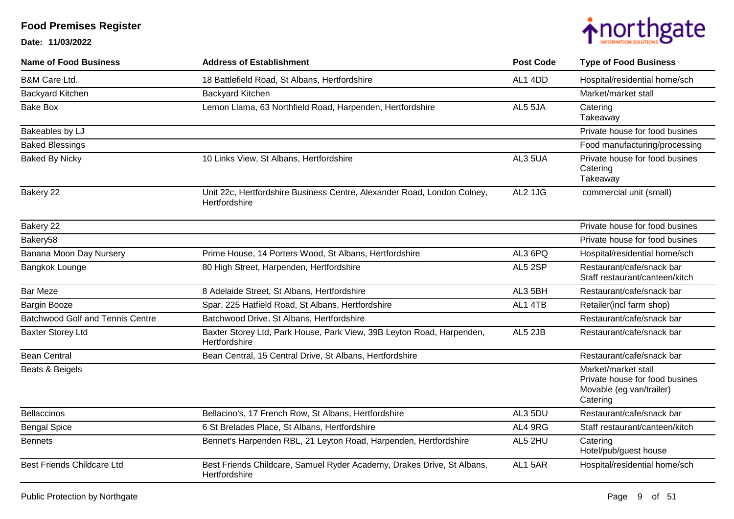# Food Premises Register

**Date: 11/03/2022**

| Name of Food Business | Address of Establishment | Post Code | Type of Food Business |
|---|---|---|---|
| B&M Care Ltd. | 18 Battlefield Road, St Albans, Hertfordshire | AL1 4DD | Hospital/residential home/sch |
| Backyard Kitchen | Backyard Kitchen | | Market/market stall |
| Bake Box | Lemon Llama, 63 Northfield Road, Harpenden, Hertfordshire | AL5 5JA | Catering<br>Takeaway |
| Bakeables by LJ | | | Private house for food busines |
| Baked Blessings | | | Food manufacturing/processing |
| Baked By Nicky | 10 Links View, St Albans, Hertfordshire | AL3 5UA | Private house for food busines<br>Catering<br>Takeaway |
| Bakery 22 | Unit 22c, Hertfordshire Business Centre, Alexander Road, London Colney, Hertfordshire | AL2 1JG | commercial unit (small) |
| Bakery 22 | | | Private house for food busines |
| Bakery58 | | | Private house for food busines |
| Banana Moon Day Nursery | Prime House, 14 Porters Wood, St Albans, Hertfordshire | AL3 6PQ | Hospital/residential home/sch |
| Bangkok Lounge | 80 High Street, Harpenden, Hertfordshire | AL5 2SP | Restaurant/cafe/snack bar<br>Staff restaurant/canteen/kitch |
| Bar Meze | 8 Adelaide Street, St Albans, Hertfordshire | AL3 5BH | Restaurant/cafe/snack bar |
| Bargin Booze | Spar, 225 Hatfield Road, St Albans, Hertfordshire | AL1 4TB | Retailer(incl farm shop) |
| Batchwood Golf and Tennis Centre | Batchwood Drive, St Albans, Hertfordshire | | Restaurant/cafe/snack bar |
| Baxter Storey Ltd | Baxter Storey Ltd, Park House, Park View, 39B Leyton Road, Harpenden, Hertfordshire | AL5 2JB | Restaurant/cafe/snack bar |
| Bean Central | Bean Central, 15 Central Drive, St Albans, Hertfordshire | | Restaurant/cafe/snack bar |
| Beats & Beigels | | | Market/market stall<br>Private house for food busines<br>Movable (eg van/trailer)<br>Catering |
| Bellaccinos | Bellacino's, 17 French Row, St Albans, Hertfordshire | AL3 5DU | Restaurant/cafe/snack bar |
| Bengal Spice | 6 St Brelades Place, St Albans, Hertfordshire | AL4 9RG | Staff restaurant/canteen/kitch |
| Bennets | Bennet's Harpenden RBL, 21 Leyton Road, Harpenden, Hertfordshire | AL5 2HU | Catering<br>Hotel/pub/guest house |
| Best Friends Childcare Ltd | Best Friends Childcare, Samuel Ryder Academy, Drakes Drive, St Albans, Hertfordshire | AL1 5AR | Hospital/residential home/sch |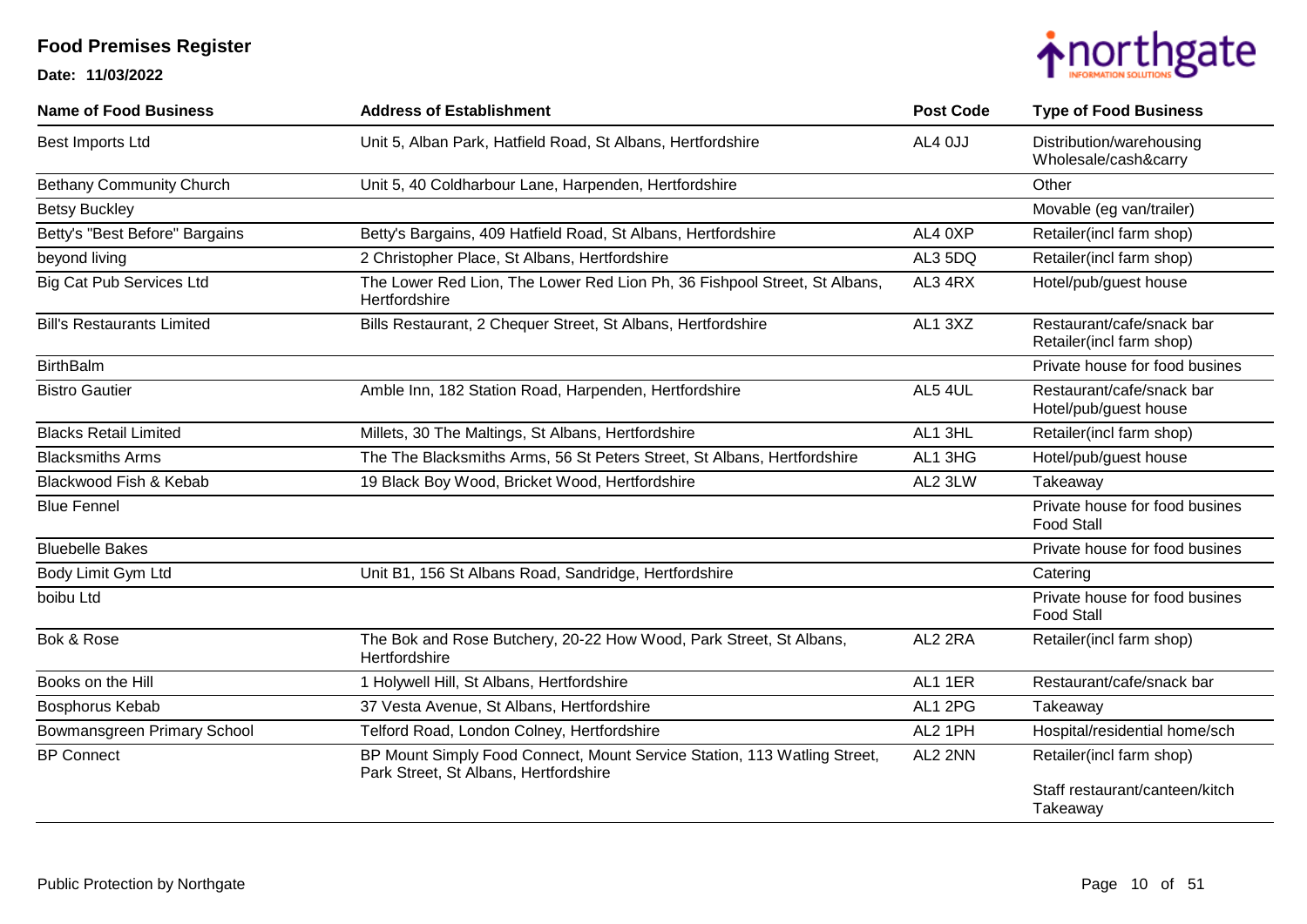# Food Premises Register

**Date: 11/03/2022**

| Name of Food Business | Address of Establishment | Post Code | Type of Food Business |
|---|---|---|---|
| Best Imports Ltd | Unit 5, Alban Park, Hatfield Road, St Albans, Hertfordshire | AL4 0JJ | Distribution/warehousing<br>Wholesale/cash&carry |
| Bethany Community Church | Unit 5, 40 Coldharbour Lane, Harpenden, Hertfordshire | | Other |
| Betsy Buckley | | | Movable (eg van/trailer) |
| Betty's "Best Before" Bargains | Betty's Bargains, 409 Hatfield Road, St Albans, Hertfordshire | AL4 0XP | Retailer(incl farm shop) |
| beyond living | 2 Christopher Place, St Albans, Hertfordshire | AL3 5DQ | Retailer(incl farm shop) |
| Big Cat Pub Services Ltd | The Lower Red Lion, The Lower Red Lion Ph, 36 Fishpool Street, St Albans, Hertfordshire | AL3 4RX | Hotel/pub/guest house |
| Bill's Restaurants Limited | Bills Restaurant, 2 Chequer Street, St Albans, Hertfordshire | AL1 3XZ | Restaurant/cafe/snack bar<br>Retailer(incl farm shop) |
| BirthBalm | | | Private house for food busines |
| Bistro Gautier | Amble Inn, 182 Station Road, Harpenden, Hertfordshire | AL5 4UL | Restaurant/cafe/snack bar<br>Hotel/pub/guest house |
| Blacks Retail Limited | Millets, 30 The Maltings, St Albans, Hertfordshire | AL1 3HL | Retailer(incl farm shop) |
| Blacksmiths Arms | The The Blacksmiths Arms, 56 St Peters Street, St Albans, Hertfordshire | AL1 3HG | Hotel/pub/guest house |
| Blackwood Fish & Kebab | 19 Black Boy Wood, Bricket Wood, Hertfordshire | AL2 3LW | Takeaway |
| Blue Fennel | | | Private house for food busines<br>Food Stall |
| Bluebelle Bakes | | | Private house for food busines |
| Body Limit Gym Ltd | Unit B1, 156 St Albans Road, Sandridge, Hertfordshire | | Catering |
| boibu Ltd | | | Private house for food busines<br>Food Stall |
| Bok & Rose | The Bok and Rose Butchery, 20-22 How Wood, Park Street, St Albans, Hertfordshire | AL2 2RA | Retailer(incl farm shop) |
| Books on the Hill | 1 Holywell Hill, St Albans, Hertfordshire | AL1 1ER | Restaurant/cafe/snack bar |
| Bosphorus Kebab | 37 Vesta Avenue, St Albans, Hertfordshire | AL1 2PG | Takeaway |
| Bowmansgreen Primary School | Telford Road, London Colney, Hertfordshire | AL2 1PH | Hospital/residential home/sch |
| BP Connect | BP Mount Simply Food Connect, Mount Service Station, 113 Watling Street, Park Street, St Albans, Hertfordshire | AL2 2NN | Retailer(incl farm shop)<br>Staff restaurant/canteen/kitch<br>Takeaway |

Public Protection by Northgate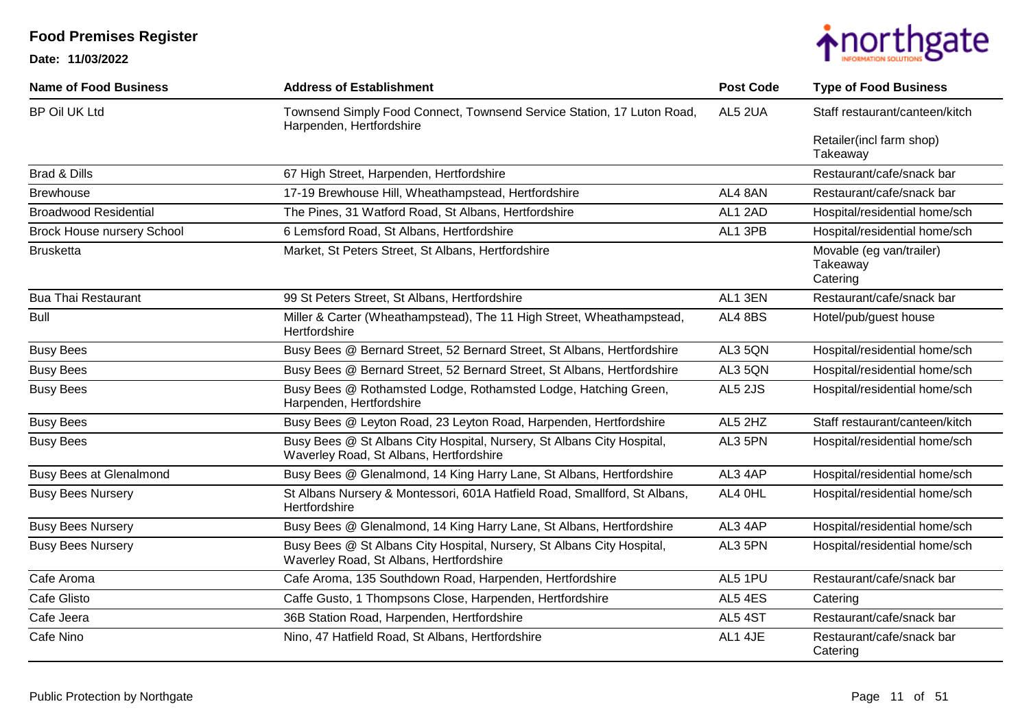# Food Premises Register

**Date: 11/03/2022**

| Name of Food Business | Address of Establishment | Post Code | Type of Food Business |
|---|---|---|---|
| BP Oil UK Ltd | Townsend Simply Food Connect, Townsend Service Station, 17 Luton Road, Harpenden, Hertfordshire | AL5 2UA | Staff restaurant/canteen/kitch<br>Retailer(incl farm shop)<br>Takeaway |
| Brad & Dills | 67 High Street, Harpenden, Hertfordshire | | Restaurant/cafe/snack bar |
| Brewhouse | 17-19 Brewhouse Hill, Wheathampstead, Hertfordshire | AL4 8AN | Restaurant/cafe/snack bar |
| Broadwood Residential | The Pines, 31 Watford Road, St Albans, Hertfordshire | AL1 2AD | Hospital/residential home/sch |
| Brock House nursery School | 6 Lemsford Road, St Albans, Hertfordshire | AL1 3PB | Hospital/residential home/sch |
| Brusketta | Market, St Peters Street, St Albans, Hertfordshire | | Movable (eg van/trailer)<br>Takeaway<br>Catering |
| Bua Thai Restaurant | 99 St Peters Street, St Albans, Hertfordshire | AL1 3EN | Restaurant/cafe/snack bar |
| Bull | Miller & Carter (Wheathampstead), The 11 High Street, Wheathampstead, Hertfordshire | AL4 8BS | Hotel/pub/guest house |
| Busy Bees | Busy Bees @ Bernard Street, 52 Bernard Street, St Albans, Hertfordshire | AL3 5QN | Hospital/residential home/sch |
| Busy Bees | Busy Bees @ Bernard Street, 52 Bernard Street, St Albans, Hertfordshire | AL3 5QN | Hospital/residential home/sch |
| Busy Bees | Busy Bees @ Rothamsted Lodge, Rothamsted Lodge, Hatching Green, Harpenden, Hertfordshire | AL5 2JS | Hospital/residential home/sch |
| Busy Bees | Busy Bees @ Leyton Road, 23 Leyton Road, Harpenden, Hertfordshire | AL5 2HZ | Staff restaurant/canteen/kitch |
| Busy Bees | Busy Bees @ St Albans City Hospital, Nursery, St Albans City Hospital, Waverley Road, St Albans, Hertfordshire | AL3 5PN | Hospital/residential home/sch |
| Busy Bees at Glenalmond | Busy Bees @ Glenalmond, 14 King Harry Lane, St Albans, Hertfordshire | AL3 4AP | Hospital/residential home/sch |
| Busy Bees Nursery | St Albans Nursery & Montessori, 601A Hatfield Road, Smallford, St Albans, Hertfordshire | AL4 0HL | Hospital/residential home/sch |
| Busy Bees Nursery | Busy Bees @ Glenalmond, 14 King Harry Lane, St Albans, Hertfordshire | AL3 4AP | Hospital/residential home/sch |
| Busy Bees Nursery | Busy Bees @ St Albans City Hospital, Nursery, St Albans City Hospital, Waverley Road, St Albans, Hertfordshire | AL3 5PN | Hospital/residential home/sch |
| Cafe Aroma | Cafe Aroma, 135 Southdown Road, Harpenden, Hertfordshire | AL5 1PU | Restaurant/cafe/snack bar |
| Cafe Glisto | Caffe Gusto, 1 Thompsons Close, Harpenden, Hertfordshire | AL5 4ES | Catering |
| Cafe Jeera | 36B Station Road, Harpenden, Hertfordshire | AL5 4ST | Restaurant/cafe/snack bar |
| Cafe Nino | Nino, 47 Hatfield Road, St Albans, Hertfordshire | AL1 4JE | Restaurant/cafe/snack bar<br>Catering |

Public Protection by Northgate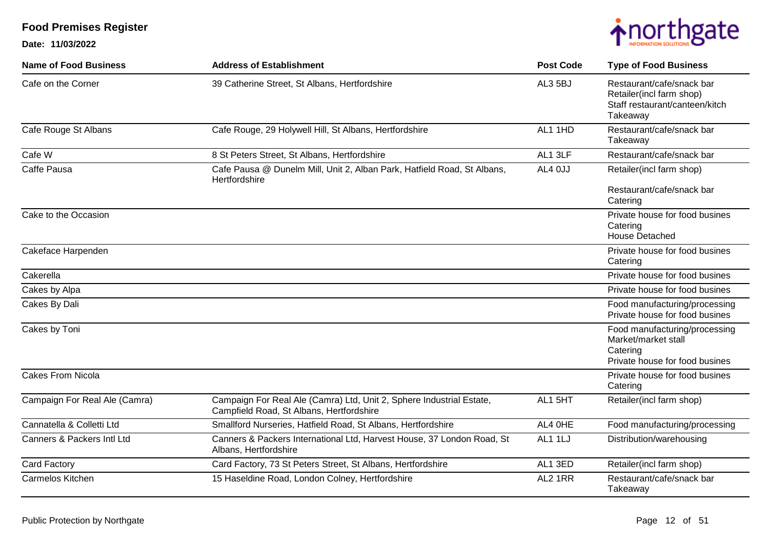# Food Premises Register

**Date: 11/03/2022**

| Name of Food Business | Address of Establishment | Post Code | Type of Food Business |
|---|---|---|---|
| Cafe on the Corner | 39 Catherine Street, St Albans, Hertfordshire | AL3 5BJ | Restaurant/cafe/snack bar<br>Retailer(incl farm shop)<br>Staff restaurant/canteen/kitch<br>Takeaway |
| Cafe Rouge St Albans | Cafe Rouge, 29 Holywell Hill, St Albans, Hertfordshire | AL1 1HD | Restaurant/cafe/snack bar<br>Takeaway |
| Cafe W | 8 St Peters Street, St Albans, Hertfordshire | AL1 3LF | Restaurant/cafe/snack bar |
| Caffe Pausa | Cafe Pausa @ Dunelm Mill, Unit 2, Alban Park, Hatfield Road, St Albans, Hertfordshire | AL4 0JJ | Retailer(incl farm shop)<br>Restaurant/cafe/snack bar<br>Catering |
| Cake to the Occasion | | | Private house for food busines<br>Catering<br>House Detached |
| Cakeface Harpenden | | | Private house for food busines<br>Catering |
| Cakerella | | | Private house for food busines |
| Cakes by Alpa | | | Private house for food busines |
| Cakes By Dali | | | Food manufacturing/processing<br>Private house for food busines |
| Cakes by Toni | | | Food manufacturing/processing<br>Market/market stall<br>Catering<br>Private house for food busines |
| Cakes From Nicola | | | Private house for food busines<br>Catering |
| Campaign For Real Ale (Camra) | Campaign For Real Ale (Camra) Ltd, Unit 2, Sphere Industrial Estate, Campfield Road, St Albans, Hertfordshire | AL1 5HT | Retailer(incl farm shop) |
| Cannatella & Colletti Ltd | Smallford Nurseries, Hatfield Road, St Albans, Hertfordshire | AL4 0HE | Food manufacturing/processing |
| Canners & Packers Intl Ltd | Canners & Packers International Ltd, Harvest House, 37 London Road, St Albans, Hertfordshire | AL1 1LJ | Distribution/warehousing |
| Card Factory | Card Factory, 73 St Peters Street, St Albans, Hertfordshire | AL1 3ED | Retailer(incl farm shop) |
| Carmelos Kitchen | 15 Haseldine Road, London Colney, Hertfordshire | AL2 1RR | Restaurant/cafe/snack bar<br>Takeaway |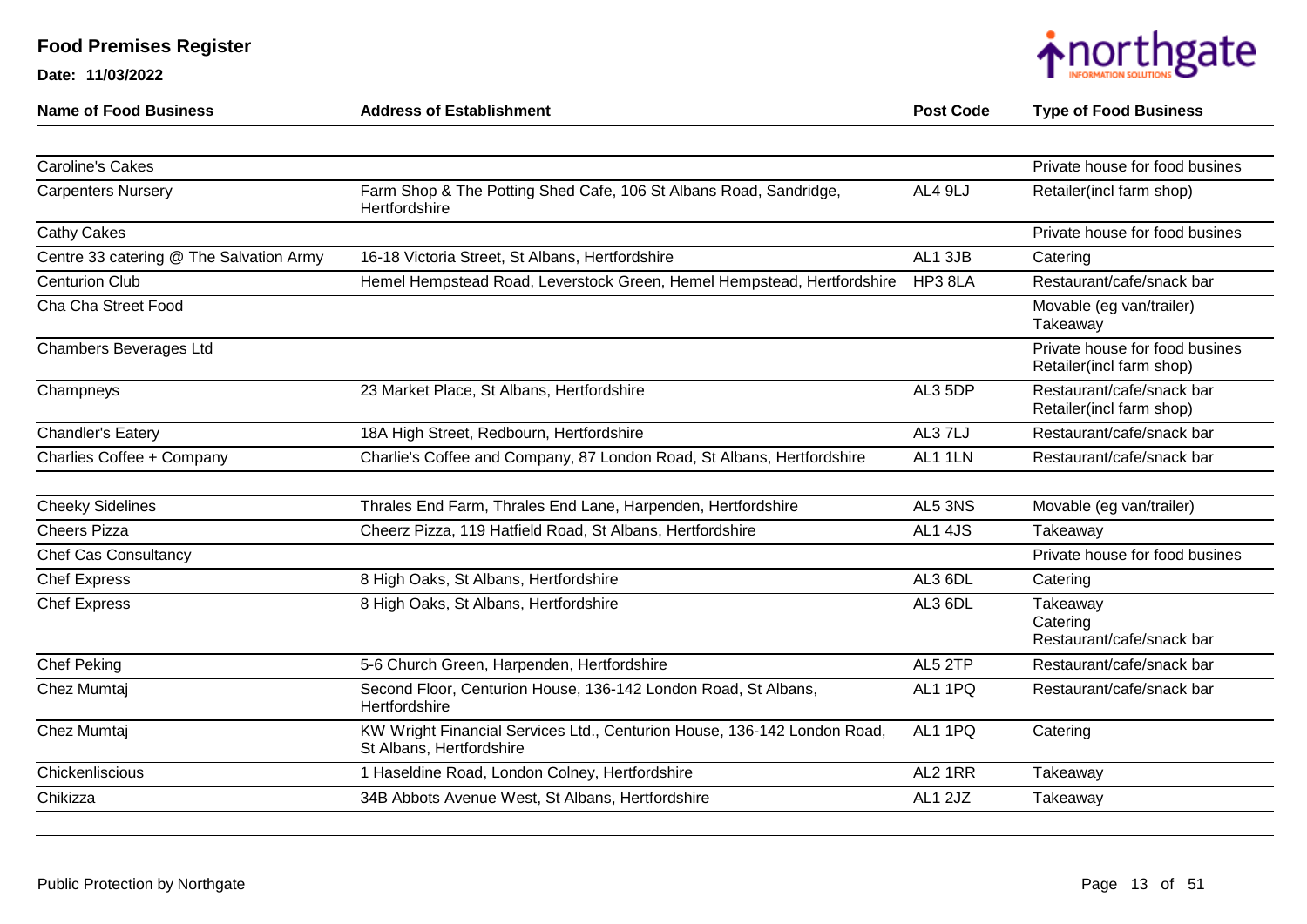# Food Premises Register

**Date: 11/03/2022**

| Name of Food Business | Address of Establishment | Post Code | Type of Food Business |
|---|---|---|---|
| Caroline's Cakes | | | Private house for food busines |
| Carpenters Nursery | Farm Shop & The Potting Shed Cafe, 106 St Albans Road, Sandridge, Hertfordshire | AL4 9LJ | Retailer(incl farm shop) |
| Cathy Cakes | | | Private house for food busines |
| Centre 33 catering @ The Salvation Army | 16-18 Victoria Street, St Albans, Hertfordshire | AL1 3JB | Catering |
| Centurion Club | Hemel Hempstead Road, Leverstock Green, Hemel Hempstead, Hertfordshire | HP3 8LA | Restaurant/cafe/snack bar |
| Cha Cha Street Food | | | Movable (eg van/trailer)<br>Takeaway |
| Chambers Beverages Ltd | | | Private house for food busines<br>Retailer(incl farm shop) |
| Champneys | 23 Market Place, St Albans, Hertfordshire | AL3 5DP | Restaurant/cafe/snack bar<br>Retailer(incl farm shop) |
| Chandler's Eatery | 18A High Street, Redbourn, Hertfordshire | AL3 7LJ | Restaurant/cafe/snack bar |
| Charlies Coffee + Company | Charlie's Coffee and Company, 87 London Road, St Albans, Hertfordshire | AL1 1LN | Restaurant/cafe/snack bar |
| Cheeky Sidelines | Thrales End Farm, Thrales End Lane, Harpenden, Hertfordshire | AL5 3NS | Movable (eg van/trailer) |
| Cheers Pizza | Cheerz Pizza, 119 Hatfield Road, St Albans, Hertfordshire | AL1 4JS | Takeaway |
| Chef Cas Consultancy | | | Private house for food busines |
| Chef Express | 8 High Oaks, St Albans, Hertfordshire | AL3 6DL | Catering |
| Chef Express | 8 High Oaks, St Albans, Hertfordshire | AL3 6DL | Takeaway<br>Catering<br>Restaurant/cafe/snack bar |
| Chef Peking | 5-6 Church Green, Harpenden, Hertfordshire | AL5 2TP | Restaurant/cafe/snack bar |
| Chez Mumtaj | Second Floor, Centurion House, 136-142 London Road, St Albans, Hertfordshire | AL1 1PQ | Restaurant/cafe/snack bar |
| Chez Mumtaj | KW Wright Financial Services Ltd., Centurion House, 136-142 London Road, St Albans, Hertfordshire | AL1 1PQ | Catering |
| Chickenliscious | 1 Haseldine Road, London Colney, Hertfordshire | AL2 1RR | Takeaway |
| Chikizza | 34B Abbots Avenue West, St Albans, Hertfordshire | AL1 2JZ | Takeaway |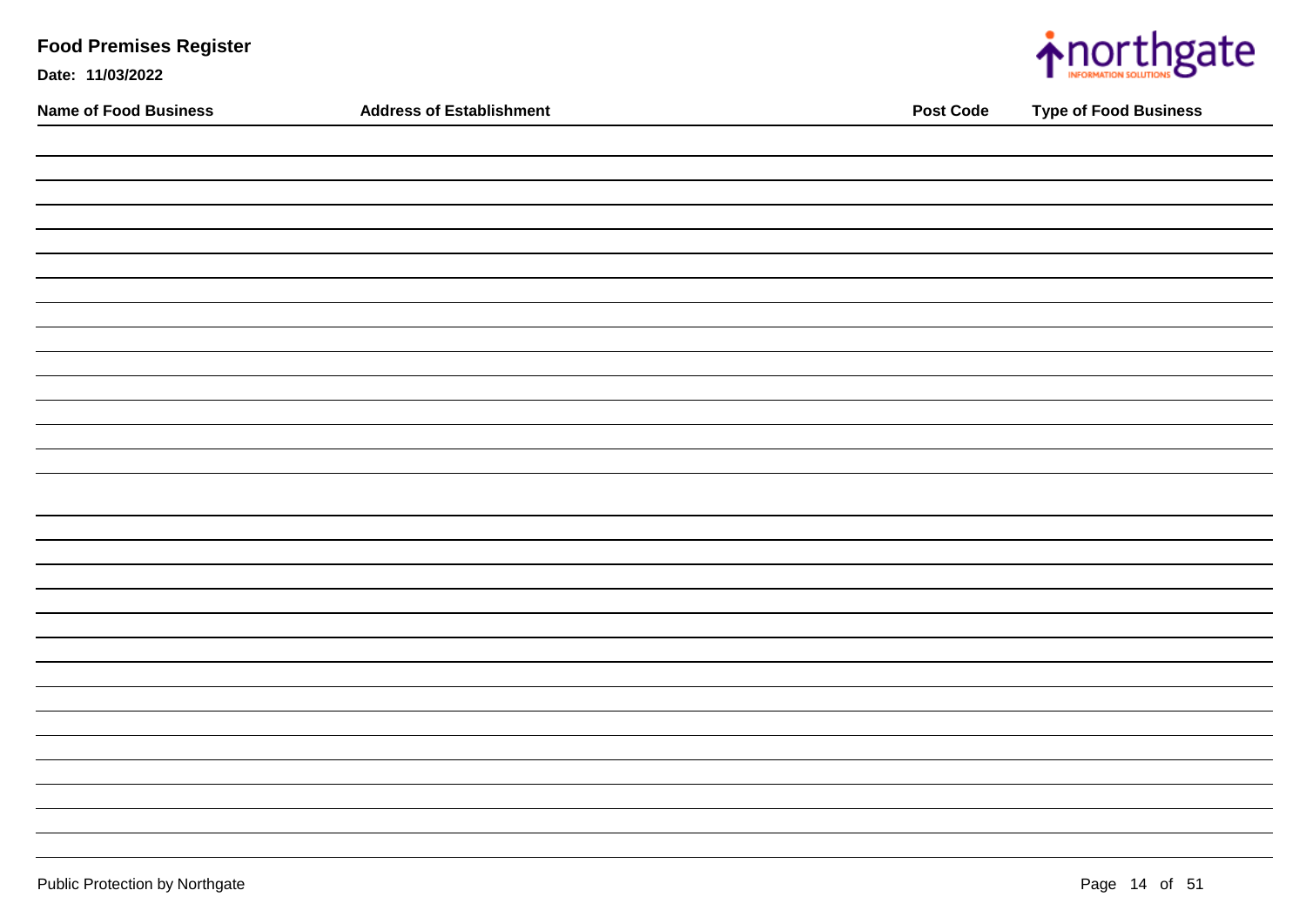# Food Premises Register

**Date: 11/03/2022**

| Name of Food Business | Address of Establishment | Post Code | Type of Food Business |
|---|---|---|---|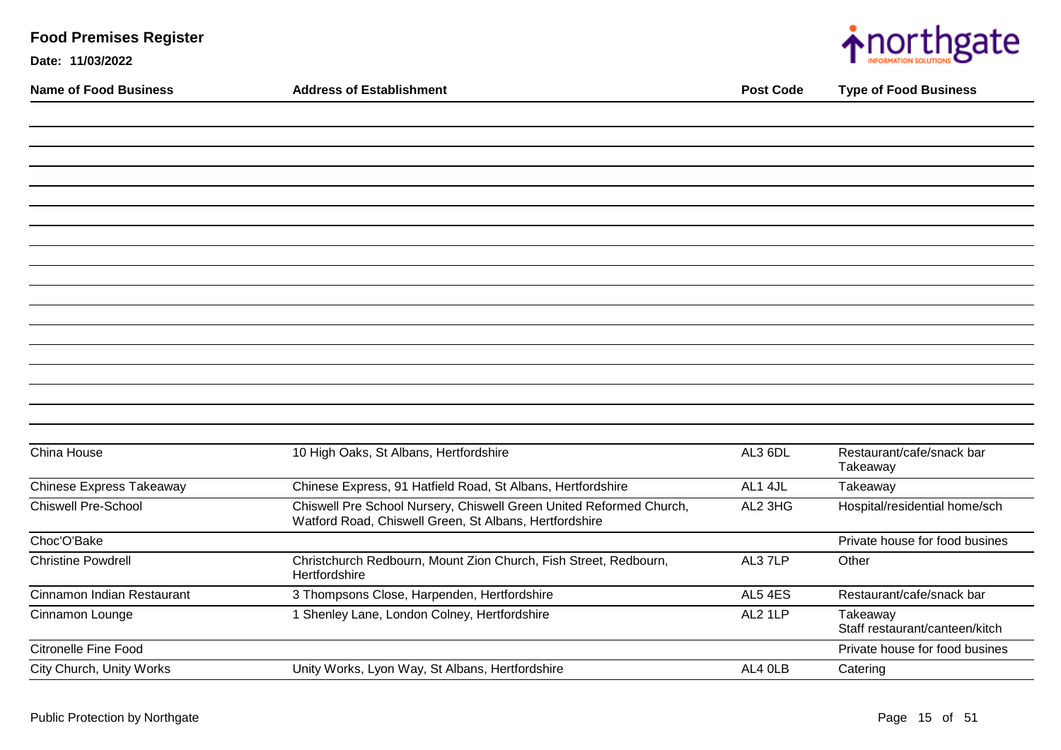# Food Premises Register

**Date: 11/03/2022**

| Name of Food Business | Address of Establishment | Post Code | Type of Food Business |
|---|---|---|---|
| China House | 10 High Oaks, St Albans, Hertfordshire | AL3 6DL | Restaurant/cafe/snack bar<br>Takeaway |
| Chinese Express Takeaway | Chinese Express, 91 Hatfield Road, St Albans, Hertfordshire | AL1 4JL | Takeaway |
| Chiswell Pre-School | Chiswell Pre School Nursery, Chiswell Green United Reformed Church, Watford Road, Chiswell Green, St Albans, Hertfordshire | AL2 3HG | Hospital/residential home/sch |
| Choc'O'Bake | | | Private house for food busines |
| Christine Powdrell | Christchurch Redbourn, Mount Zion Church, Fish Street, Redbourn, Hertfordshire | AL3 7LP | Other |
| Cinnamon Indian Restaurant | 3 Thompsons Close, Harpenden, Hertfordshire | AL5 4ES | Restaurant/cafe/snack bar |
| Cinnamon Lounge | 1 Shenley Lane, London Colney, Hertfordshire | AL2 1LP | Takeaway<br>Staff restaurant/canteen/kitch |
| Citronelle Fine Food | | | Private house for food busines |
| City Church, Unity Works | Unity Works, Lyon Way, St Albans, Hertfordshire | AL4 0LB | Catering |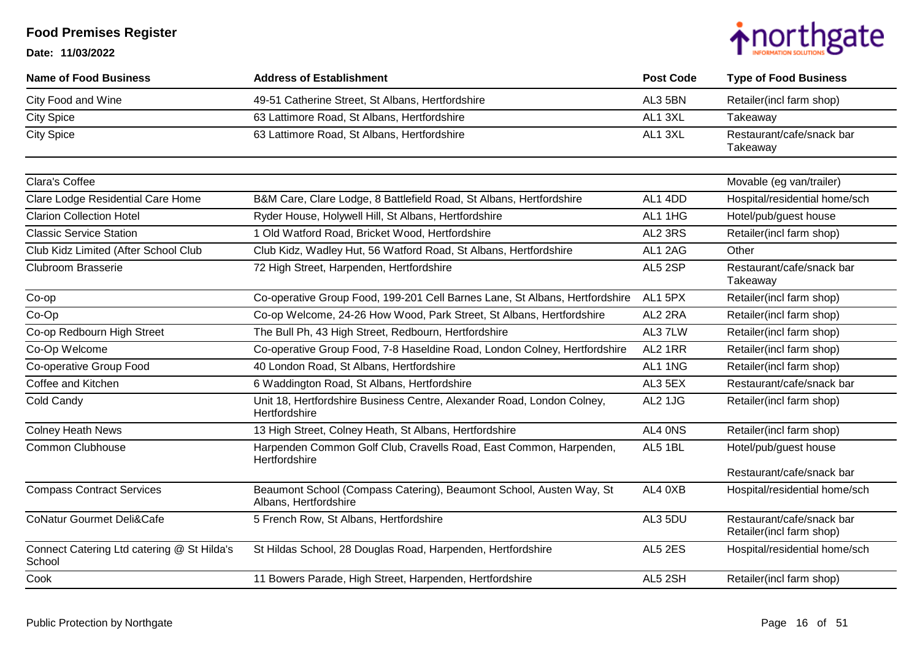# Food Premises Register

**Date: 11/03/2022**

| Name of Food Business | Address of Establishment | Post Code | Type of Food Business |
|---|---|---|---|
| City Food and Wine | 49-51 Catherine Street, St Albans, Hertfordshire | AL3 5BN | Retailer(incl farm shop) |
| City Spice | 63 Lattimore Road, St Albans, Hertfordshire | AL1 3XL | Takeaway |
| City Spice | 63 Lattimore Road, St Albans, Hertfordshire | AL1 3XL | Restaurant/cafe/snack bar Takeaway |
| Clara's Coffee | | | Movable (eg van/trailer) |
| Clare Lodge Residential Care Home | B&M Care, Clare Lodge, 8 Battlefield Road, St Albans, Hertfordshire | AL1 4DD | Hospital/residential home/sch |
| Clarion Collection Hotel | Ryder House, Holywell Hill, St Albans, Hertfordshire | AL1 1HG | Hotel/pub/guest house |
| Classic Service Station | 1 Old Watford Road, Bricket Wood, Hertfordshire | AL2 3RS | Retailer(incl farm shop) |
| Club Kidz Limited (After School Club | Club Kidz, Wadley Hut, 56 Watford Road, St Albans, Hertfordshire | AL1 2AG | Other |
| Clubroom Brasserie | 72 High Street, Harpenden, Hertfordshire | AL5 2SP | Restaurant/cafe/snack bar Takeaway |
| Co-op | Co-operative Group Food, 199-201 Cell Barnes Lane, St Albans, Hertfordshire | AL1 5PX | Retailer(incl farm shop) |
| Co-Op | Co-op Welcome, 24-26 How Wood, Park Street, St Albans, Hertfordshire | AL2 2RA | Retailer(incl farm shop) |
| Co-op Redbourn High Street | The Bull Ph, 43 High Street, Redbourn, Hertfordshire | AL3 7LW | Retailer(incl farm shop) |
| Co-Op Welcome | Co-operative Group Food, 7-8 Haseldine Road, London Colney, Hertfordshire | AL2 1RR | Retailer(incl farm shop) |
| Co-operative Group Food | 40 London Road, St Albans, Hertfordshire | AL1 1NG | Retailer(incl farm shop) |
| Coffee and Kitchen | 6 Waddington Road, St Albans, Hertfordshire | AL3 5EX | Restaurant/cafe/snack bar |
| Cold Candy | Unit 18, Hertfordshire Business Centre, Alexander Road, London Colney, Hertfordshire | AL2 1JG | Retailer(incl farm shop) |
| Colney Heath News | 13 High Street, Colney Heath, St Albans, Hertfordshire | AL4 0NS | Retailer(incl farm shop) |
| Common Clubhouse | Harpenden Common Golf Club, Cravells Road, East Common, Harpenden, Hertfordshire | AL5 1BL | Hotel/pub/guest house Restaurant/cafe/snack bar |
| Compass Contract Services | Beaumont School (Compass Catering), Beaumont School, Austen Way, St Albans, Hertfordshire | AL4 0XB | Hospital/residential home/sch |
| CoNatur Gourmet Deli&Cafe | 5 French Row, St Albans, Hertfordshire | AL3 5DU | Restaurant/cafe/snack bar Retailer(incl farm shop) |
| Connect Catering Ltd catering @ St Hilda's School | St Hildas School, 28 Douglas Road, Harpenden, Hertfordshire | AL5 2ES | Hospital/residential home/sch |
| Cook | 11 Bowers Parade, High Street, Harpenden, Hertfordshire | AL5 2SH | Retailer(incl farm shop) |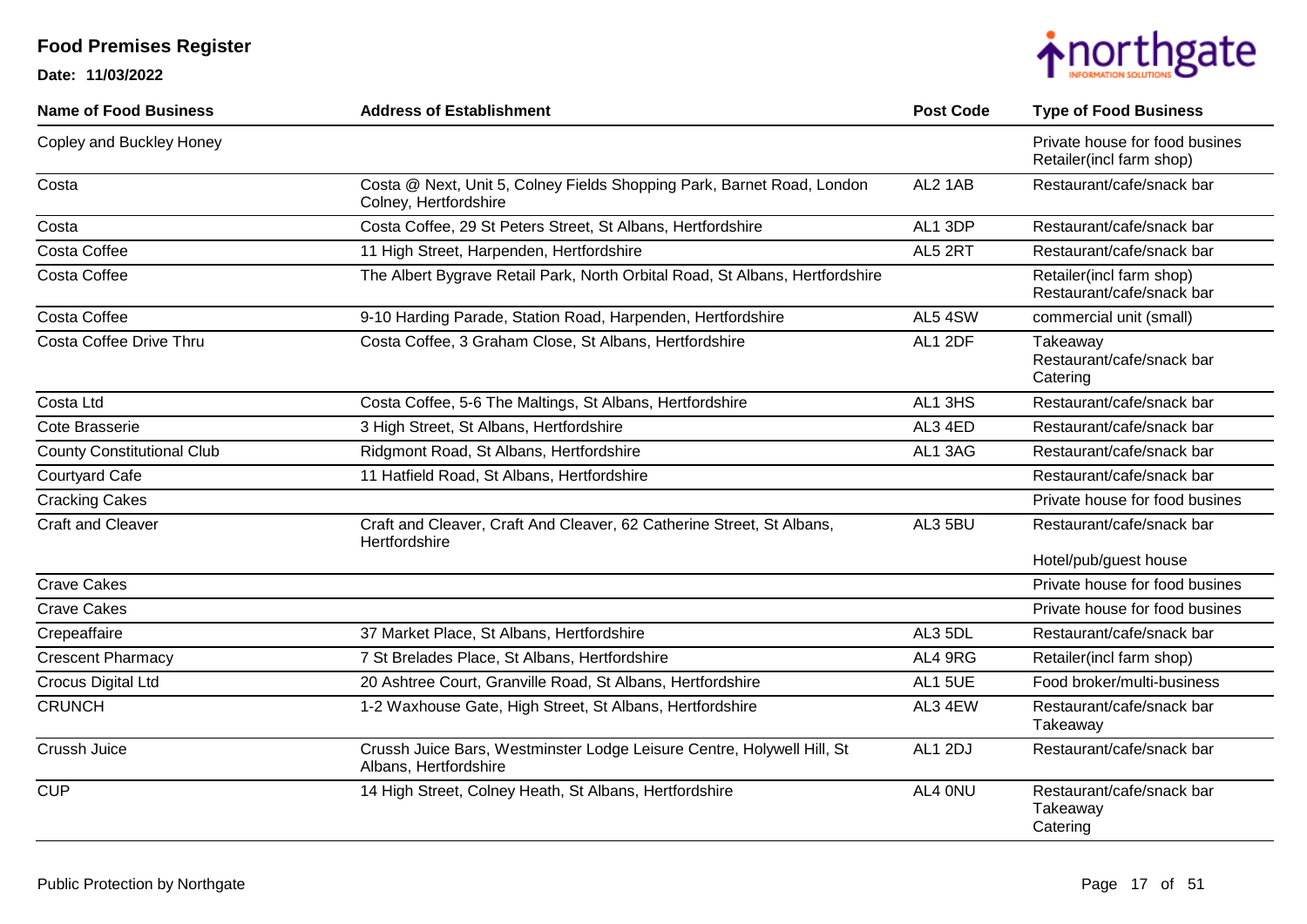# Food Premises Register

**Date: 11/03/2022**

| Name of Food Business | Address of Establishment | Post Code | Type of Food Business |
|---|---|---|---|
| Copley and Buckley Honey | | | Private house for food busines<br>Retailer(incl farm shop) |
| Costa | Costa @ Next, Unit 5, Colney Fields Shopping Park, Barnet Road, London Colney, Hertfordshire | AL2 1AB | Restaurant/cafe/snack bar |
| Costa | Costa Coffee, 29 St Peters Street, St Albans, Hertfordshire | AL1 3DP | Restaurant/cafe/snack bar |
| Costa Coffee | 11 High Street, Harpenden, Hertfordshire | AL5 2RT | Restaurant/cafe/snack bar |
| Costa Coffee | The Albert Bygrave Retail Park, North Orbital Road, St Albans, Hertfordshire | | Retailer(incl farm shop)<br>Restaurant/cafe/snack bar |
| Costa Coffee | 9-10 Harding Parade, Station Road, Harpenden, Hertfordshire | AL5 4SW | commercial unit (small) |
| Costa Coffee Drive Thru | Costa Coffee, 3 Graham Close, St Albans, Hertfordshire | AL1 2DF | Takeaway<br>Restaurant/cafe/snack bar<br>Catering |
| Costa Ltd | Costa Coffee, 5-6 The Maltings, St Albans, Hertfordshire | AL1 3HS | Restaurant/cafe/snack bar |
| Cote Brasserie | 3 High Street, St Albans, Hertfordshire | AL3 4ED | Restaurant/cafe/snack bar |
| County Constitutional Club | Ridgmont Road, St Albans, Hertfordshire | AL1 3AG | Restaurant/cafe/snack bar |
| Courtyard Cafe | 11 Hatfield Road, St Albans, Hertfordshire | | Restaurant/cafe/snack bar |
| Cracking Cakes | | | Private house for food busines |
| Craft and Cleaver | Craft and Cleaver, Craft And Cleaver, 62 Catherine Street, St Albans, Hertfordshire | AL3 5BU | Restaurant/cafe/snack bar<br>Hotel/pub/guest house |
| Crave Cakes | | | Private house for food busines |
| Crave Cakes | | | Private house for food busines |
| Crepeaffaire | 37 Market Place, St Albans, Hertfordshire | AL3 5DL | Restaurant/cafe/snack bar |
| Crescent Pharmacy | 7 St Brelades Place, St Albans, Hertfordshire | AL4 9RG | Retailer(incl farm shop) |
| Crocus Digital Ltd | 20 Ashtree Court, Granville Road, St Albans, Hertfordshire | AL1 5UE | Food broker/multi-business |
| CRUNCH | 1-2 Waxhouse Gate, High Street, St Albans, Hertfordshire | AL3 4EW | Restaurant/cafe/snack bar<br>Takeaway |
| Crussh Juice | Crussh Juice Bars, Westminster Lodge Leisure Centre, Holywell Hill, St Albans, Hertfordshire | AL1 2DJ | Restaurant/cafe/snack bar |
| CUP | 14 High Street, Colney Heath, St Albans, Hertfordshire | AL4 0NU | Restaurant/cafe/snack bar<br>Takeaway<br>Catering |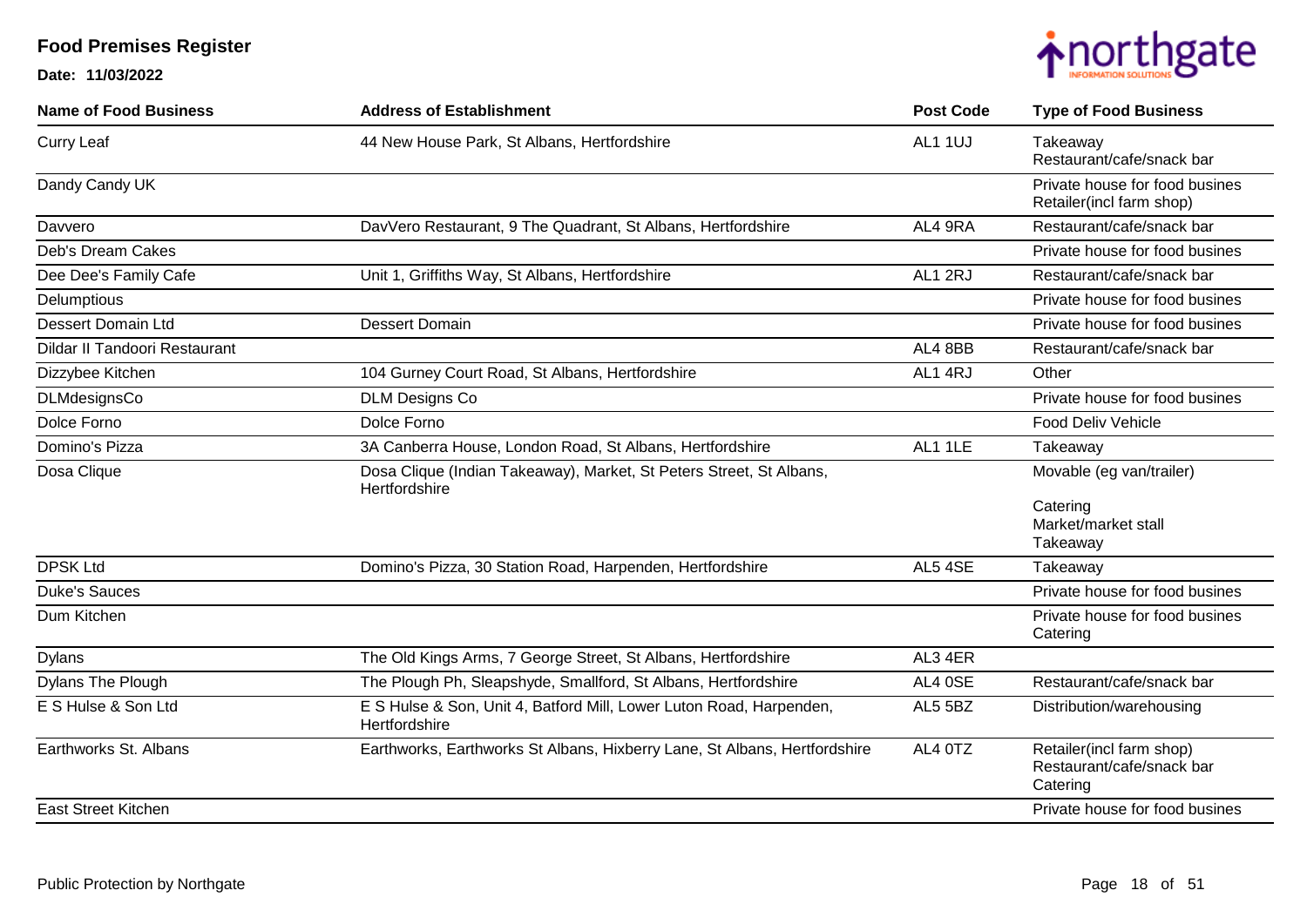# Food Premises Register

**Date: 11/03/2022**

| Name of Food Business | Address of Establishment | Post Code | Type of Food Business |
|---|---|---|---|
| Curry Leaf | 44 New House Park, St Albans, Hertfordshire | AL1 1UJ | Takeaway<br>Restaurant/cafe/snack bar |
| Dandy Candy UK | | | Private house for food busines<br>Retailer(incl farm shop) |
| Davvero | DavVero Restaurant, 9 The Quadrant, St Albans, Hertfordshire | AL4 9RA | Restaurant/cafe/snack bar |
| Deb's Dream Cakes | | | Private house for food busines |
| Dee Dee's Family Cafe | Unit 1, Griffiths Way, St Albans, Hertfordshire | AL1 2RJ | Restaurant/cafe/snack bar |
| Delumptious | | | Private house for food busines |
| Dessert Domain Ltd | Dessert Domain | | Private house for food busines |
| Dildar II Tandoori Restaurant | | AL4 8BB | Restaurant/cafe/snack bar |
| Dizzybee Kitchen | 104 Gurney Court Road, St Albans, Hertfordshire | AL1 4RJ | Other |
| DLMdesignsCo | DLM Designs Co | | Private house for food busines |
| Dolce Forno | Dolce Forno | | Food Deliv Vehicle |
| Domino's Pizza | 3A Canberra House, London Road, St Albans, Hertfordshire | AL1 1LE | Takeaway |
| Dosa Clique | Dosa Clique (Indian Takeaway), Market, St Peters Street, St Albans, Hertfordshire | | Movable (eg van/trailer)<br>Catering<br>Market/market stall<br>Takeaway |
| DPSK Ltd | Domino's Pizza, 30 Station Road, Harpenden, Hertfordshire | AL5 4SE | Takeaway |
| Duke's Sauces | | | Private house for food busines |
| Dum Kitchen | | | Private house for food busines<br>Catering |
| Dylans | The Old Kings Arms, 7 George Street, St Albans, Hertfordshire | AL3 4ER | |
| Dylans The Plough | The Plough Ph, Sleapshyde, Smallford, St Albans, Hertfordshire | AL4 0SE | Restaurant/cafe/snack bar |
| E S Hulse & Son Ltd | E S Hulse & Son, Unit 4, Batford Mill, Lower Luton Road, Harpenden, Hertfordshire | AL5 5BZ | Distribution/warehousing |
| Earthworks St. Albans | Earthworks, Earthworks St Albans, Hixberry Lane, St Albans, Hertfordshire | AL4 0TZ | Retailer(incl farm shop)<br>Restaurant/cafe/snack bar<br>Catering |
| East Street Kitchen | | | Private house for food busines |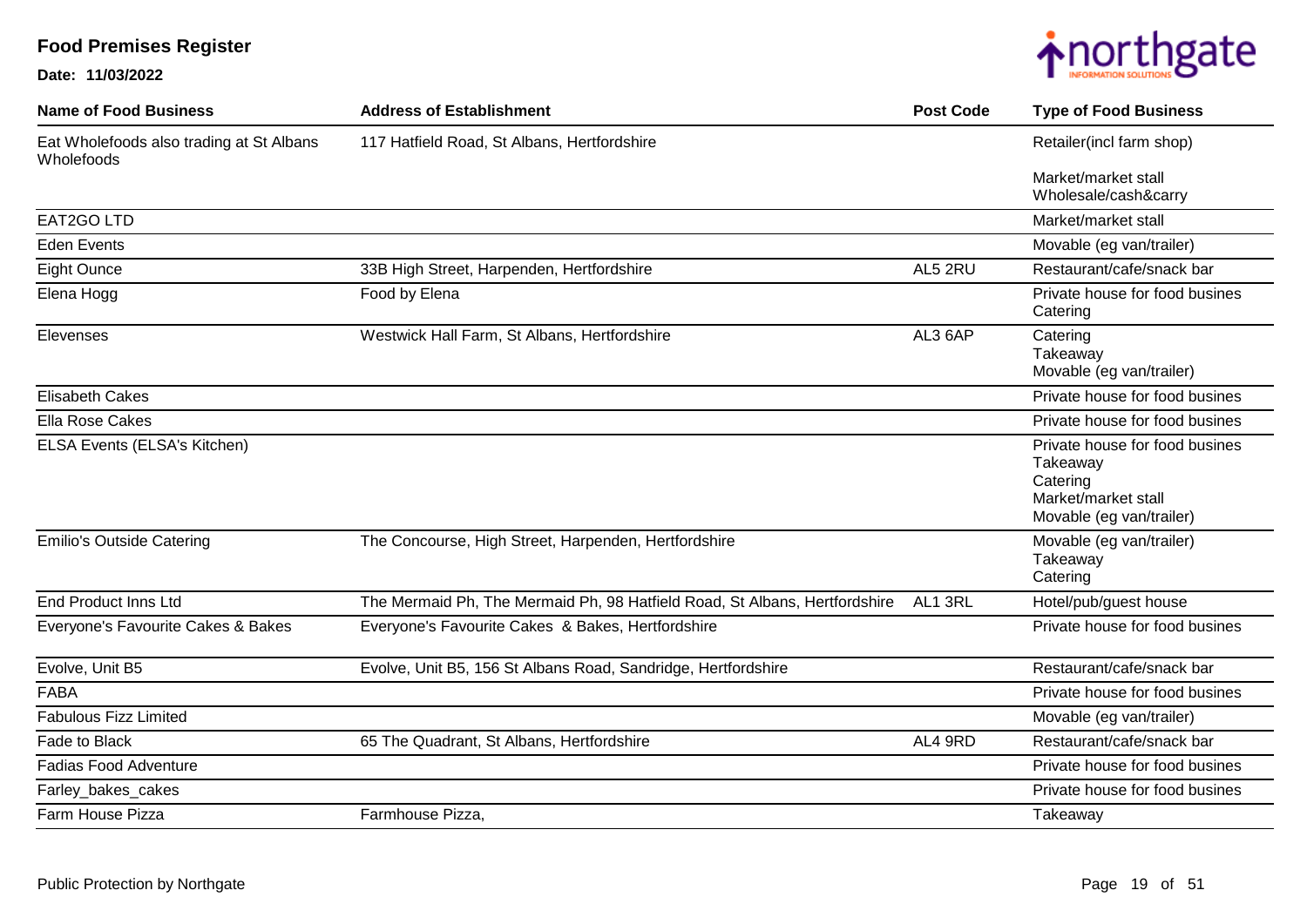# Food Premises Register

**Date: 11/03/2022**

| Name of Food Business | Address of Establishment | Post Code | Type of Food Business |
|---|---|---|---|
| Eat Wholefoods also trading at St Albans Wholefoods | 117 Hatfield Road, St Albans, Hertfordshire | | Retailer(incl farm shop)<br>Market/market stall<br>Wholesale/cash&carry |
| EAT2GO LTD | | | Market/market stall |
| Eden Events | | | Movable (eg van/trailer) |
| Eight Ounce | 33B High Street, Harpenden, Hertfordshire | AL5 2RU | Restaurant/cafe/snack bar |
| Elena Hogg | Food by Elena | | Private house for food busines<br>Catering |
| Elevenses | Westwick Hall Farm, St Albans, Hertfordshire | AL3 6AP | Catering<br>Takeaway<br>Movable (eg van/trailer) |
| Elisabeth Cakes | | | Private house for food busines |
| Ella Rose Cakes | | | Private house for food busines |
| ELSA Events (ELSA's Kitchen) | | | Private house for food busines<br>Takeaway<br>Catering<br>Market/market stall<br>Movable (eg van/trailer) |
| Emilio's Outside Catering | The Concourse, High Street, Harpenden, Hertfordshire | | Movable (eg van/trailer)<br>Takeaway<br>Catering |
| End Product Inns Ltd | The Mermaid Ph, The Mermaid Ph, 98 Hatfield Road, St Albans, Hertfordshire | AL1 3RL | Hotel/pub/guest house |
| Everyone's Favourite Cakes & Bakes | Everyone's Favourite Cakes & Bakes, Hertfordshire | | Private house for food busines |
| Evolve, Unit B5 | Evolve, Unit B5, 156 St Albans Road, Sandridge, Hertfordshire | | Restaurant/cafe/snack bar |
| FABA | | | Private house for food busines |
| Fabulous Fizz Limited | | | Movable (eg van/trailer) |
| Fade to Black | 65 The Quadrant, St Albans, Hertfordshire | AL4 9RD | Restaurant/cafe/snack bar |
| Fadias Food Adventure | | | Private house for food busines |
| Farley_bakes_cakes | | | Private house for food busines |
| Farm House Pizza | Farmhouse Pizza, | | Takeaway |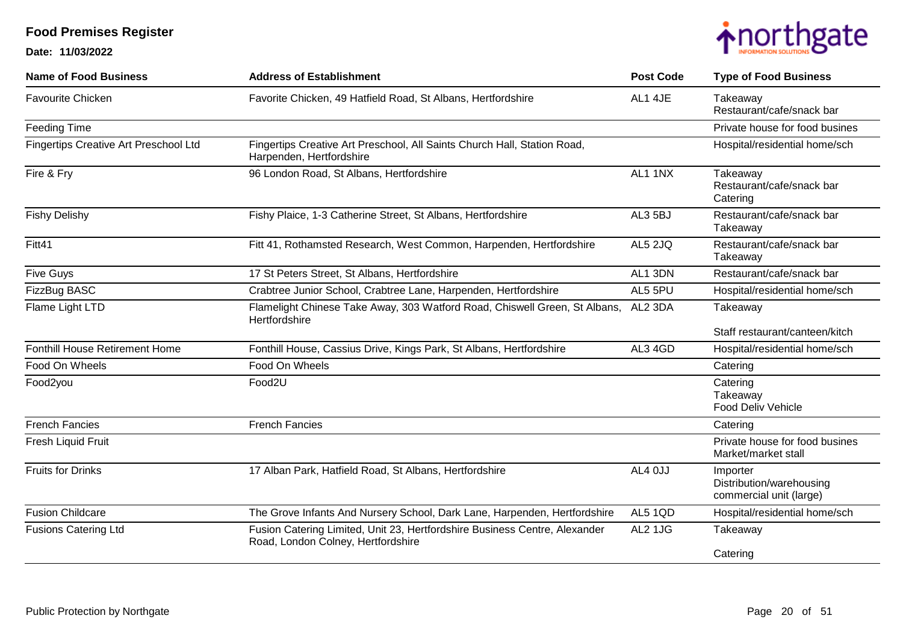# Food Premises Register

**Date: 11/03/2022**

| Name of Food Business | Address of Establishment | Post Code | Type of Food Business |
|---|---|---|---|
| Favourite Chicken | Favorite Chicken, 49 Hatfield Road, St Albans, Hertfordshire | AL1 4JE | Takeaway<br>Restaurant/cafe/snack bar |
| Feeding Time | | | Private house for food busines |
| Fingertips Creative Art Preschool Ltd | Fingertips Creative Art Preschool, All Saints Church Hall, Station Road, Harpenden, Hertfordshire | | Hospital/residential home/sch |
| Fire & Fry | 96 London Road, St Albans, Hertfordshire | AL1 1NX | Takeaway<br>Restaurant/cafe/snack bar<br>Catering |
| Fishy Delishy | Fishy Plaice, 1-3 Catherine Street, St Albans, Hertfordshire | AL3 5BJ | Restaurant/cafe/snack bar<br>Takeaway |
| Fitt41 | Fitt 41, Rothamsted Research, West Common, Harpenden, Hertfordshire | AL5 2JQ | Restaurant/cafe/snack bar<br>Takeaway |
| Five Guys | 17 St Peters Street, St Albans, Hertfordshire | AL1 3DN | Restaurant/cafe/snack bar |
| FizzBug BASC | Crabtree Junior School, Crabtree Lane, Harpenden, Hertfordshire | AL5 5PU | Hospital/residential home/sch |
| Flame Light LTD | Flamelight Chinese Take Away, 303 Watford Road, Chiswell Green, St Albans, Hertfordshire | AL2 3DA | Takeaway<br>Staff restaurant/canteen/kitch |
| Fonthill House Retirement Home | Fonthill House, Cassius Drive, Kings Park, St Albans, Hertfordshire | AL3 4GD | Hospital/residential home/sch |
| Food On Wheels | Food On Wheels | | Catering |
| Food2you | Food2U | | Catering<br>Takeaway<br>Food Deliv Vehicle |
| French Fancies | French Fancies | | Catering |
| Fresh Liquid Fruit | | | Private house for food busines<br>Market/market stall |
| Fruits for Drinks | 17 Alban Park, Hatfield Road, St Albans, Hertfordshire | AL4 0JJ | Importer<br>Distribution/warehousing<br>commercial unit (large) |
| Fusion Childcare | The Grove Infants And Nursery School, Dark Lane, Harpenden, Hertfordshire | AL5 1QD | Hospital/residential home/sch |
| Fusions Catering Ltd | Fusion Catering Limited, Unit 23, Hertfordshire Business Centre, Alexander Road, London Colney, Hertfordshire | AL2 1JG | Takeaway<br>Catering |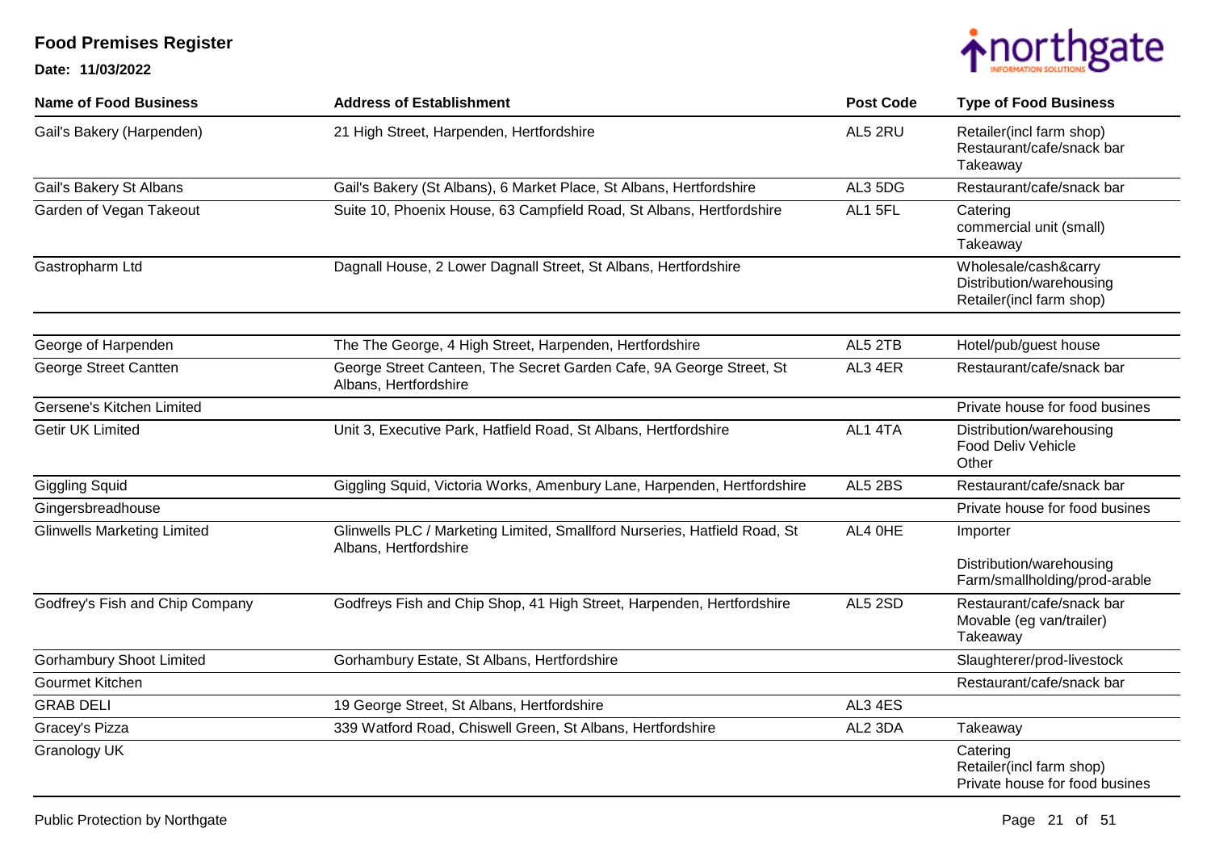# Food Premises Register

**Date: 11/03/2022**

| Name of Food Business | Address of Establishment | Post Code | Type of Food Business |
|---|---|---|---|
| Gail's Bakery (Harpenden) | 21 High Street, Harpenden, Hertfordshire | AL5 2RU | Retailer(incl farm shop)<br>Restaurant/cafe/snack bar<br>Takeaway |
| Gail's Bakery St Albans | Gail's Bakery (St Albans), 6 Market Place, St Albans, Hertfordshire | AL3 5DG | Restaurant/cafe/snack bar |
| Garden of Vegan Takeout | Suite 10, Phoenix House, 63 Campfield Road, St Albans, Hertfordshire | AL1 5FL | Catering<br>commercial unit (small)<br>Takeaway |
| Gastropharm Ltd | Dagnall House, 2 Lower Dagnall Street, St Albans, Hertfordshire | | Wholesale/cash&carry<br>Distribution/warehousing<br>Retailer(incl farm shop) |
| George of Harpenden | The The George, 4 High Street, Harpenden, Hertfordshire | AL5 2TB | Hotel/pub/guest house |
| George Street Cantten | George Street Canteen, The Secret Garden Cafe, 9A George Street, St Albans, Hertfordshire | AL3 4ER | Restaurant/cafe/snack bar |
| Gersene's Kitchen Limited | | | Private house for food busines |
| Getir UK Limited | Unit 3, Executive Park, Hatfield Road, St Albans, Hertfordshire | AL1 4TA | Distribution/warehousing<br>Food Deliv Vehicle<br>Other |
| Giggling Squid | Giggling Squid, Victoria Works, Amenbury Lane, Harpenden, Hertfordshire | AL5 2BS | Restaurant/cafe/snack bar |
| Gingersbreadhouse | | | Private house for food busines |
| Glinwells Marketing Limited | Glinwells PLC / Marketing Limited, Smallford Nurseries, Hatfield Road, St Albans, Hertfordshire | AL4 0HE | Importer<br>Distribution/warehousing<br>Farm/smallholding/prod-arable |
| Godfrey's Fish and Chip Company | Godfreys Fish and Chip Shop, 41 High Street, Harpenden, Hertfordshire | AL5 2SD | Restaurant/cafe/snack bar<br>Movable (eg van/trailer)<br>Takeaway |
| Gorhambury Shoot Limited | Gorhambury Estate, St Albans, Hertfordshire | | Slaughterer/prod-livestock |
| Gourmet Kitchen | | | Restaurant/cafe/snack bar |
| GRAB DELI | 19 George Street, St Albans, Hertfordshire | AL3 4ES | |
| Gracey's Pizza | 339 Watford Road, Chiswell Green, St Albans, Hertfordshire | AL2 3DA | Takeaway |
| Granology UK | | | Catering<br>Retailer(incl farm shop)<br>Private house for food busines |

Public Protection by Northgate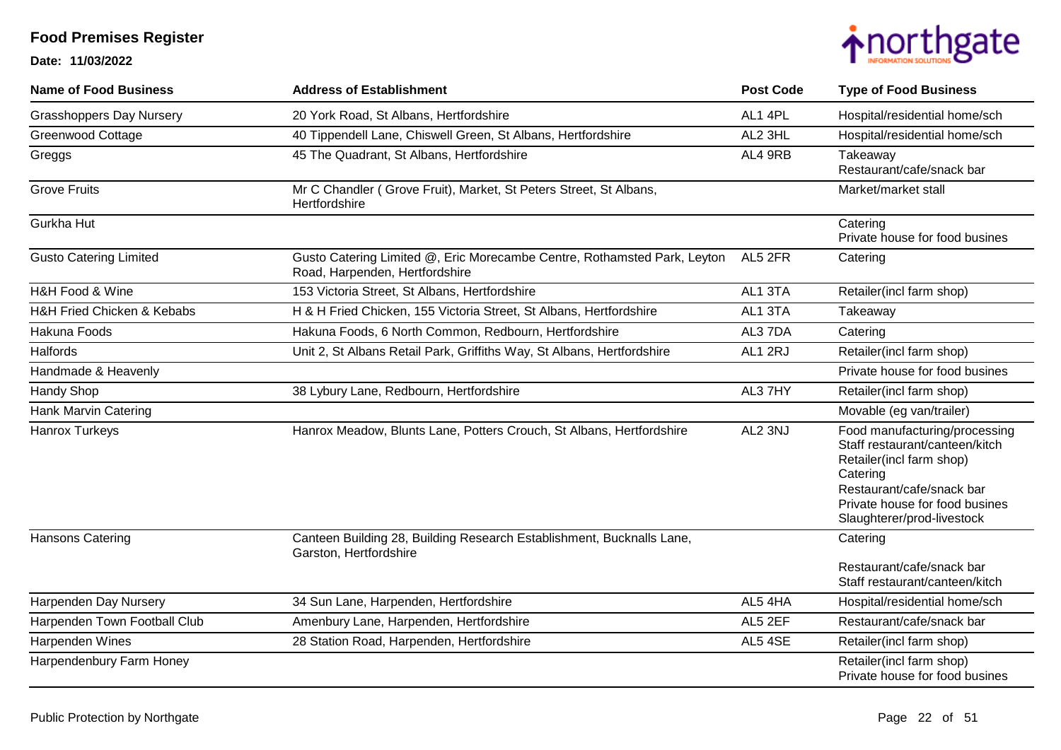# Food Premises Register

**Date: 11/03/2022**

| Name of Food Business | Address of Establishment | Post Code | Type of Food Business |
|---|---|---|---|
| Grasshoppers Day Nursery | 20 York Road, St Albans, Hertfordshire | AL1 4PL | Hospital/residential home/sch |
| Greenwood Cottage | 40 Tippendell Lane, Chiswell Green, St Albans, Hertfordshire | AL2 3HL | Hospital/residential home/sch |
| Greggs | 45 The Quadrant, St Albans, Hertfordshire | AL4 9RB | Takeaway<br>Restaurant/cafe/snack bar |
| Grove Fruits | Mr C Chandler ( Grove Fruit), Market, St Peters Street, St Albans, Hertfordshire | | Market/market stall |
| Gurkha Hut | | | Catering<br>Private house for food busines |
| Gusto Catering Limited | Gusto Catering Limited @, Eric Morecambe Centre, Rothamsted Park, Leyton Road, Harpenden, Hertfordshire | AL5 2FR | Catering |
| H&H Food & Wine | 153 Victoria Street, St Albans, Hertfordshire | AL1 3TA | Retailer(incl farm shop) |
| H&H Fried Chicken & Kebabs | H & H Fried Chicken, 155 Victoria Street, St Albans, Hertfordshire | AL1 3TA | Takeaway |
| Hakuna Foods | Hakuna Foods, 6 North Common, Redbourn, Hertfordshire | AL3 7DA | Catering |
| Halfords | Unit 2, St Albans Retail Park, Griffiths Way, St Albans, Hertfordshire | AL1 2RJ | Retailer(incl farm shop) |
| Handmade & Heavenly | | | Private house for food busines |
| Handy Shop | 38 Lybury Lane, Redbourn, Hertfordshire | AL3 7HY | Retailer(incl farm shop) |
| Hank Marvin Catering | | | Movable (eg van/trailer) |
| Hanrox Turkeys | Hanrox Meadow, Blunts Lane, Potters Crouch, St Albans, Hertfordshire | AL2 3NJ | Food manufacturing/processing<br>Staff restaurant/canteen/kitch<br>Retailer(incl farm shop)<br>Catering<br>Restaurant/cafe/snack bar<br>Private house for food busines<br>Slaughterer/prod-livestock |
| Hansons Catering | Canteen Building 28, Building Research Establishment, Bucknalls Lane, Garston, Hertfordshire | | Catering<br>Restaurant/cafe/snack bar<br>Staff restaurant/canteen/kitch |
| Harpenden Day Nursery | 34 Sun Lane, Harpenden, Hertfordshire | AL5 4HA | Hospital/residential home/sch |
| Harpenden Town Football Club | Amenbury Lane, Harpenden, Hertfordshire | AL5 2EF | Restaurant/cafe/snack bar |
| Harpenden Wines | 28 Station Road, Harpenden, Hertfordshire | AL5 4SE | Retailer(incl farm shop) |
| Harpendenbury Farm Honey | | | Retailer(incl farm shop)<br>Private house for food busines |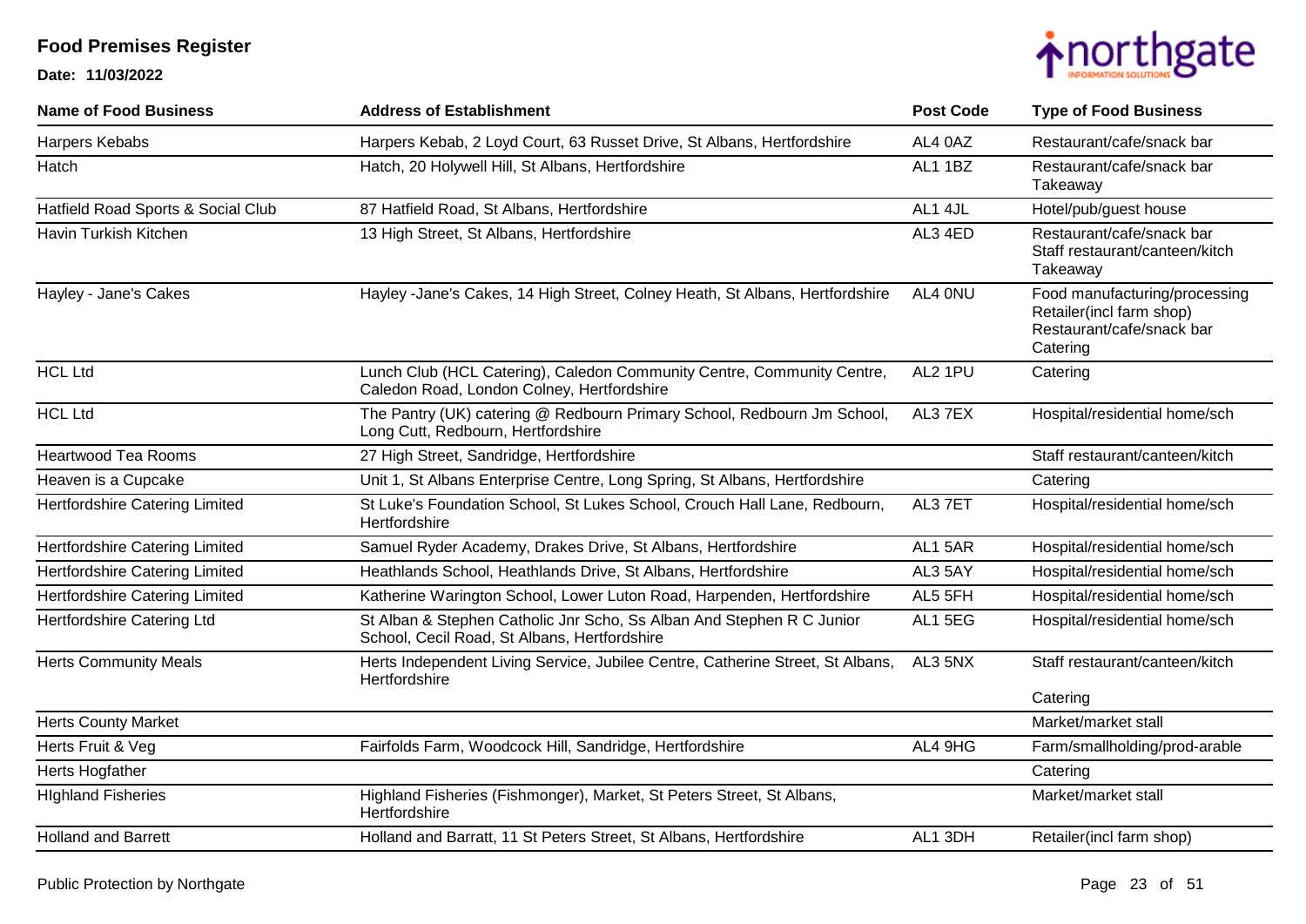# Food Premises Register

**Date: 11/03/2022**

| Name of Food Business | Address of Establishment | Post Code | Type of Food Business |
|---|---|---|---|
| Harpers Kebabs | Harpers Kebab, 2 Loyd Court, 63 Russet Drive, St Albans, Hertfordshire | AL4 0AZ | Restaurant/cafe/snack bar |
| Hatch | Hatch, 20 Holywell Hill, St Albans, Hertfordshire | AL1 1BZ | Restaurant/cafe/snack bar<br>Takeaway |
| Hatfield Road Sports & Social Club | 87 Hatfield Road, St Albans, Hertfordshire | AL1 4JL | Hotel/pub/guest house |
| Havin Turkish Kitchen | 13 High Street, St Albans, Hertfordshire | AL3 4ED | Restaurant/cafe/snack bar<br>Staff restaurant/canteen/kitch<br>Takeaway |
| Hayley - Jane's Cakes | Hayley -Jane's Cakes, 14 High Street, Colney Heath, St Albans, Hertfordshire | AL4 0NU | Food manufacturing/processing<br>Retailer(incl farm shop)<br>Restaurant/cafe/snack bar<br>Catering |
| HCL Ltd | Lunch Club (HCL Catering), Caledon Community Centre, Community Centre, Caledon Road, London Colney, Hertfordshire | AL2 1PU | Catering |
| HCL Ltd | The Pantry (UK) catering @ Redbourn Primary School, Redbourn Jm School, Long Cutt, Redbourn, Hertfordshire | AL3 7EX | Hospital/residential home/sch |
| Heartwood Tea Rooms | 27 High Street, Sandridge, Hertfordshire | | Staff restaurant/canteen/kitch |
| Heaven is a Cupcake | Unit 1, St Albans Enterprise Centre, Long Spring, St Albans, Hertfordshire | | Catering |
| Hertfordshire Catering Limited | St Luke's Foundation School, St Lukes School, Crouch Hall Lane, Redbourn, Hertfordshire | AL3 7ET | Hospital/residential home/sch |
| Hertfordshire Catering Limited | Samuel Ryder Academy, Drakes Drive, St Albans, Hertfordshire | AL1 5AR | Hospital/residential home/sch |
| Hertfordshire Catering Limited | Heathlands School, Heathlands Drive, St Albans, Hertfordshire | AL3 5AY | Hospital/residential home/sch |
| Hertfordshire Catering Limited | Katherine Warington School, Lower Luton Road, Harpenden, Hertfordshire | AL5 5FH | Hospital/residential home/sch |
| Hertfordshire Catering Ltd | St Alban & Stephen Catholic Jnr Scho, Ss Alban And Stephen R C Junior School, Cecil Road, St Albans, Hertfordshire | AL1 5EG | Hospital/residential home/sch |
| Herts Community Meals | Herts Independent Living Service, Jubilee Centre, Catherine Street, St Albans, Hertfordshire | AL3 5NX | Staff restaurant/canteen/kitch<br>Catering |
| Herts County Market | | | Market/market stall |
| Herts Fruit & Veg | Fairfolds Farm, Woodcock Hill, Sandridge, Hertfordshire | AL4 9HG | Farm/smallholding/prod-arable |
| Herts Hogfather | | | Catering |
| HIghland Fisheries | Highland Fisheries (Fishmonger), Market, St Peters Street, St Albans, Hertfordshire | | Market/market stall |
| Holland and Barrett | Holland and Barratt, 11 St Peters Street, St Albans, Hertfordshire | AL1 3DH | Retailer(incl farm shop) |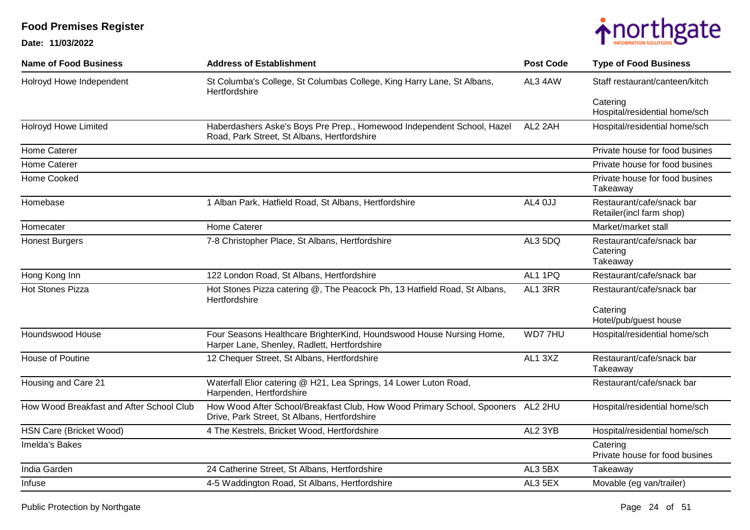# Food Premises Register

**Date: 11/03/2022**

| Name of Food Business | Address of Establishment | Post Code | Type of Food Business |
|---|---|---|---|
| Holroyd Howe Independent | St Columba's College, St Columbas College, King Harry Lane, St Albans, Hertfordshire | AL3 4AW | Staff restaurant/canteen/kitch<br>Catering<br>Hospital/residential home/sch |
| Holroyd Howe Limited | Haberdashers Aske's Boys Pre Prep., Homewood Independent School, Hazel Road, Park Street, St Albans, Hertfordshire | AL2 2AH | Hospital/residential home/sch |
| Home Caterer | | | Private house for food busines |
| Home Caterer | | | Private house for food busines |
| Home Cooked | | | Private house for food busines<br>Takeaway |
| Homebase | 1 Alban Park, Hatfield Road, St Albans, Hertfordshire | AL4 0JJ | Restaurant/cafe/snack bar<br>Retailer(incl farm shop) |
| Homecater | Home Caterer | | Market/market stall |
| Honest Burgers | 7-8 Christopher Place, St Albans, Hertfordshire | AL3 5DQ | Restaurant/cafe/snack bar<br>Catering<br>Takeaway |
| Hong Kong Inn | 122 London Road, St Albans, Hertfordshire | AL1 1PQ | Restaurant/cafe/snack bar |
| Hot Stones Pizza | Hot Stones Pizza catering @, The Peacock Ph, 13 Hatfield Road, St Albans, Hertfordshire | AL1 3RR | Restaurant/cafe/snack bar<br>Catering<br>Hotel/pub/guest house |
| Houndswood House | Four Seasons Healthcare BrighterKind, Houndswood House Nursing Home, Harper Lane, Shenley, Radlett, Hertfordshire | WD7 7HU | Hospital/residential home/sch |
| House of Poutine | 12 Chequer Street, St Albans, Hertfordshire | AL1 3XZ | Restaurant/cafe/snack bar<br>Takeaway |
| Housing and Care 21 | Waterfall Elior catering @ H21, Lea Springs, 14 Lower Luton Road, Harpenden, Hertfordshire | | Restaurant/cafe/snack bar |
| How Wood Breakfast and After School Club | How Wood After School/Breakfast Club, How Wood Primary School, Spooners Drive, Park Street, St Albans, Hertfordshire | AL2 2HU | Hospital/residential home/sch |
| HSN Care (Bricket Wood) | 4 The Kestrels, Bricket Wood, Hertfordshire | AL2 3YB | Hospital/residential home/sch |
| Imelda's Bakes | | | Catering<br>Private house for food busines |
| India Garden | 24 Catherine Street, St Albans, Hertfordshire | AL3 5BX | Takeaway |
| Infuse | 4-5 Waddington Road, St Albans, Hertfordshire | AL3 5EX | Movable (eg van/trailer) |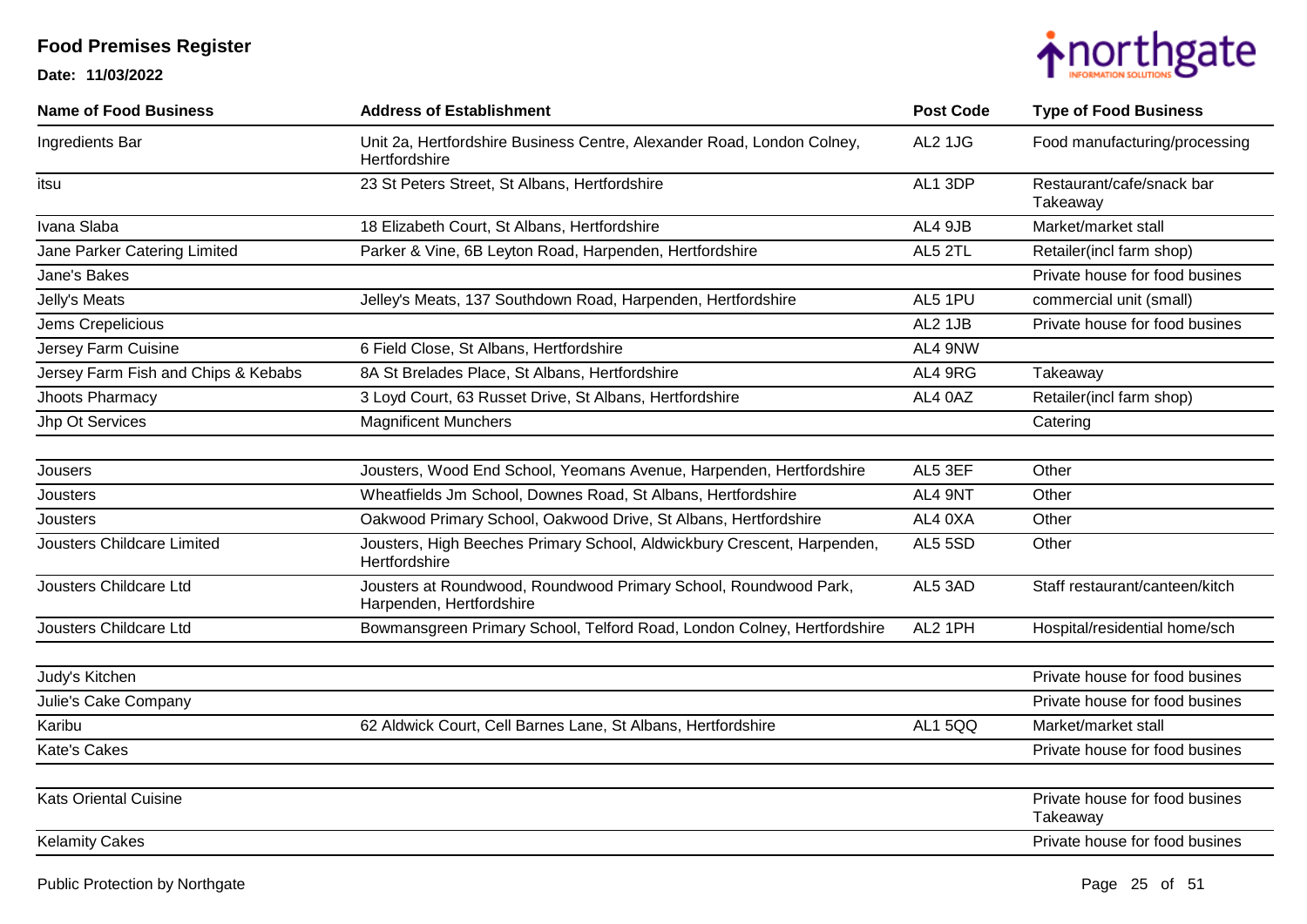# Food Premises Register

**Date: 11/03/2022**

| Name of Food Business | Address of Establishment | Post Code | Type of Food Business |
|---|---|---|---|
| Ingredients Bar | Unit 2a, Hertfordshire Business Centre, Alexander Road, London Colney, Hertfordshire | AL2 1JG | Food manufacturing/processing |
| itsu | 23 St Peters Street, St Albans, Hertfordshire | AL1 3DP | Restaurant/cafe/snack bar Takeaway |
| Ivana Slaba | 18 Elizabeth Court, St Albans, Hertfordshire | AL4 9JB | Market/market stall |
| Jane Parker Catering Limited | Parker & Vine, 6B Leyton Road, Harpenden, Hertfordshire | AL5 2TL | Retailer(incl farm shop) |
| Jane's Bakes | | | Private house for food busines |
| Jelly's Meats | Jelley's Meats, 137 Southdown Road, Harpenden, Hertfordshire | AL5 1PU | commercial unit (small) |
| Jems Crepelicious | | AL2 1JB | Private house for food busines |
| Jersey Farm Cuisine | 6 Field Close, St Albans, Hertfordshire | AL4 9NW | |
| Jersey Farm Fish and Chips & Kebabs | 8A St Brelades Place, St Albans, Hertfordshire | AL4 9RG | Takeaway |
| Jhoots Pharmacy | 3 Loyd Court, 63 Russet Drive, St Albans, Hertfordshire | AL4 0AZ | Retailer(incl farm shop) |
| Jhp Ot Services | Magnificent Munchers | | Catering |
| Jousers | Jousters, Wood End School, Yeomans Avenue, Harpenden, Hertfordshire | AL5 3EF | Other |
| Jousters | Wheatfields Jm School, Downes Road, St Albans, Hertfordshire | AL4 9NT | Other |
| Jousters | Oakwood Primary School, Oakwood Drive, St Albans, Hertfordshire | AL4 0XA | Other |
| Jousters Childcare Limited | Jousters, High Beeches Primary School, Aldwickbury Crescent, Harpenden, Hertfordshire | AL5 5SD | Other |
| Jousters Childcare Ltd | Jousters at Roundwood, Roundwood Primary School, Roundwood Park, Harpenden, Hertfordshire | AL5 3AD | Staff restaurant/canteen/kitch |
| Jousters Childcare Ltd | Bowmansgreen Primary School, Telford Road, London Colney, Hertfordshire | AL2 1PH | Hospital/residential home/sch |
| Judy's Kitchen | | | Private house for food busines |
| Julie's Cake Company | | | Private house for food busines |
| Karibu | 62 Aldwick Court, Cell Barnes Lane, St Albans, Hertfordshire | AL1 5QQ | Market/market stall |
| Kate's Cakes | | | Private house for food busines |
| Kats Oriental Cuisine | | | Private house for food busines Takeaway |
| Kelamity Cakes | | | Private house for food busines |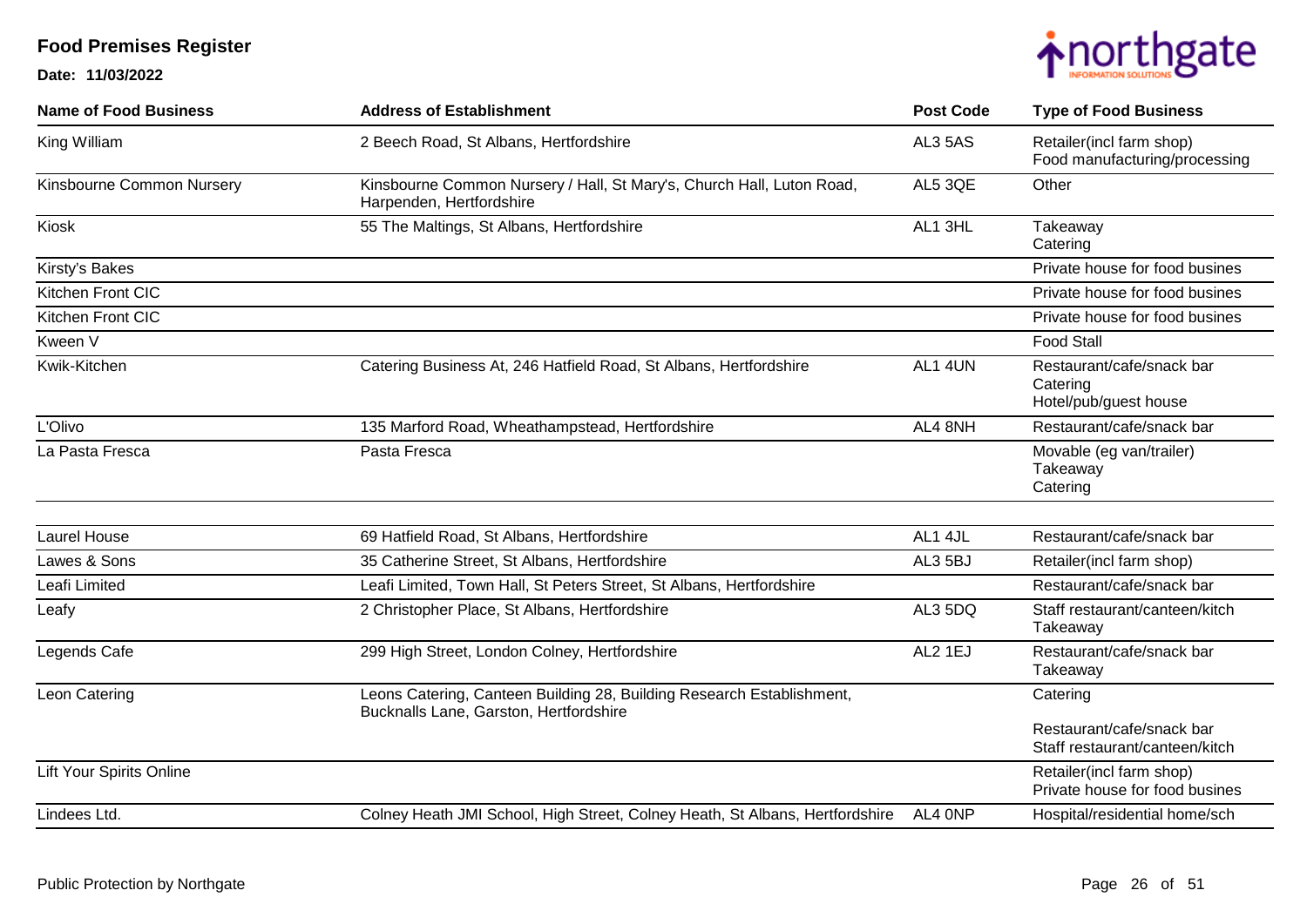# Food Premises Register

**Date: 11/03/2022**

| Name of Food Business | Address of Establishment | Post Code | Type of Food Business |
|---|---|---|---|
| King William | 2 Beech Road, St Albans, Hertfordshire | AL3 5AS | Retailer(incl farm shop)<br>Food manufacturing/processing |
| Kinsbourne Common Nursery | Kinsbourne Common Nursery / Hall, St Mary's, Church Hall, Luton Road, Harpenden, Hertfordshire | AL5 3QE | Other |
| Kiosk | 55 The Maltings, St Albans, Hertfordshire | AL1 3HL | Takeaway<br>Catering |
| Kirsty's Bakes | | | Private house for food busines |
| Kitchen Front CIC | | | Private house for food busines |
| Kitchen Front CIC | | | Private house for food busines |
| Kween V | | | Food Stall |
| Kwik-Kitchen | Catering Business At, 246 Hatfield Road, St Albans, Hertfordshire | AL1 4UN | Restaurant/cafe/snack bar<br>Catering<br>Hotel/pub/guest house |
| L'Olivo | 135 Marford Road, Wheathampstead, Hertfordshire | AL4 8NH | Restaurant/cafe/snack bar |
| La Pasta Fresca | Pasta Fresca | | Movable (eg van/trailer)<br>Takeaway<br>Catering |
| Laurel House | 69 Hatfield Road, St Albans, Hertfordshire | AL1 4JL | Restaurant/cafe/snack bar |
| Lawes & Sons | 35 Catherine Street, St Albans, Hertfordshire | AL3 5BJ | Retailer(incl farm shop) |
| Leafi Limited | Leafi Limited, Town Hall, St Peters Street, St Albans, Hertfordshire | | Restaurant/cafe/snack bar |
| Leafy | 2 Christopher Place, St Albans, Hertfordshire | AL3 5DQ | Staff restaurant/canteen/kitch<br>Takeaway |
| Legends Cafe | 299 High Street, London Colney, Hertfordshire | AL2 1EJ | Restaurant/cafe/snack bar<br>Takeaway |
| Leon Catering | Leons Catering, Canteen Building 28, Building Research Establishment, Bucknalls Lane, Garston, Hertfordshire | | Catering<br>Restaurant/cafe/snack bar<br>Staff restaurant/canteen/kitch |
| Lift Your Spirits Online | | | Retailer(incl farm shop)<br>Private house for food busines |
| Lindees Ltd. | Colney Heath JMI School, High Street, Colney Heath, St Albans, Hertfordshire | AL4 0NP | Hospital/residential home/sch |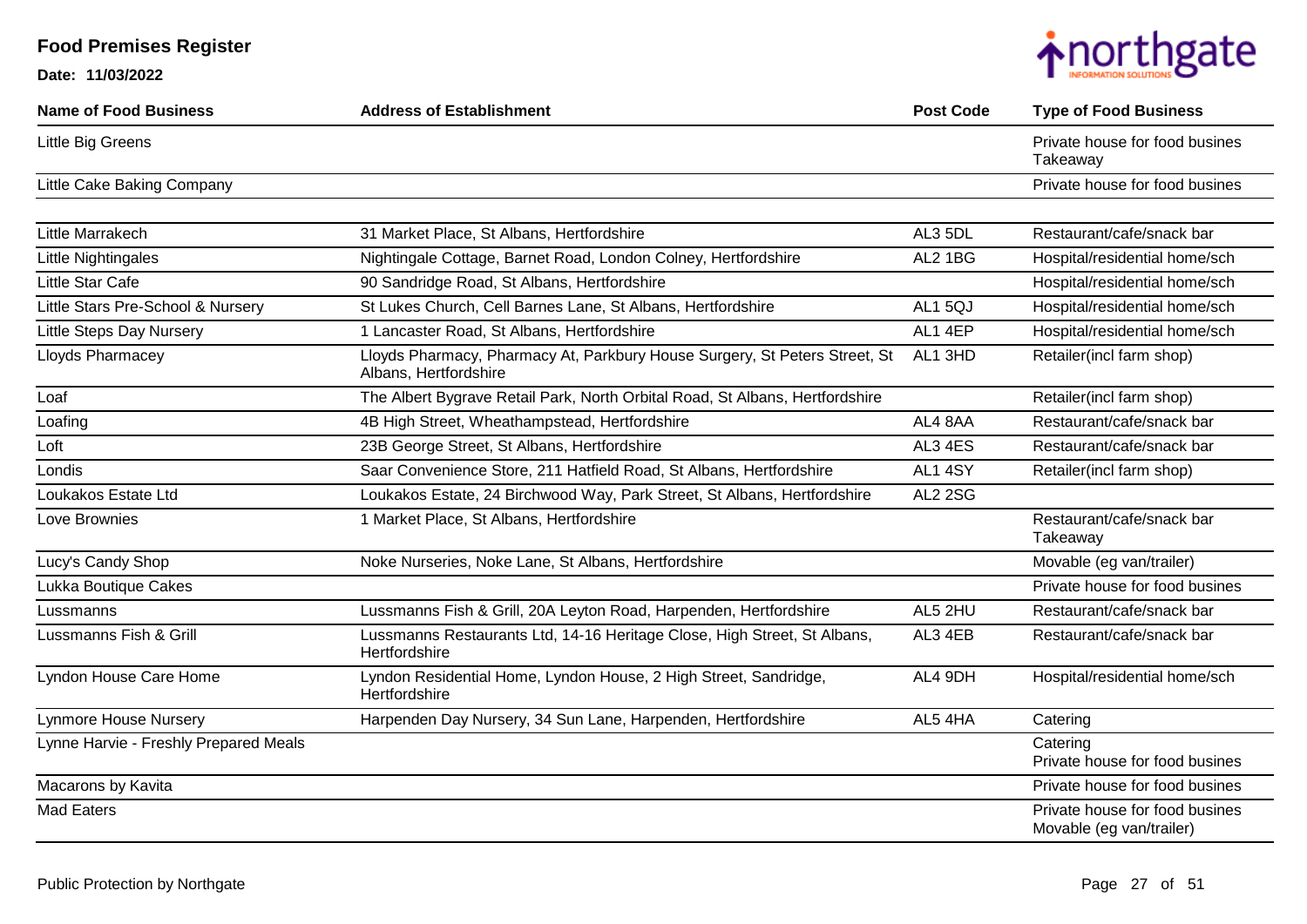# Food Premises Register

**Date: 11/03/2022**

| Name of Food Business | Address of Establishment | Post Code | Type of Food Business |
|---|---|---|---|
| Little Big Greens | | | Private house for food busines<br>Takeaway |
| Little Cake Baking Company | | | Private house for food busines |
| Little Marrakech | 31 Market Place, St Albans, Hertfordshire | AL3 5DL | Restaurant/cafe/snack bar |
| Little Nightingales | Nightingale Cottage, Barnet Road, London Colney, Hertfordshire | AL2 1BG | Hospital/residential home/sch |
| Little Star Cafe | 90 Sandridge Road, St Albans, Hertfordshire | | Hospital/residential home/sch |
| Little Stars Pre-School & Nursery | St Lukes Church, Cell Barnes Lane, St Albans, Hertfordshire | AL1 5QJ | Hospital/residential home/sch |
| Little Steps Day Nursery | 1 Lancaster Road, St Albans, Hertfordshire | AL1 4EP | Hospital/residential home/sch |
| Lloyds Pharmacey | Lloyds Pharmacy, Pharmacy At, Parkbury House Surgery, St Peters Street, St Albans, Hertfordshire | AL1 3HD | Retailer(incl farm shop) |
| Loaf | The Albert Bygrave Retail Park, North Orbital Road, St Albans, Hertfordshire | | Retailer(incl farm shop) |
| Loafing | 4B High Street, Wheathampstead, Hertfordshire | AL4 8AA | Restaurant/cafe/snack bar |
| Loft | 23B George Street, St Albans, Hertfordshire | AL3 4ES | Restaurant/cafe/snack bar |
| Londis | Saar Convenience Store, 211 Hatfield Road, St Albans, Hertfordshire | AL1 4SY | Retailer(incl farm shop) |
| Loukakos Estate Ltd | Loukakos Estate, 24 Birchwood Way, Park Street, St Albans, Hertfordshire | AL2 2SG | |
| Love Brownies | 1 Market Place, St Albans, Hertfordshire | | Restaurant/cafe/snack bar<br>Takeaway |
| Lucy's Candy Shop | Noke Nurseries, Noke Lane, St Albans, Hertfordshire | | Movable (eg van/trailer) |
| Lukka Boutique Cakes | | | Private house for food busines |
| Lussmanns | Lussmanns Fish & Grill, 20A Leyton Road, Harpenden, Hertfordshire | AL5 2HU | Restaurant/cafe/snack bar |
| Lussmanns Fish & Grill | Lussmanns Restaurants Ltd, 14-16 Heritage Close, High Street, St Albans, Hertfordshire | AL3 4EB | Restaurant/cafe/snack bar |
| Lyndon House Care Home | Lyndon Residential Home, Lyndon House, 2 High Street, Sandridge, Hertfordshire | AL4 9DH | Hospital/residential home/sch |
| Lynmore House Nursery | Harpenden Day Nursery, 34 Sun Lane, Harpenden, Hertfordshire | AL5 4HA | Catering |
| Lynne Harvie - Freshly Prepared Meals | | | Catering<br>Private house for food busines |
| Macarons by Kavita | | | Private house for food busines |
| Mad Eaters | | | Private house for food busines<br>Movable (eg van/trailer) |

Public Protection by Northgate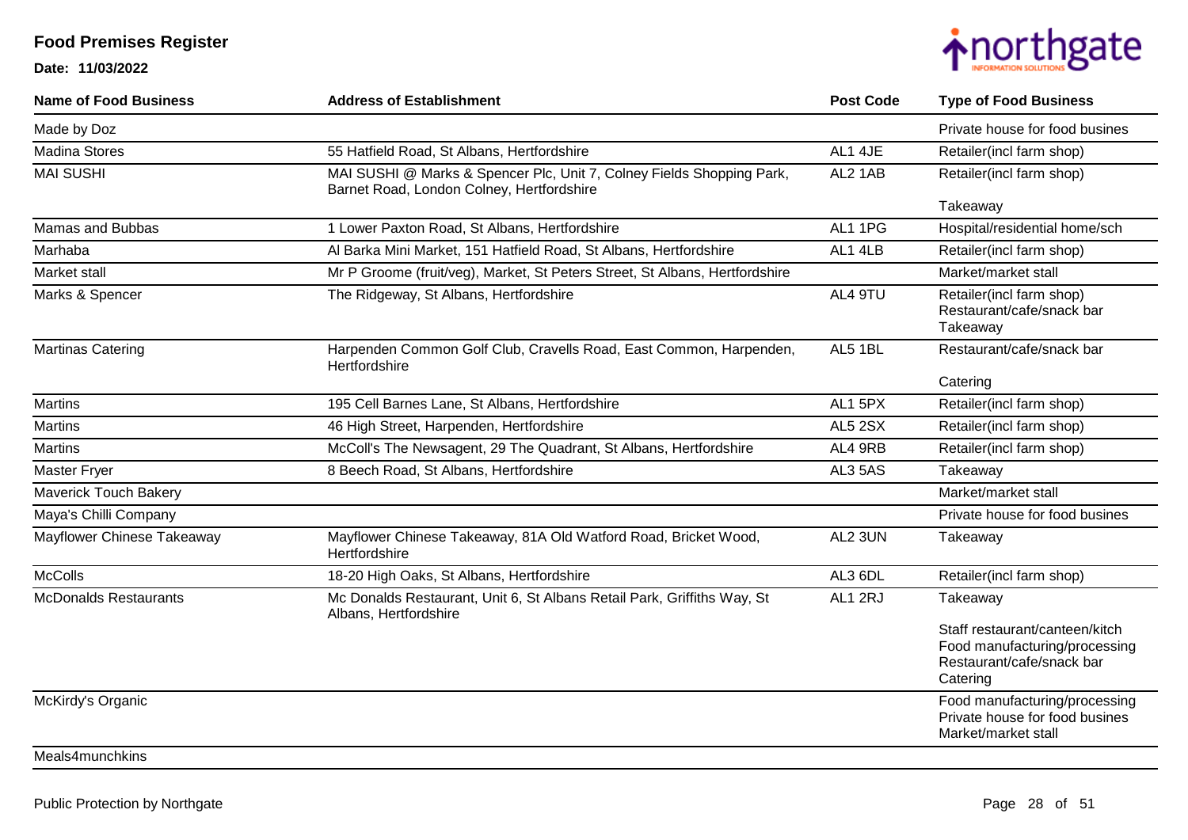# Food Premises Register

**Date: 11/03/2022**

| Name of Food Business | Address of Establishment | Post Code | Type of Food Business |
|---|---|---|---|
| Made by Doz | | | Private house for food busines |
| Madina Stores | 55 Hatfield Road, St Albans, Hertfordshire | AL1 4JE | Retailer(incl farm shop) |
| MAI SUSHI | MAI SUSHI @ Marks & Spencer Plc, Unit 7, Colney Fields Shopping Park, Barnet Road, London Colney, Hertfordshire | AL2 1AB | Retailer(incl farm shop)<br><br>Takeaway |
| Mamas and Bubbas | 1 Lower Paxton Road, St Albans, Hertfordshire | AL1 1PG | Hospital/residential home/sch |
| Marhaba | Al Barka Mini Market, 151 Hatfield Road, St Albans, Hertfordshire | AL1 4LB | Retailer(incl farm shop) |
| Market stall | Mr P Groome (fruit/veg), Market, St Peters Street, St Albans, Hertfordshire | | Market/market stall |
| Marks & Spencer | The Ridgeway, St Albans, Hertfordshire | AL4 9TU | Retailer(incl farm shop)<br>Restaurant/cafe/snack bar<br>Takeaway |
| Martinas Catering | Harpenden Common Golf Club, Cravells Road, East Common, Harpenden, Hertfordshire | AL5 1BL | Restaurant/cafe/snack bar<br><br>Catering |
| Martins | 195 Cell Barnes Lane, St Albans, Hertfordshire | AL1 5PX | Retailer(incl farm shop) |
| Martins | 46 High Street, Harpenden, Hertfordshire | AL5 2SX | Retailer(incl farm shop) |
| Martins | McColl's The Newsagent, 29 The Quadrant, St Albans, Hertfordshire | AL4 9RB | Retailer(incl farm shop) |
| Master Fryer | 8 Beech Road, St Albans, Hertfordshire | AL3 5AS | Takeaway |
| Maverick Touch Bakery | | | Market/market stall |
| Maya's Chilli Company | | | Private house for food busines |
| Mayflower Chinese Takeaway | Mayflower Chinese Takeaway, 81A Old Watford Road, Bricket Wood, Hertfordshire | AL2 3UN | Takeaway |
| McColls | 18-20 High Oaks, St Albans, Hertfordshire | AL3 6DL | Retailer(incl farm shop) |
| McDonalds Restaurants | Mc Donalds Restaurant, Unit 6, St Albans Retail Park, Griffiths Way, St Albans, Hertfordshire | AL1 2RJ | Takeaway<br><br>Staff restaurant/canteen/kitch<br>Food manufacturing/processing<br>Restaurant/cafe/snack bar<br>Catering |
| McKirdy's Organic | | | Food manufacturing/processing<br>Private house for food busines<br>Market/market stall |
| Meals4munchkins | | | |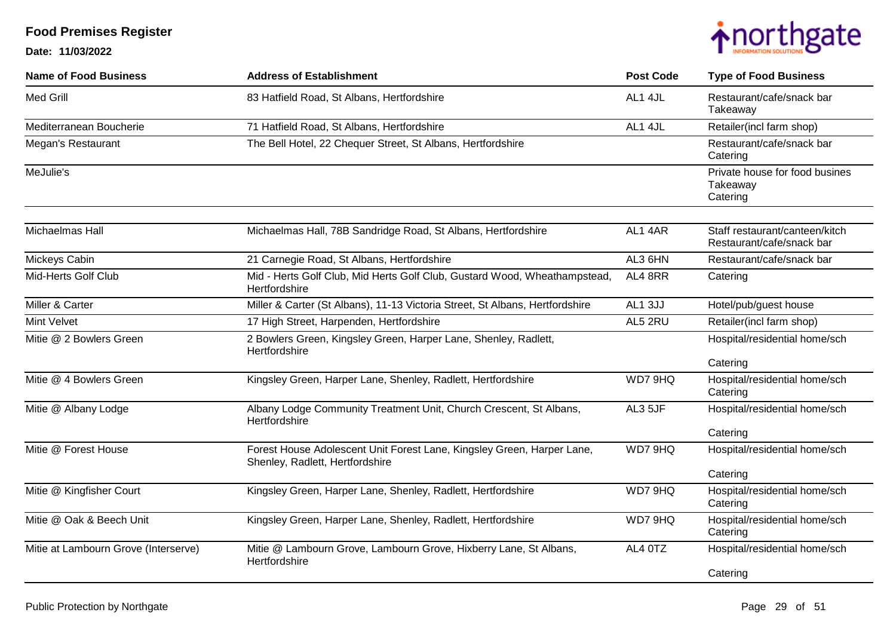# Food Premises Register

**Date: 11/03/2022**

| Name of Food Business | Address of Establishment | Post Code | Type of Food Business |
|---|---|---|---|
| Med Grill | 83 Hatfield Road, St Albans, Hertfordshire | AL1 4JL | Restaurant/cafe/snack bar<br>Takeaway |
| Mediterranean Boucherie | 71 Hatfield Road, St Albans, Hertfordshire | AL1 4JL | Retailer(incl farm shop) |
| Megan's Restaurant | The Bell Hotel, 22 Chequer Street, St Albans, Hertfordshire | | Restaurant/cafe/snack bar<br>Catering |
| MeJulie's | | | Private house for food busines<br>Takeaway<br>Catering |
| Michaelmas Hall | Michaelmas Hall, 78B Sandridge Road, St Albans, Hertfordshire | AL1 4AR | Staff restaurant/canteen/kitch<br>Restaurant/cafe/snack bar |
| Mickeys Cabin | 21 Carnegie Road, St Albans, Hertfordshire | AL3 6HN | Restaurant/cafe/snack bar |
| Mid-Herts Golf Club | Mid - Herts Golf Club, Mid Herts Golf Club, Gustard Wood, Wheathampstead, Hertfordshire | AL4 8RR | Catering |
| Miller & Carter | Miller & Carter (St Albans), 11-13 Victoria Street, St Albans, Hertfordshire | AL1 3JJ | Hotel/pub/guest house |
| Mint Velvet | 17 High Street, Harpenden, Hertfordshire | AL5 2RU | Retailer(incl farm shop) |
| Mitie @ 2 Bowlers Green | 2 Bowlers Green, Kingsley Green, Harper Lane, Shenley, Radlett, Hertfordshire | | Hospital/residential home/sch<br>Catering |
| Mitie @ 4 Bowlers Green | Kingsley Green, Harper Lane, Shenley, Radlett, Hertfordshire | WD7 9HQ | Hospital/residential home/sch<br>Catering |
| Mitie @ Albany Lodge | Albany Lodge Community Treatment Unit, Church Crescent, St Albans, Hertfordshire | AL3 5JF | Hospital/residential home/sch<br>Catering |
| Mitie @ Forest House | Forest House Adolescent Unit Forest Lane, Kingsley Green, Harper Lane, Shenley, Radlett, Hertfordshire | WD7 9HQ | Hospital/residential home/sch<br>Catering |
| Mitie @ Kingfisher Court | Kingsley Green, Harper Lane, Shenley, Radlett, Hertfordshire | WD7 9HQ | Hospital/residential home/sch<br>Catering |
| Mitie @ Oak & Beech Unit | Kingsley Green, Harper Lane, Shenley, Radlett, Hertfordshire | WD7 9HQ | Hospital/residential home/sch<br>Catering |
| Mitie at Lambourn Grove (Interserve) | Mitie @ Lambourn Grove, Lambourn Grove, Hixberry Lane, St Albans, Hertfordshire | AL4 0TZ | Hospital/residential home/sch<br>Catering |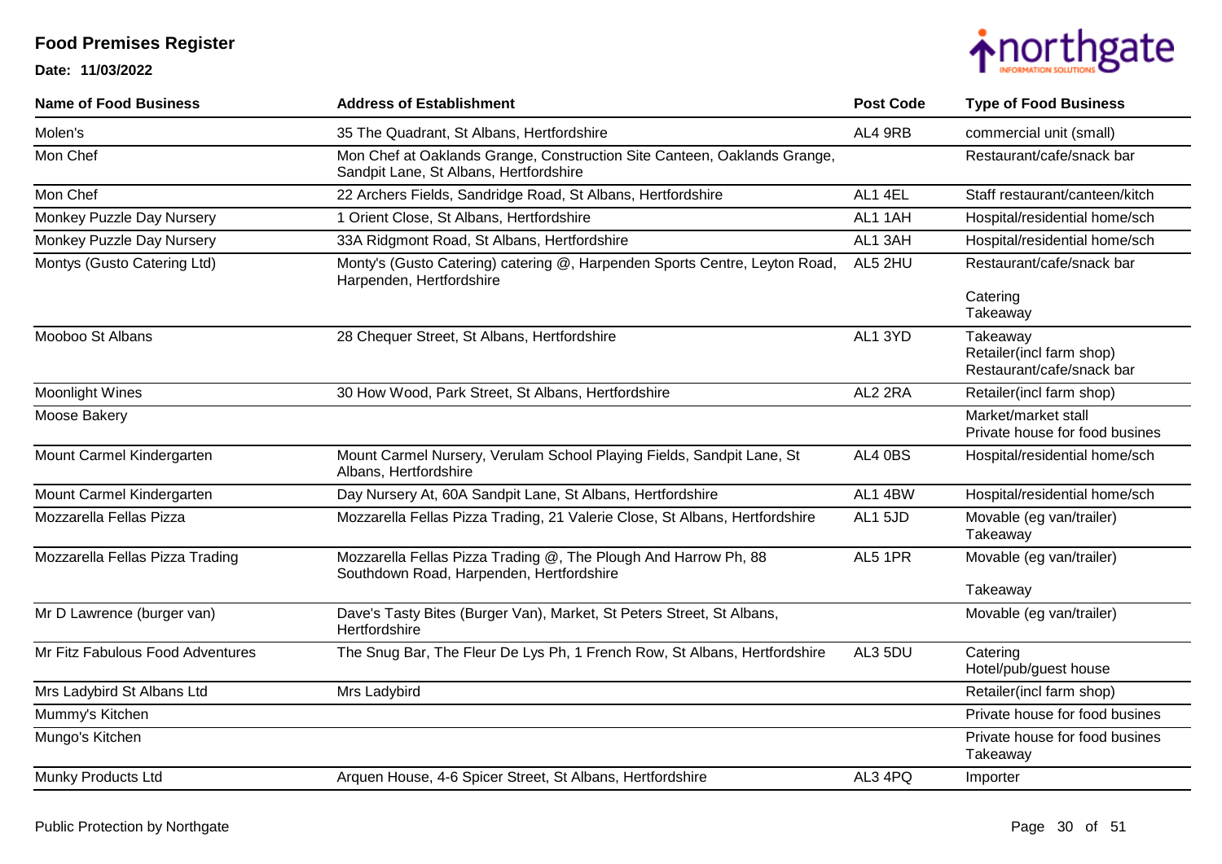# Food Premises Register

**Date: 11/03/2022**

| Name of Food Business | Address of Establishment | Post Code | Type of Food Business |
|---|---|---|---|
| Molen's | 35 The Quadrant, St Albans, Hertfordshire | AL4 9RB | commercial unit (small) |
| Mon Chef | Mon Chef at Oaklands Grange, Construction Site Canteen, Oaklands Grange, Sandpit Lane, St Albans, Hertfordshire | | Restaurant/cafe/snack bar |
| Mon Chef | 22 Archers Fields, Sandridge Road, St Albans, Hertfordshire | AL1 4EL | Staff restaurant/canteen/kitch |
| Monkey Puzzle Day Nursery | 1 Orient Close, St Albans, Hertfordshire | AL1 1AH | Hospital/residential home/sch |
| Monkey Puzzle Day Nursery | 33A Ridgmont Road, St Albans, Hertfordshire | AL1 3AH | Hospital/residential home/sch |
| Montys (Gusto Catering Ltd) | Monty's (Gusto Catering) catering @, Harpenden Sports Centre, Leyton Road, Harpenden, Hertfordshire | AL5 2HU | Restaurant/cafe/snack bar<br>Catering<br>Takeaway |
| Mooboo St Albans | 28 Chequer Street, St Albans, Hertfordshire | AL1 3YD | Takeaway<br>Retailer(incl farm shop)<br>Restaurant/cafe/snack bar |
| Moonlight Wines | 30 How Wood, Park Street, St Albans, Hertfordshire | AL2 2RA | Retailer(incl farm shop) |
| Moose Bakery | | | Market/market stall<br>Private house for food busines |
| Mount Carmel Kindergarten | Mount Carmel Nursery, Verulam School Playing Fields, Sandpit Lane, St Albans, Hertfordshire | AL4 0BS | Hospital/residential home/sch |
| Mount Carmel Kindergarten | Day Nursery At, 60A Sandpit Lane, St Albans, Hertfordshire | AL1 4BW | Hospital/residential home/sch |
| Mozzarella Fellas Pizza | Mozzarella Fellas Pizza Trading, 21 Valerie Close, St Albans, Hertfordshire | AL1 5JD | Movable (eg van/trailer)<br>Takeaway |
| Mozzarella Fellas Pizza Trading | Mozzarella Fellas Pizza Trading @, The Plough And Harrow Ph, 88 Southdown Road, Harpenden, Hertfordshire | AL5 1PR | Movable (eg van/trailer)<br>Takeaway |
| Mr D Lawrence (burger van) | Dave's Tasty Bites (Burger Van), Market, St Peters Street, St Albans, Hertfordshire | | Movable (eg van/trailer) |
| Mr Fitz Fabulous Food Adventures | The Snug Bar, The Fleur De Lys Ph, 1 French Row, St Albans, Hertfordshire | AL3 5DU | Catering<br>Hotel/pub/guest house |
| Mrs Ladybird St Albans Ltd | Mrs Ladybird | | Retailer(incl farm shop) |
| Mummy's Kitchen | | | Private house for food busines |
| Mungo's Kitchen | | | Private house for food busines<br>Takeaway |
| Munky Products Ltd | Arquen House, 4-6 Spicer Street, St Albans, Hertfordshire | AL3 4PQ | Importer |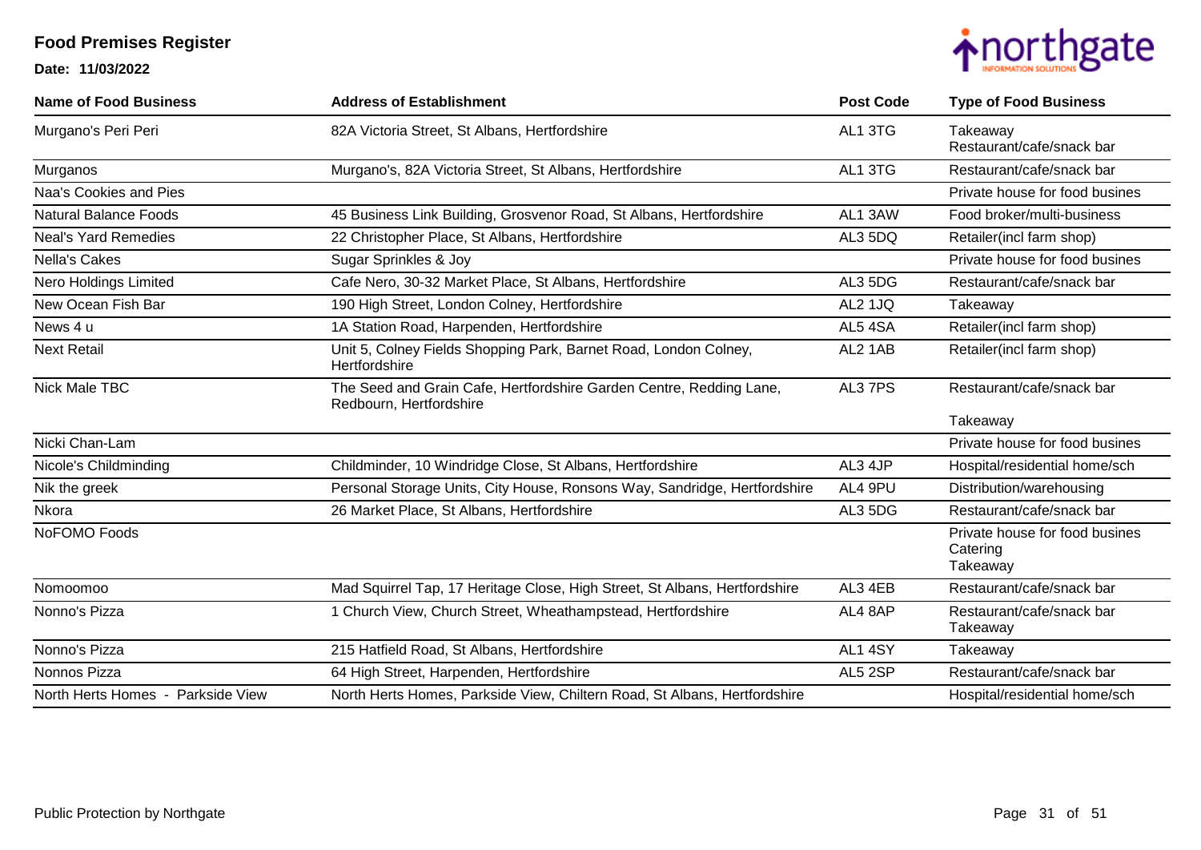# Food Premises Register

**Date: 11/03/2022**

| Name of Food Business | Address of Establishment | Post Code | Type of Food Business |
|---|---|---|---|
| Murgano's Peri Peri | 82A Victoria Street, St Albans, Hertfordshire | AL1 3TG | Takeaway<br>Restaurant/cafe/snack bar |
| Murganos | Murgano's, 82A Victoria Street, St Albans, Hertfordshire | AL1 3TG | Restaurant/cafe/snack bar |
| Naa's Cookies and Pies | | | Private house for food busines |
| Natural Balance Foods | 45 Business Link Building, Grosvenor Road, St Albans, Hertfordshire | AL1 3AW | Food broker/multi-business |
| Neal's Yard Remedies | 22 Christopher Place, St Albans, Hertfordshire | AL3 5DQ | Retailer(incl farm shop) |
| Nella's Cakes | Sugar Sprinkles & Joy | | Private house for food busines |
| Nero Holdings Limited | Cafe Nero, 30-32 Market Place, St Albans, Hertfordshire | AL3 5DG | Restaurant/cafe/snack bar |
| New Ocean Fish Bar | 190 High Street, London Colney, Hertfordshire | AL2 1JQ | Takeaway |
| News 4 u | 1A Station Road, Harpenden, Hertfordshire | AL5 4SA | Retailer(incl farm shop) |
| Next Retail | Unit 5, Colney Fields Shopping Park, Barnet Road, London Colney, Hertfordshire | AL2 1AB | Retailer(incl farm shop) |
| Nick Male TBC | The Seed and Grain Cafe, Hertfordshire Garden Centre, Redding Lane, Redbourn, Hertfordshire | AL3 7PS | Restaurant/cafe/snack bar<br>Takeaway |
| Nicki Chan-Lam | | | Private house for food busines |
| Nicole's Childminding | Childminder, 10 Windridge Close, St Albans, Hertfordshire | AL3 4JP | Hospital/residential home/sch |
| Nik the greek | Personal Storage Units, City House, Ronsons Way, Sandridge, Hertfordshire | AL4 9PU | Distribution/warehousing |
| Nkora | 26 Market Place, St Albans, Hertfordshire | AL3 5DG | Restaurant/cafe/snack bar |
| NoFOMO Foods | | | Private house for food busines<br>Catering<br>Takeaway |
| Nomoomoo | Mad Squirrel Tap, 17 Heritage Close, High Street, St Albans, Hertfordshire | AL3 4EB | Restaurant/cafe/snack bar |
| Nonno's Pizza | 1 Church View, Church Street, Wheathampstead, Hertfordshire | AL4 8AP | Restaurant/cafe/snack bar<br>Takeaway |
| Nonno's Pizza | 215 Hatfield Road, St Albans, Hertfordshire | AL1 4SY | Takeaway |
| Nonnos Pizza | 64 High Street, Harpenden, Hertfordshire | AL5 2SP | Restaurant/cafe/snack bar |
| North Herts Homes - Parkside View | North Herts Homes, Parkside View, Chiltern Road, St Albans, Hertfordshire | | Hospital/residential home/sch |

Public Protection by Northgate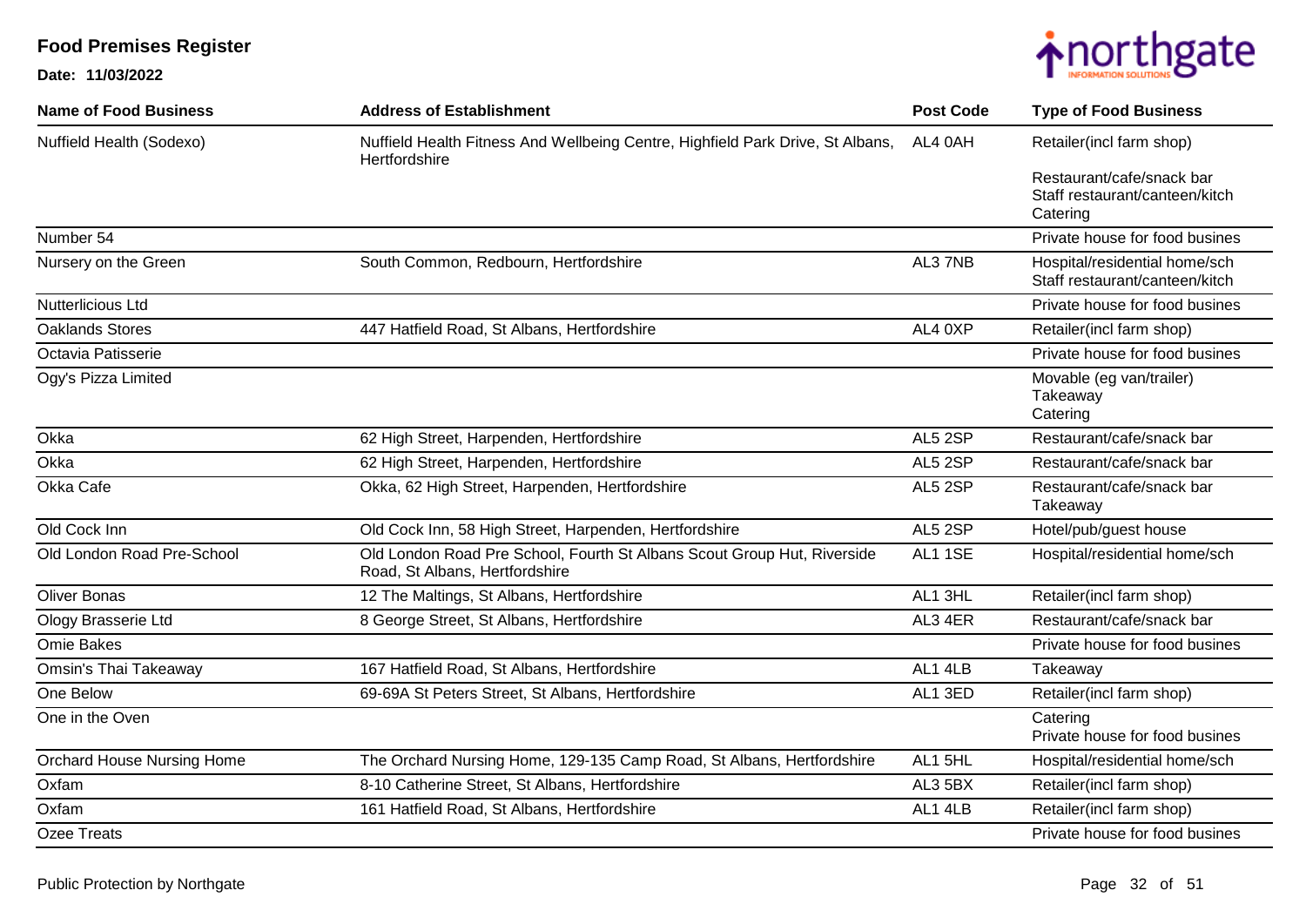# Food Premises Register

**Date: 11/03/2022**

| Name of Food Business | Address of Establishment | Post Code | Type of Food Business |
|---|---|---|---|
| Nuffield Health (Sodexo) | Nuffield Health Fitness And Wellbeing Centre, Highfield Park Drive, St Albans, Hertfordshire | AL4 0AH | Retailer(incl farm shop)<br>Restaurant/cafe/snack bar<br>Staff restaurant/canteen/kitch<br>Catering |
| Number 54 | | | Private house for food busines |
| Nursery on the Green | South Common, Redbourn, Hertfordshire | AL3 7NB | Hospital/residential home/sch<br>Staff restaurant/canteen/kitch |
| Nutterlicious Ltd | | | Private house for food busines |
| Oaklands Stores | 447 Hatfield Road, St Albans, Hertfordshire | AL4 0XP | Retailer(incl farm shop) |
| Octavia Patisserie | | | Private house for food busines |
| Ogy's Pizza Limited | | | Movable (eg van/trailer)<br>Takeaway<br>Catering |
| Okka | 62 High Street, Harpenden, Hertfordshire | AL5 2SP | Restaurant/cafe/snack bar |
| Okka | 62 High Street, Harpenden, Hertfordshire | AL5 2SP | Restaurant/cafe/snack bar |
| Okka Cafe | Okka, 62 High Street, Harpenden, Hertfordshire | AL5 2SP | Restaurant/cafe/snack bar<br>Takeaway |
| Old Cock Inn | Old Cock Inn, 58 High Street, Harpenden, Hertfordshire | AL5 2SP | Hotel/pub/guest house |
| Old London Road Pre-School | Old London Road Pre School, Fourth St Albans Scout Group Hut, Riverside Road, St Albans, Hertfordshire | AL1 1SE | Hospital/residential home/sch |
| Oliver Bonas | 12 The Maltings, St Albans, Hertfordshire | AL1 3HL | Retailer(incl farm shop) |
| Ology Brasserie Ltd | 8 George Street, St Albans, Hertfordshire | AL3 4ER | Restaurant/cafe/snack bar |
| Omie Bakes | | | Private house for food busines |
| Omsin's Thai Takeaway | 167 Hatfield Road, St Albans, Hertfordshire | AL1 4LB | Takeaway |
| One Below | 69-69A St Peters Street, St Albans, Hertfordshire | AL1 3ED | Retailer(incl farm shop) |
| One in the Oven | | | Catering<br>Private house for food busines |
| Orchard House Nursing Home | The Orchard Nursing Home, 129-135 Camp Road, St Albans, Hertfordshire | AL1 5HL | Hospital/residential home/sch |
| Oxfam | 8-10 Catherine Street, St Albans, Hertfordshire | AL3 5BX | Retailer(incl farm shop) |
| Oxfam | 161 Hatfield Road, St Albans, Hertfordshire | AL1 4LB | Retailer(incl farm shop) |
| Ozee Treats | | | Private house for food busines |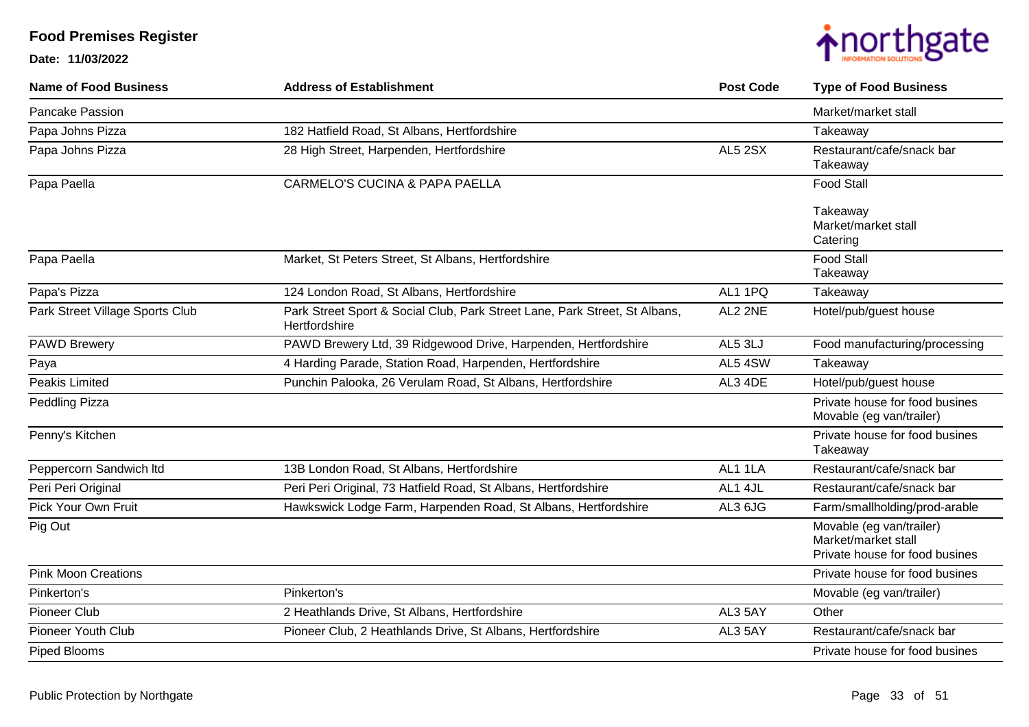# Food Premises Register

**Date: 11/03/2022**

| Name of Food Business | Address of Establishment | Post Code | Type of Food Business |
|---|---|---|---|
| Pancake Passion | | | Market/market stall |
| Papa Johns Pizza | 182 Hatfield Road, St Albans, Hertfordshire | | Takeaway |
| Papa Johns Pizza | 28 High Street, Harpenden, Hertfordshire | AL5 2SX | Restaurant/cafe/snack bar<br>Takeaway |
| Papa Paella | CARMELO'S CUCINA & PAPA PAELLA | | Food Stall<br><br>Takeaway<br>Market/market stall<br>Catering |
| Papa Paella | Market, St Peters Street, St Albans, Hertfordshire | | Food Stall<br>Takeaway |
| Papa's Pizza | 124 London Road, St Albans, Hertfordshire | AL1 1PQ | Takeaway |
| Park Street Village Sports Club | Park Street Sport & Social Club, Park Street Lane, Park Street, St Albans, Hertfordshire | AL2 2NE | Hotel/pub/guest house |
| PAWD Brewery | PAWD Brewery Ltd, 39 Ridgewood Drive, Harpenden, Hertfordshire | AL5 3LJ | Food manufacturing/processing |
| Paya | 4 Harding Parade, Station Road, Harpenden, Hertfordshire | AL5 4SW | Takeaway |
| Peakis Limited | Punchin Palooka, 26 Verulam Road, St Albans, Hertfordshire | AL3 4DE | Hotel/pub/guest house |
| Peddling Pizza | | | Private house for food busines<br>Movable (eg van/trailer) |
| Penny's Kitchen | | | Private house for food busines<br>Takeaway |
| Peppercorn Sandwich ltd | 13B London Road, St Albans, Hertfordshire | AL1 1LA | Restaurant/cafe/snack bar |
| Peri Peri Original | Peri Peri Original, 73 Hatfield Road, St Albans, Hertfordshire | AL1 4JL | Restaurant/cafe/snack bar |
| Pick Your Own Fruit | Hawkswick Lodge Farm, Harpenden Road, St Albans, Hertfordshire | AL3 6JG | Farm/smallholding/prod-arable |
| Pig Out | | | Movable (eg van/trailer)<br>Market/market stall<br>Private house for food busines |
| Pink Moon Creations | | | Private house for food busines |
| Pinkerton's | Pinkerton's | | Movable (eg van/trailer) |
| Pioneer Club | 2 Heathlands Drive, St Albans, Hertfordshire | AL3 5AY | Other |
| Pioneer Youth Club | Pioneer Club, 2 Heathlands Drive, St Albans, Hertfordshire | AL3 5AY | Restaurant/cafe/snack bar |
| Piped Blooms | | | Private house for food busines |

Public Protection by Northgate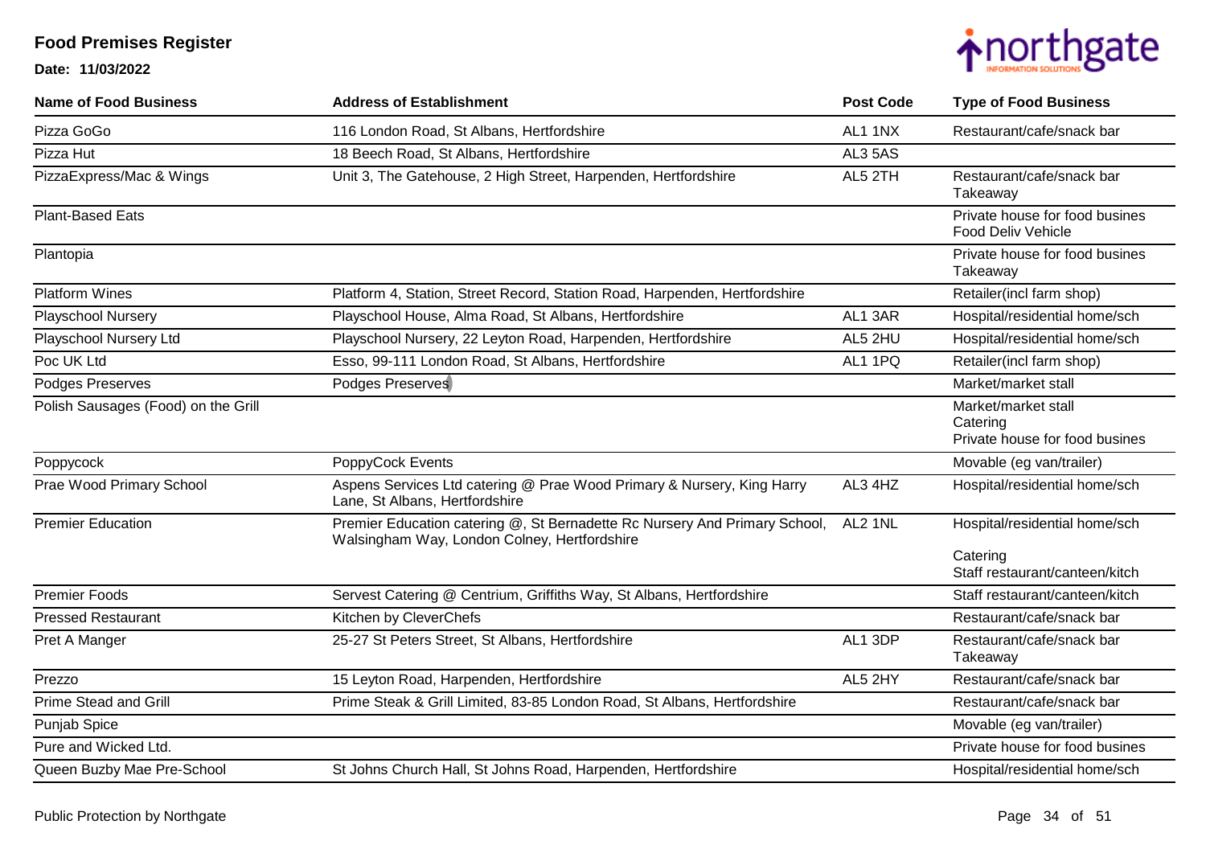**Food Premises Register**

**Date: 11/03/2022**

| Name of Food Business | Address of Establishment | Post Code | Type of Food Business |
|---|---|---|---|
| Pizza GoGo | 116 London Road, St Albans, Hertfordshire | AL1 1NX | Restaurant/cafe/snack bar |
| Pizza Hut | 18 Beech Road, St Albans, Hertfordshire | AL3 5AS | |
| PizzaExpress/Mac & Wings | Unit 3, The Gatehouse, 2 High Street, Harpenden, Hertfordshire | AL5 2TH | Restaurant/cafe/snack bar<br>Takeaway |
| Plant-Based Eats | | | Private house for food busines<br>Food Deliv Vehicle |
| Plantopia | | | Private house for food busines<br>Takeaway |
| Platform Wines | Platform 4, Station, Street Record, Station Road, Harpenden, Hertfordshire | | Retailer(incl farm shop) |
| Playschool Nursery | Playschool House, Alma Road, St Albans, Hertfordshire | AL1 3AR | Hospital/residential home/sch |
| Playschool Nursery Ltd | Playschool Nursery, 22 Leyton Road, Harpenden, Hertfordshire | AL5 2HU | Hospital/residential home/sch |
| Poc UK Ltd | Esso, 99-111 London Road, St Albans, Hertfordshire | AL1 1PQ | Retailer(incl farm shop) |
| Podges Preserves | Podges Preserves | | Market/market stall |
| Polish Sausages (Food) on the Grill | | | Market/market stall<br>Catering<br>Private house for food busines |
| Poppycock | PoppyCock Events | | Movable (eg van/trailer) |
| Prae Wood Primary School | Aspens Services Ltd catering @ Prae Wood Primary & Nursery, King Harry Lane, St Albans, Hertfordshire | AL3 4HZ | Hospital/residential home/sch |
| Premier Education | Premier Education catering @, St Bernadette Rc Nursery And Primary School, Walsingham Way, London Colney, Hertfordshire | AL2 1NL | Hospital/residential home/sch<br>Catering<br>Staff restaurant/canteen/kitch |
| Premier Foods | Servest Catering @ Centrium, Griffiths Way, St Albans, Hertfordshire | | Staff restaurant/canteen/kitch |
| Pressed Restaurant | Kitchen by CleverChefs | | Restaurant/cafe/snack bar |
| Pret A Manger | 25-27 St Peters Street, St Albans, Hertfordshire | AL1 3DP | Restaurant/cafe/snack bar<br>Takeaway |
| Prezzo | 15 Leyton Road, Harpenden, Hertfordshire | AL5 2HY | Restaurant/cafe/snack bar |
| Prime Stead and Grill | Prime Steak & Grill Limited, 83-85 London Road, St Albans, Hertfordshire | | Restaurant/cafe/snack bar |
| Punjab Spice | | | Movable (eg van/trailer) |
| Pure and Wicked Ltd. | | | Private house for food busines |
| Queen Buzby Mae Pre-School | St Johns Church Hall, St Johns Road, Harpenden, Hertfordshire | | Hospital/residential home/sch |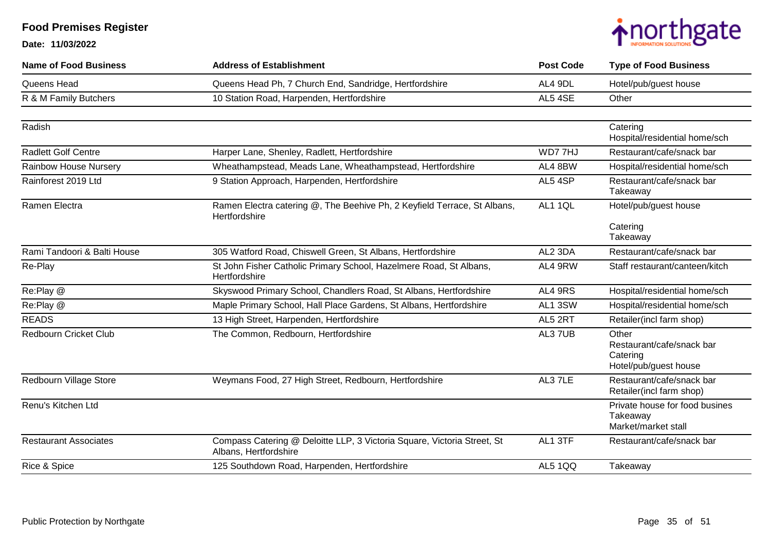# Food Premises Register

**Date: 11/03/2022**

| Name of Food Business | Address of Establishment | Post Code | Type of Food Business |
|---|---|---|---|
| Queens Head | Queens Head Ph, 7 Church End, Sandridge, Hertfordshire | AL4 9DL | Hotel/pub/guest house |
| R & M Family Butchers | 10 Station Road, Harpenden, Hertfordshire | AL5 4SE | Other |
| Radish | | | Catering<br>Hospital/residential home/sch |
| Radlett Golf Centre | Harper Lane, Shenley, Radlett, Hertfordshire | WD7 7HJ | Restaurant/cafe/snack bar |
| Rainbow House Nursery | Wheathampstead, Meads Lane, Wheathampstead, Hertfordshire | AL4 8BW | Hospital/residential home/sch |
| Rainforest 2019 Ltd | 9 Station Approach, Harpenden, Hertfordshire | AL5 4SP | Restaurant/cafe/snack bar<br>Takeaway |
| Ramen Electra | Ramen Electra catering @, The Beehive Ph, 2 Keyfield Terrace, St Albans, Hertfordshire | AL1 1QL | Hotel/pub/guest house<br>Catering<br>Takeaway |
| Rami Tandoori & Balti House | 305 Watford Road, Chiswell Green, St Albans, Hertfordshire | AL2 3DA | Restaurant/cafe/snack bar |
| Re-Play | St John Fisher Catholic Primary School, Hazelmere Road, St Albans, Hertfordshire | AL4 9RW | Staff restaurant/canteen/kitch |
| Re:Play @ | Skyswood Primary School, Chandlers Road, St Albans, Hertfordshire | AL4 9RS | Hospital/residential home/sch |
| Re:Play @ | Maple Primary School, Hall Place Gardens, St Albans, Hertfordshire | AL1 3SW | Hospital/residential home/sch |
| READS | 13 High Street, Harpenden, Hertfordshire | AL5 2RT | Retailer(incl farm shop) |
| Redbourn Cricket Club | The Common, Redbourn, Hertfordshire | AL3 7UB | Other<br>Restaurant/cafe/snack bar<br>Catering<br>Hotel/pub/guest house |
| Redbourn Village Store | Weymans Food, 27 High Street, Redbourn, Hertfordshire | AL3 7LE | Restaurant/cafe/snack bar<br>Retailer(incl farm shop) |
| Renu's Kitchen Ltd | | | Private house for food busines<br>Takeaway<br>Market/market stall |
| Restaurant Associates | Compass Catering @ Deloitte LLP, 3 Victoria Square, Victoria Street, St Albans, Hertfordshire | AL1 3TF | Restaurant/cafe/snack bar |
| Rice & Spice | 125 Southdown Road, Harpenden, Hertfordshire | AL5 1QQ | Takeaway |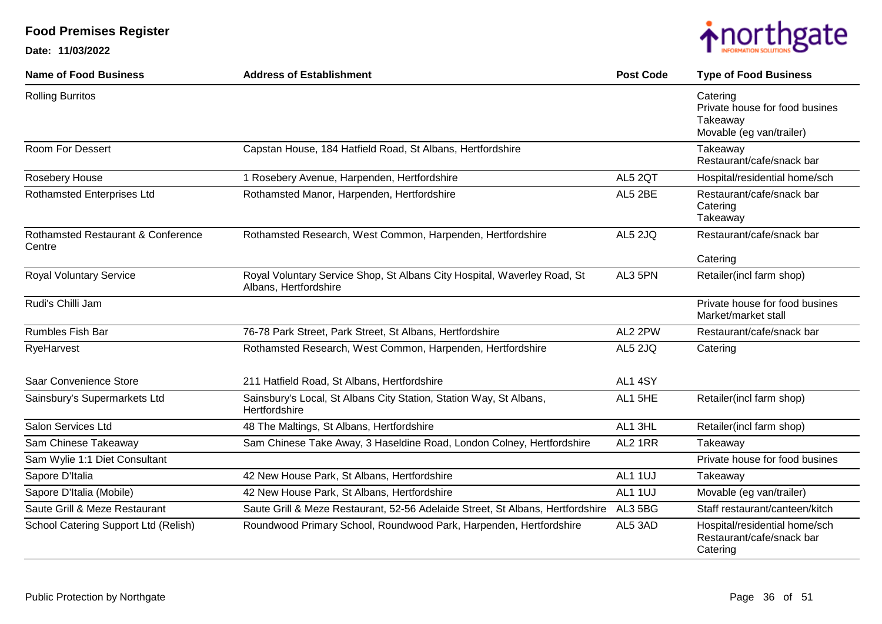# Food Premises Register

**Date: 11/03/2022**

| Name of Food Business | Address of Establishment | Post Code | Type of Food Business |
|---|---|---|---|
| Rolling Burritos | | | Catering<br>Private house for food busines<br>Takeaway<br>Movable (eg van/trailer) |
| Room For Dessert | Capstan House, 184 Hatfield Road, St Albans, Hertfordshire | | Takeaway<br>Restaurant/cafe/snack bar |
| Rosebery House | 1 Rosebery Avenue, Harpenden, Hertfordshire | AL5 2QT | Hospital/residential home/sch |
| Rothamsted Enterprises Ltd | Rothamsted Manor, Harpenden, Hertfordshire | AL5 2BE | Restaurant/cafe/snack bar<br>Catering<br>Takeaway |
| Rothamsted Restaurant & Conference Centre | Rothamsted Research, West Common, Harpenden, Hertfordshire | AL5 2JQ | Restaurant/cafe/snack bar<br>Catering |
| Royal Voluntary Service | Royal Voluntary Service Shop, St Albans City Hospital, Waverley Road, St Albans, Hertfordshire | AL3 5PN | Retailer(incl farm shop) |
| Rudi's Chilli Jam | | | Private house for food busines<br>Market/market stall |
| Rumbles Fish Bar | 76-78 Park Street, Park Street, St Albans, Hertfordshire | AL2 2PW | Restaurant/cafe/snack bar |
| RyeHarvest | Rothamsted Research, West Common, Harpenden, Hertfordshire | AL5 2JQ | Catering |
| Saar Convenience Store | 211 Hatfield Road, St Albans, Hertfordshire | AL1 4SY | |
| Sainsbury's Supermarkets Ltd | Sainsbury's Local, St Albans City Station, Station Way, St Albans, Hertfordshire | AL1 5HE | Retailer(incl farm shop) |
| Salon Services Ltd | 48 The Maltings, St Albans, Hertfordshire | AL1 3HL | Retailer(incl farm shop) |
| Sam Chinese Takeaway | Sam Chinese Take Away, 3 Haseldine Road, London Colney, Hertfordshire | AL2 1RR | Takeaway |
| Sam Wylie 1:1 Diet Consultant | | | Private house for food busines |
| Sapore D'Italia | 42 New House Park, St Albans, Hertfordshire | AL1 1UJ | Takeaway |
| Sapore D'Italia (Mobile) | 42 New House Park, St Albans, Hertfordshire | AL1 1UJ | Movable (eg van/trailer) |
| Saute Grill & Meze Restaurant | Saute Grill & Meze Restaurant, 52-56 Adelaide Street, St Albans, Hertfordshire | AL3 5BG | Staff restaurant/canteen/kitch |
| School Catering Support Ltd (Relish) | Roundwood Primary School, Roundwood Park, Harpenden, Hertfordshire | AL5 3AD | Hospital/residential home/sch<br>Restaurant/cafe/snack bar<br>Catering |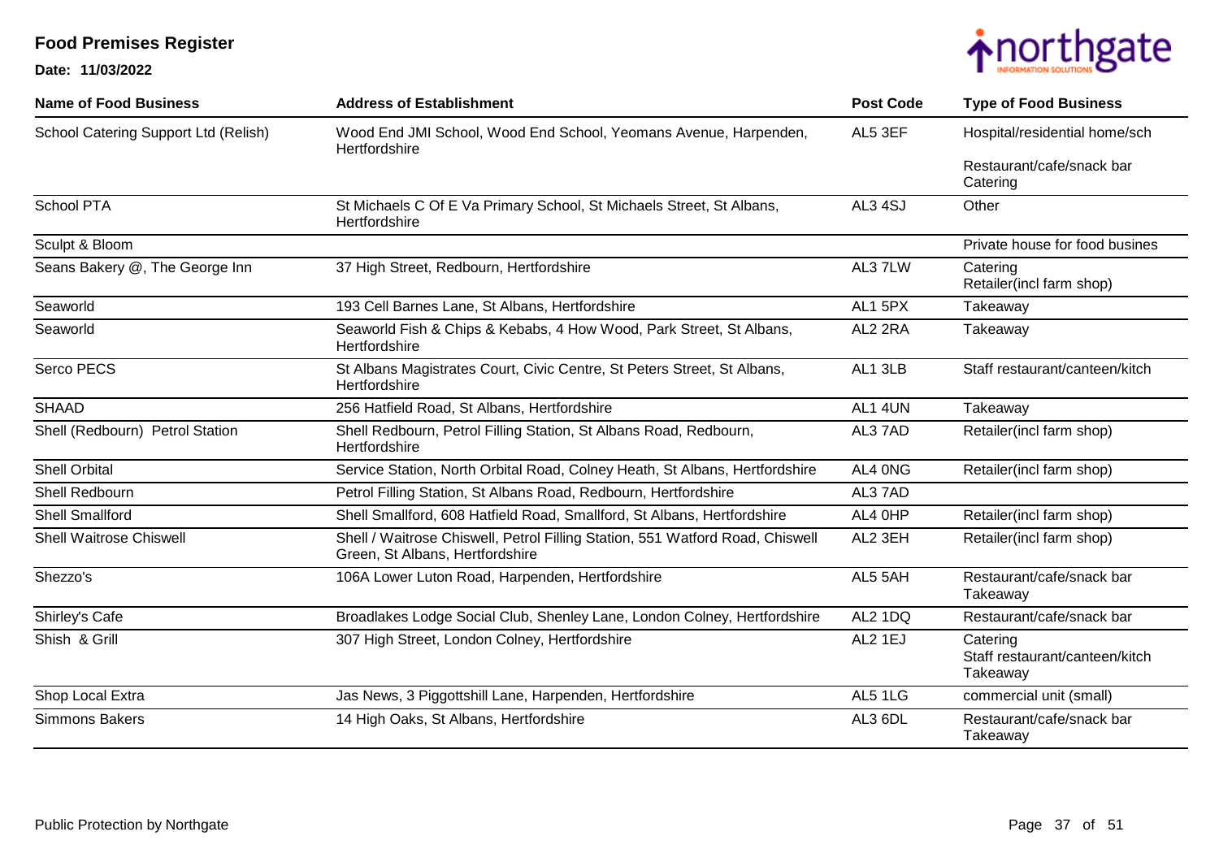# Food Premises Register

**Date: 11/03/2022**

| Name of Food Business | Address of Establishment | Post Code | Type of Food Business |
|---|---|---|---|
| School Catering Support Ltd (Relish) | Wood End JMI School, Wood End School, Yeomans Avenue, Harpenden, Hertfordshire | AL5 3EF | Hospital/residential home/sch<br>Restaurant/cafe/snack bar<br>Catering |
| School PTA | St Michaels C Of E Va Primary School, St Michaels Street, St Albans, Hertfordshire | AL3 4SJ | Other |
| Sculpt & Bloom | | | Private house for food busines |
| Seans Bakery @, The George Inn | 37 High Street, Redbourn, Hertfordshire | AL3 7LW | Catering<br>Retailer(incl farm shop) |
| Seaworld | 193 Cell Barnes Lane, St Albans, Hertfordshire | AL1 5PX | Takeaway |
| Seaworld | Seaworld Fish & Chips & Kebabs, 4 How Wood, Park Street, St Albans, Hertfordshire | AL2 2RA | Takeaway |
| Serco PECS | St Albans Magistrates Court, Civic Centre, St Peters Street, St Albans, Hertfordshire | AL1 3LB | Staff restaurant/canteen/kitch |
| SHAAD | 256 Hatfield Road, St Albans, Hertfordshire | AL1 4UN | Takeaway |
| Shell (Redbourn) Petrol Station | Shell Redbourn, Petrol Filling Station, St Albans Road, Redbourn, Hertfordshire | AL3 7AD | Retailer(incl farm shop) |
| Shell Orbital | Service Station, North Orbital Road, Colney Heath, St Albans, Hertfordshire | AL4 0NG | Retailer(incl farm shop) |
| Shell Redbourn | Petrol Filling Station, St Albans Road, Redbourn, Hertfordshire | AL3 7AD | |
| Shell Smallford | Shell Smallford, 608 Hatfield Road, Smallford, St Albans, Hertfordshire | AL4 0HP | Retailer(incl farm shop) |
| Shell Waitrose Chiswell | Shell / Waitrose Chiswell, Petrol Filling Station, 551 Watford Road, Chiswell Green, St Albans, Hertfordshire | AL2 3EH | Retailer(incl farm shop) |
| Shezzo's | 106A Lower Luton Road, Harpenden, Hertfordshire | AL5 5AH | Restaurant/cafe/snack bar<br>Takeaway |
| Shirley's Cafe | Broadlakes Lodge Social Club, Shenley Lane, London Colney, Hertfordshire | AL2 1DQ | Restaurant/cafe/snack bar |
| Shish & Grill | 307 High Street, London Colney, Hertfordshire | AL2 1EJ | Catering<br>Staff restaurant/canteen/kitch<br>Takeaway |
| Shop Local Extra | Jas News, 3 Piggottshill Lane, Harpenden, Hertfordshire | AL5 1LG | commercial unit (small) |
| Simmons Bakers | 14 High Oaks, St Albans, Hertfordshire | AL3 6DL | Restaurant/cafe/snack bar<br>Takeaway |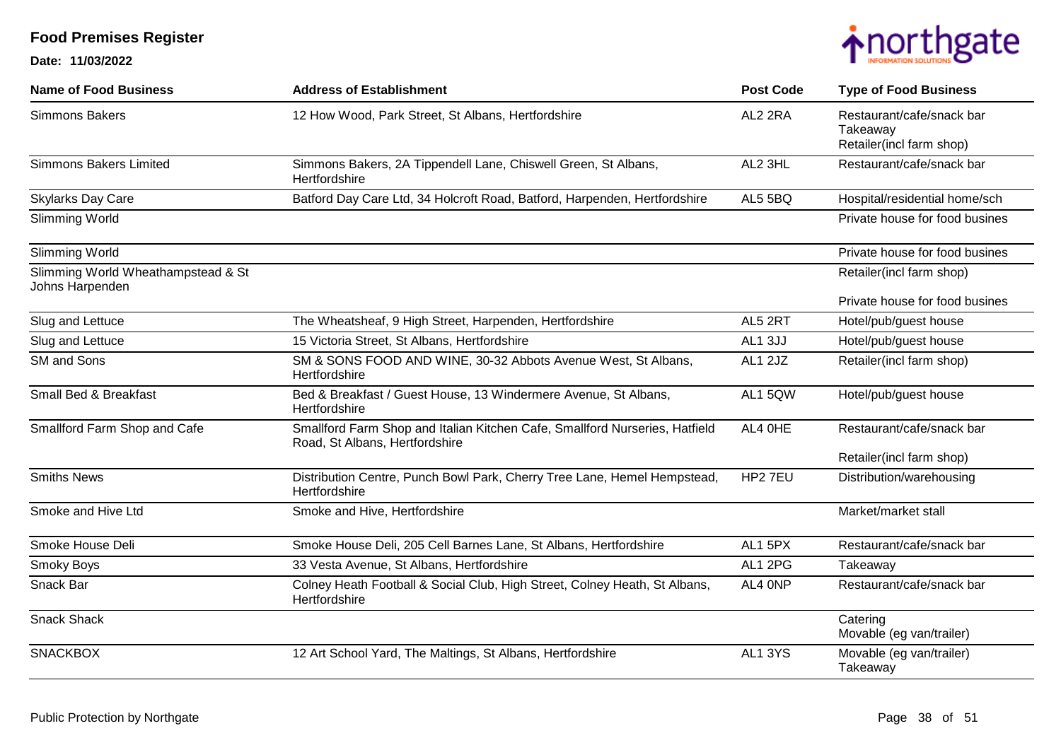# Food Premises Register

**Date: 11/03/2022**

| Name of Food Business | Address of Establishment | Post Code | Type of Food Business |
|---|---|---|---|
| Simmons Bakers | 12 How Wood, Park Street, St Albans, Hertfordshire | AL2 2RA | Restaurant/cafe/snack bar<br>Takeaway<br>Retailer(incl farm shop) |
| Simmons Bakers Limited | Simmons Bakers, 2A Tippendell Lane, Chiswell Green, St Albans, Hertfordshire | AL2 3HL | Restaurant/cafe/snack bar |
| Skylarks Day Care | Batford Day Care Ltd, 34 Holcroft Road, Batford, Harpenden, Hertfordshire | AL5 5BQ | Hospital/residential home/sch |
| Slimming World | | | Private house for food busines |
| Slimming World | | | Private house for food busines |
| Slimming World Wheathampstead & St Johns Harpenden | | | Retailer(incl farm shop)<br>Private house for food busines |
| Slug and Lettuce | The Wheatsheaf, 9 High Street, Harpenden, Hertfordshire | AL5 2RT | Hotel/pub/guest house |
| Slug and Lettuce | 15 Victoria Street, St Albans, Hertfordshire | AL1 3JJ | Hotel/pub/guest house |
| SM and Sons | SM & SONS FOOD AND WINE, 30-32 Abbots Avenue West, St Albans, Hertfordshire | AL1 2JZ | Retailer(incl farm shop) |
| Small Bed & Breakfast | Bed & Breakfast / Guest House, 13 Windermere Avenue, St Albans, Hertfordshire | AL1 5QW | Hotel/pub/guest house |
| Smallford Farm Shop and Cafe | Smallford Farm Shop and Italian Kitchen Cafe, Smallford Nurseries, Hatfield Road, St Albans, Hertfordshire | AL4 0HE | Restaurant/cafe/snack bar<br>Retailer(incl farm shop) |
| Smiths News | Distribution Centre, Punch Bowl Park, Cherry Tree Lane, Hemel Hempstead, Hertfordshire | HP2 7EU | Distribution/warehousing |
| Smoke and Hive Ltd | Smoke and Hive, Hertfordshire | | Market/market stall |
| Smoke House Deli | Smoke House Deli, 205 Cell Barnes Lane, St Albans, Hertfordshire | AL1 5PX | Restaurant/cafe/snack bar |
| Smoky Boys | 33 Vesta Avenue, St Albans, Hertfordshire | AL1 2PG | Takeaway |
| Snack Bar | Colney Heath Football & Social Club, High Street, Colney Heath, St Albans, Hertfordshire | AL4 0NP | Restaurant/cafe/snack bar |
| Snack Shack | | | Catering<br>Movable (eg van/trailer) |
| SNACKBOX | 12 Art School Yard, The Maltings, St Albans, Hertfordshire | AL1 3YS | Movable (eg van/trailer)<br>Takeaway |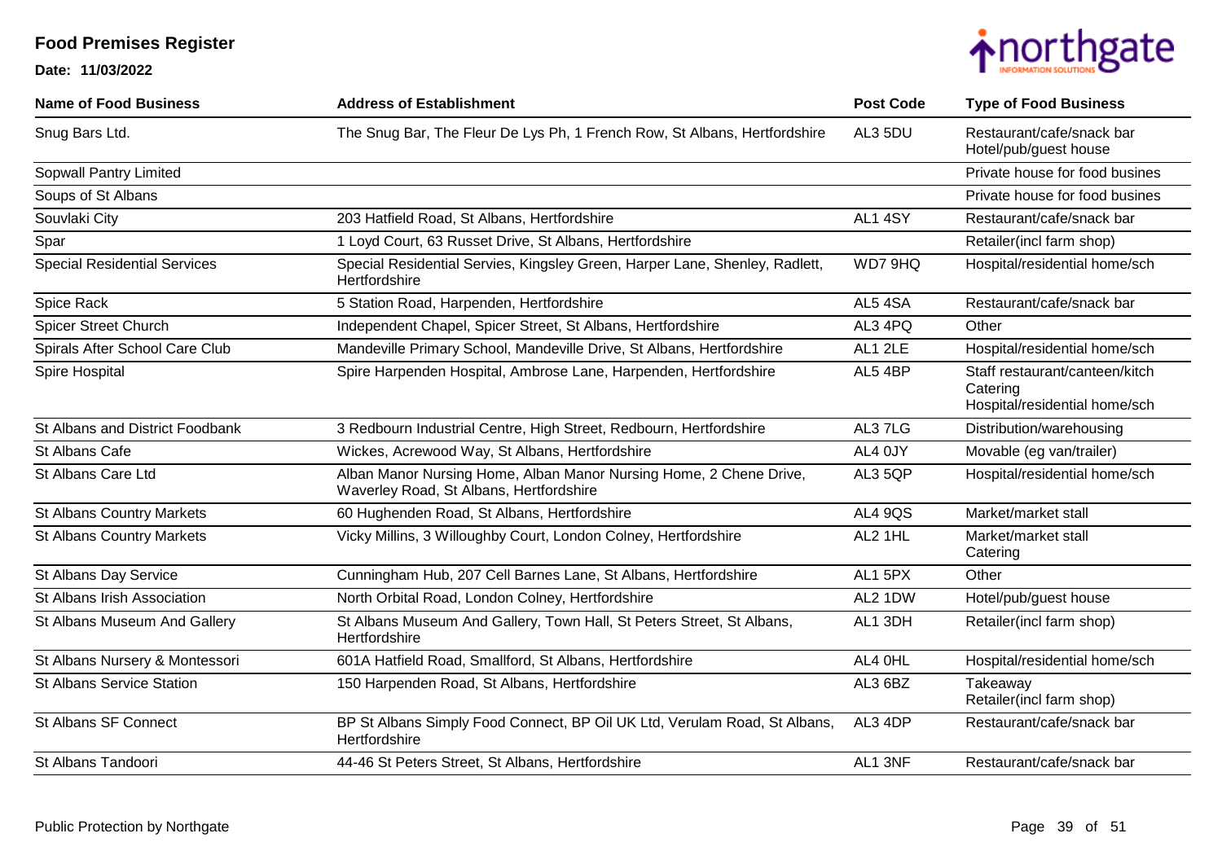# Food Premises Register

**Date: 11/03/2022**

| Name of Food Business | Address of Establishment | Post Code | Type of Food Business |
|---|---|---|---|
| Snug Bars Ltd. | The Snug Bar, The Fleur De Lys Ph, 1 French Row, St Albans, Hertfordshire | AL3 5DU | Restaurant/cafe/snack bar<br>Hotel/pub/guest house |
| Sopwall Pantry Limited | | | Private house for food busines |
| Soups of St Albans | | | Private house for food busines |
| Souvlaki City | 203 Hatfield Road, St Albans, Hertfordshire | AL1 4SY | Restaurant/cafe/snack bar |
| Spar | 1 Loyd Court, 63 Russet Drive, St Albans, Hertfordshire | | Retailer(incl farm shop) |
| Special Residential Services | Special Residential Servies, Kingsley Green, Harper Lane, Shenley, Radlett, Hertfordshire | WD7 9HQ | Hospital/residential home/sch |
| Spice Rack | 5 Station Road, Harpenden, Hertfordshire | AL5 4SA | Restaurant/cafe/snack bar |
| Spicer Street Church | Independent Chapel, Spicer Street, St Albans, Hertfordshire | AL3 4PQ | Other |
| Spirals After School Care Club | Mandeville Primary School, Mandeville Drive, St Albans, Hertfordshire | AL1 2LE | Hospital/residential home/sch |
| Spire Hospital | Spire Harpenden Hospital, Ambrose Lane, Harpenden, Hertfordshire | AL5 4BP | Staff restaurant/canteen/kitch<br>Catering<br>Hospital/residential home/sch |
| St Albans and District Foodbank | 3 Redbourn Industrial Centre, High Street, Redbourn, Hertfordshire | AL3 7LG | Distribution/warehousing |
| St Albans Cafe | Wickes, Acrewood Way, St Albans, Hertfordshire | AL4 0JY | Movable (eg van/trailer) |
| St Albans Care Ltd | Alban Manor Nursing Home, Alban Manor Nursing Home, 2 Chene Drive, Waverley Road, St Albans, Hertfordshire | AL3 5QP | Hospital/residential home/sch |
| St Albans Country Markets | 60 Hughenden Road, St Albans, Hertfordshire | AL4 9QS | Market/market stall |
| St Albans Country Markets | Vicky Millins, 3 Willoughby Court, London Colney, Hertfordshire | AL2 1HL | Market/market stall<br>Catering |
| St Albans Day Service | Cunningham Hub, 207 Cell Barnes Lane, St Albans, Hertfordshire | AL1 5PX | Other |
| St Albans Irish Association | North Orbital Road, London Colney, Hertfordshire | AL2 1DW | Hotel/pub/guest house |
| St Albans Museum And Gallery | St Albans Museum And Gallery, Town Hall, St Peters Street, St Albans, Hertfordshire | AL1 3DH | Retailer(incl farm shop) |
| St Albans Nursery & Montessori | 601A Hatfield Road, Smallford, St Albans, Hertfordshire | AL4 0HL | Hospital/residential home/sch |
| St Albans Service Station | 150 Harpenden Road, St Albans, Hertfordshire | AL3 6BZ | Takeaway<br>Retailer(incl farm shop) |
| St Albans SF Connect | BP St Albans Simply Food Connect, BP Oil UK Ltd, Verulam Road, St Albans, Hertfordshire | AL3 4DP | Restaurant/cafe/snack bar |
| St Albans Tandoori | 44-46 St Peters Street, St Albans, Hertfordshire | AL1 3NF | Restaurant/cafe/snack bar |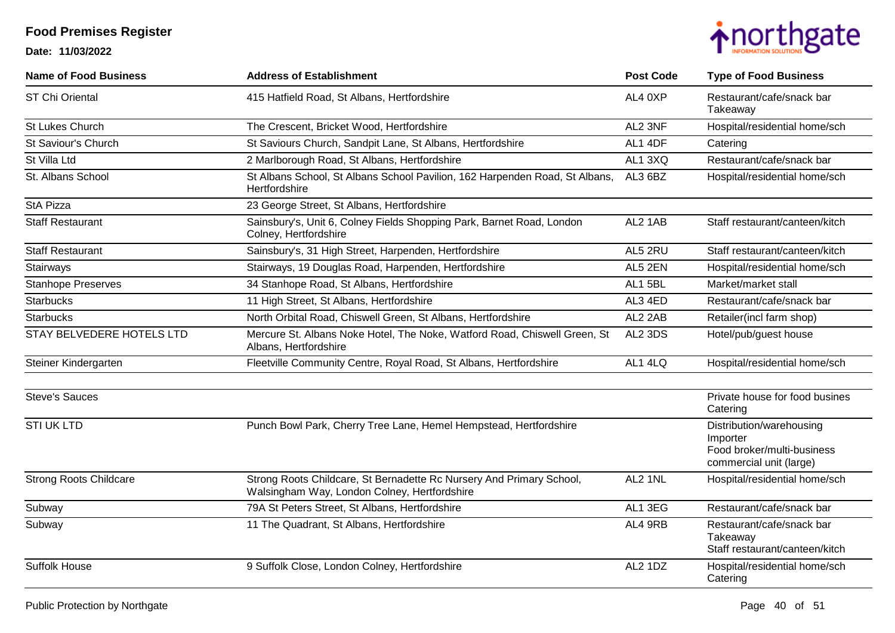# Food Premises Register

**Date: 11/03/2022**

| Name of Food Business | Address of Establishment | Post Code | Type of Food Business |
|---|---|---|---|
| ST Chi Oriental | 415 Hatfield Road, St Albans, Hertfordshire | AL4 0XP | Restaurant/cafe/snack bar<br>Takeaway |
| St Lukes Church | The Crescent, Bricket Wood, Hertfordshire | AL2 3NF | Hospital/residential home/sch |
| St Saviour's Church | St Saviours Church, Sandpit Lane, St Albans, Hertfordshire | AL1 4DF | Catering |
| St Villa Ltd | 2 Marlborough Road, St Albans, Hertfordshire | AL1 3XQ | Restaurant/cafe/snack bar |
| St. Albans School | St Albans School, St Albans School Pavilion, 162 Harpenden Road, St Albans, Hertfordshire | AL3 6BZ | Hospital/residential home/sch |
| StA Pizza | 23 George Street, St Albans, Hertfordshire | | |
| Staff Restaurant | Sainsbury's, Unit 6, Colney Fields Shopping Park, Barnet Road, London Colney, Hertfordshire | AL2 1AB | Staff restaurant/canteen/kitch |
| Staff Restaurant | Sainsbury's, 31 High Street, Harpenden, Hertfordshire | AL5 2RU | Staff restaurant/canteen/kitch |
| Stairways | Stairways, 19 Douglas Road, Harpenden, Hertfordshire | AL5 2EN | Hospital/residential home/sch |
| Stanhope Preserves | 34 Stanhope Road, St Albans, Hertfordshire | AL1 5BL | Market/market stall |
| Starbucks | 11 High Street, St Albans, Hertfordshire | AL3 4ED | Restaurant/cafe/snack bar |
| Starbucks | North Orbital Road, Chiswell Green, St Albans, Hertfordshire | AL2 2AB | Retailer(incl farm shop) |
| STAY BELVEDERE HOTELS LTD | Mercure St. Albans Noke Hotel, The Noke, Watford Road, Chiswell Green, St Albans, Hertfordshire | AL2 3DS | Hotel/pub/guest house |
| Steiner Kindergarten | Fleetville Community Centre, Royal Road, St Albans, Hertfordshire | AL1 4LQ | Hospital/residential home/sch |
| Steve's Sauces | | | Private house for food busines<br>Catering |
| STI UK LTD | Punch Bowl Park, Cherry Tree Lane, Hemel Hempstead, Hertfordshire | | Distribution/warehousing<br>Importer<br>Food broker/multi-business commercial unit (large) |
| Strong Roots Childcare | Strong Roots Childcare, St Bernadette Rc Nursery And Primary School, Walsingham Way, London Colney, Hertfordshire | AL2 1NL | Hospital/residential home/sch |
| Subway | 79A St Peters Street, St Albans, Hertfordshire | AL1 3EG | Restaurant/cafe/snack bar |
| Subway | 11 The Quadrant, St Albans, Hertfordshire | AL4 9RB | Restaurant/cafe/snack bar<br>Takeaway<br>Staff restaurant/canteen/kitch |
| Suffolk House | 9 Suffolk Close, London Colney, Hertfordshire | AL2 1DZ | Hospital/residential home/sch<br>Catering |

Public Protection by Northgate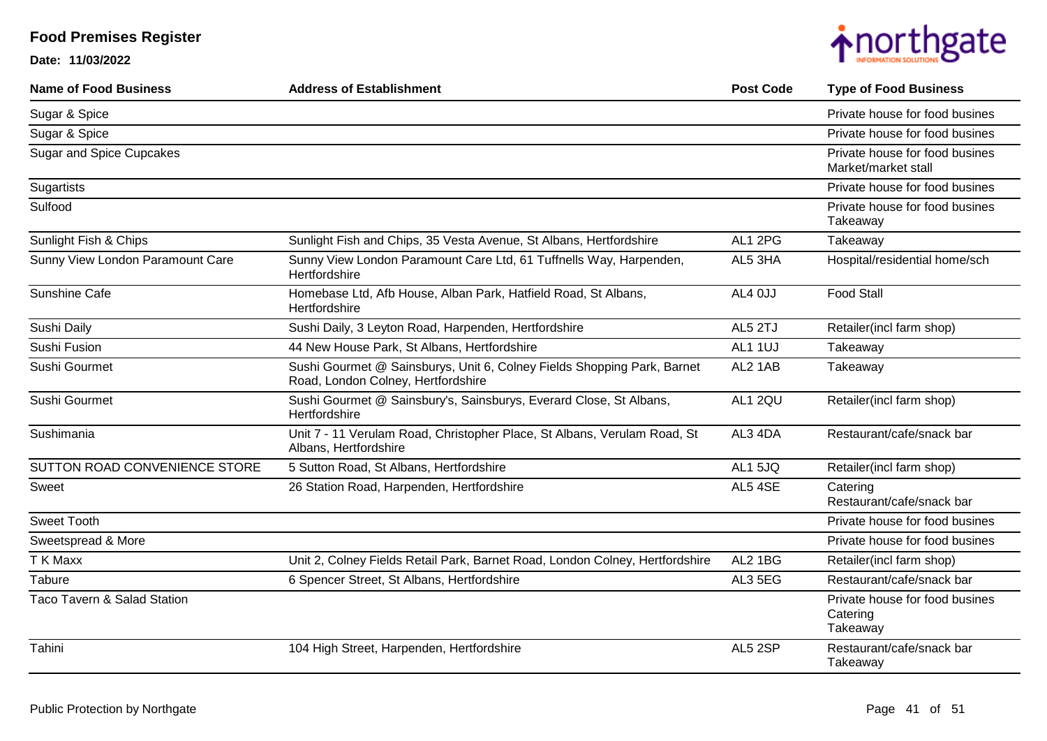# Food Premises Register

**Date: 11/03/2022**

| Name of Food Business | Address of Establishment | Post Code | Type of Food Business |
|---|---|---|---|
| Sugar & Spice | | | Private house for food busines |
| Sugar & Spice | | | Private house for food busines |
| Sugar and Spice Cupcakes | | | Private house for food busines<br>Market/market stall |
| Sugartists | | | Private house for food busines |
| Sulfood | | | Private house for food busines<br>Takeaway |
| Sunlight Fish & Chips | Sunlight Fish and Chips, 35 Vesta Avenue, St Albans, Hertfordshire | AL1 2PG | Takeaway |
| Sunny View London Paramount Care | Sunny View London Paramount Care Ltd, 61 Tuffnells Way, Harpenden, Hertfordshire | AL5 3HA | Hospital/residential home/sch |
| Sunshine Cafe | Homebase Ltd, Afb House, Alban Park, Hatfield Road, St Albans, Hertfordshire | AL4 0JJ | Food Stall |
| Sushi Daily | Sushi Daily, 3 Leyton Road, Harpenden, Hertfordshire | AL5 2TJ | Retailer(incl farm shop) |
| Sushi Fusion | 44 New House Park, St Albans, Hertfordshire | AL1 1UJ | Takeaway |
| Sushi Gourmet | Sushi Gourmet @ Sainsburys, Unit 6, Colney Fields Shopping Park, Barnet Road, London Colney, Hertfordshire | AL2 1AB | Takeaway |
| Sushi Gourmet | Sushi Gourmet @ Sainsbury's, Sainsburys, Everard Close, St Albans, Hertfordshire | AL1 2QU | Retailer(incl farm shop) |
| Sushimania | Unit 7 - 11 Verulam Road, Christopher Place, St Albans, Verulam Road, St Albans, Hertfordshire | AL3 4DA | Restaurant/cafe/snack bar |
| SUTTON ROAD CONVENIENCE STORE | 5 Sutton Road, St Albans, Hertfordshire | AL1 5JQ | Retailer(incl farm shop) |
| Sweet | 26 Station Road, Harpenden, Hertfordshire | AL5 4SE | Catering<br>Restaurant/cafe/snack bar |
| Sweet Tooth | | | Private house for food busines |
| Sweetspread & More | | | Private house for food busines |
| T K Maxx | Unit 2, Colney Fields Retail Park, Barnet Road, London Colney, Hertfordshire | AL2 1BG | Retailer(incl farm shop) |
| Tabure | 6 Spencer Street, St Albans, Hertfordshire | AL3 5EG | Restaurant/cafe/snack bar |
| Taco Tavern & Salad Station | | | Private house for food busines<br>Catering<br>Takeaway |
| Tahini | 104 High Street, Harpenden, Hertfordshire | AL5 2SP | Restaurant/cafe/snack bar<br>Takeaway |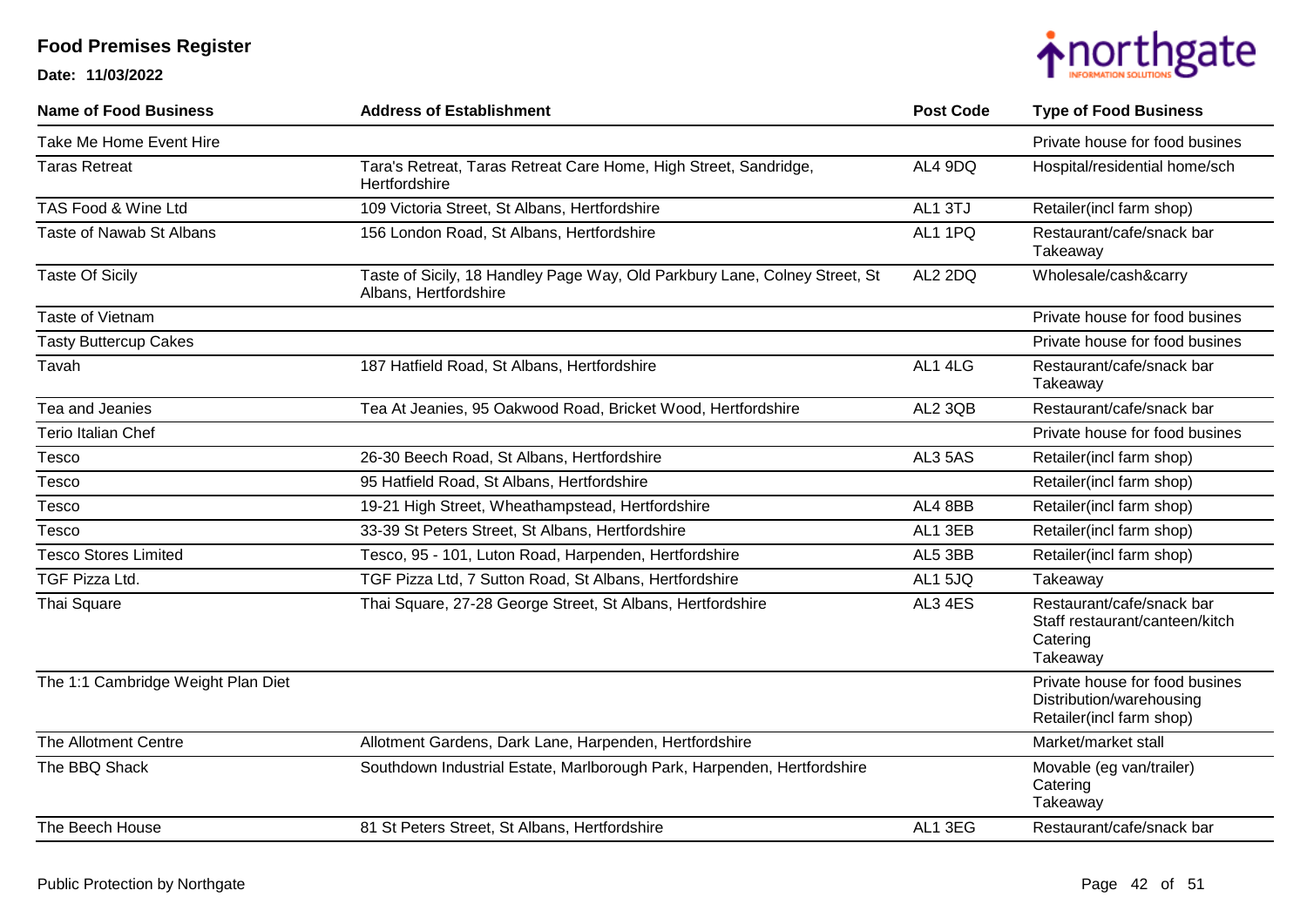# Food Premises Register

**Date: 11/03/2022**

| Name of Food Business | Address of Establishment | Post Code | Type of Food Business |
|---|---|---|---|
| Take Me Home Event Hire | | | Private house for food busines |
| Taras Retreat | Tara's Retreat, Taras Retreat Care Home, High Street, Sandridge, Hertfordshire | AL4 9DQ | Hospital/residential home/sch |
| TAS Food & Wine Ltd | 109 Victoria Street, St Albans, Hertfordshire | AL1 3TJ | Retailer(incl farm shop) |
| Taste of Nawab St Albans | 156 London Road, St Albans, Hertfordshire | AL1 1PQ | Restaurant/cafe/snack bar<br>Takeaway |
| Taste Of Sicily | Taste of Sicily, 18 Handley Page Way, Old Parkbury Lane, Colney Street, St Albans, Hertfordshire | AL2 2DQ | Wholesale/cash&carry |
| Taste of Vietnam | | | Private house for food busines |
| Tasty Buttercup Cakes | | | Private house for food busines |
| Tavah | 187 Hatfield Road, St Albans, Hertfordshire | AL1 4LG | Restaurant/cafe/snack bar<br>Takeaway |
| Tea and Jeanies | Tea At Jeanies, 95 Oakwood Road, Bricket Wood, Hertfordshire | AL2 3QB | Restaurant/cafe/snack bar |
| Terio Italian Chef | | | Private house for food busines |
| Tesco | 26-30 Beech Road, St Albans, Hertfordshire | AL3 5AS | Retailer(incl farm shop) |
| Tesco | 95 Hatfield Road, St Albans, Hertfordshire | | Retailer(incl farm shop) |
| Tesco | 19-21 High Street, Wheathampstead, Hertfordshire | AL4 8BB | Retailer(incl farm shop) |
| Tesco | 33-39 St Peters Street, St Albans, Hertfordshire | AL1 3EB | Retailer(incl farm shop) |
| Tesco Stores Limited | Tesco, 95 - 101, Luton Road, Harpenden, Hertfordshire | AL5 3BB | Retailer(incl farm shop) |
| TGF Pizza Ltd. | TGF Pizza Ltd, 7 Sutton Road, St Albans, Hertfordshire | AL1 5JQ | Takeaway |
| Thai Square | Thai Square, 27-28 George Street, St Albans, Hertfordshire | AL3 4ES | Restaurant/cafe/snack bar<br>Staff restaurant/canteen/kitch<br>Catering<br>Takeaway |
| The 1:1 Cambridge Weight Plan Diet | | | Private house for food busines<br>Distribution/warehousing<br>Retailer(incl farm shop) |
| The Allotment Centre | Allotment Gardens, Dark Lane, Harpenden, Hertfordshire | | Market/market stall |
| The BBQ Shack | Southdown Industrial Estate, Marlborough Park, Harpenden, Hertfordshire | | Movable (eg van/trailer)<br>Catering<br>Takeaway |
| The Beech House | 81 St Peters Street, St Albans, Hertfordshire | AL1 3EG | Restaurant/cafe/snack bar |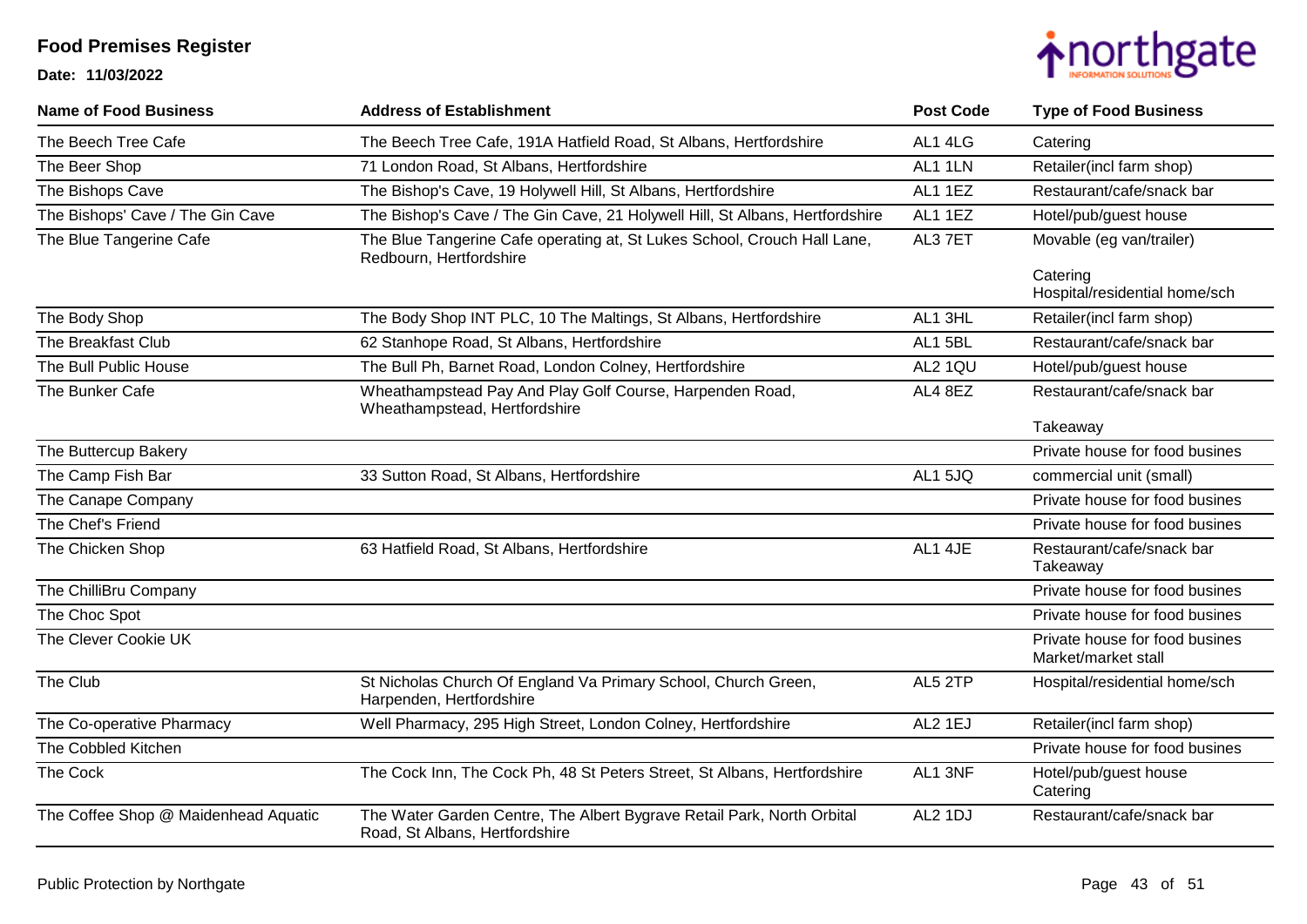# Food Premises Register

**Date: 11/03/2022**

| Name of Food Business | Address of Establishment | Post Code | Type of Food Business |
|---|---|---|---|
| The Beech Tree Cafe | The Beech Tree Cafe, 191A Hatfield Road, St Albans, Hertfordshire | AL1 4LG | Catering |
| The Beer Shop | 71 London Road, St Albans, Hertfordshire | AL1 1LN | Retailer(incl farm shop) |
| The Bishops Cave | The Bishop's Cave, 19 Holywell Hill, St Albans, Hertfordshire | AL1 1EZ | Restaurant/cafe/snack bar |
| The Bishops' Cave / The Gin Cave | The Bishop's Cave / The Gin Cave, 21 Holywell Hill, St Albans, Hertfordshire | AL1 1EZ | Hotel/pub/guest house |
| The Blue Tangerine Cafe | The Blue Tangerine Cafe operating at, St Lukes School, Crouch Hall Lane, Redbourn, Hertfordshire | AL3 7ET | Movable (eg van/trailer)<br>Catering<br>Hospital/residential home/sch |
| The Body Shop | The Body Shop INT PLC, 10 The Maltings, St Albans, Hertfordshire | AL1 3HL | Retailer(incl farm shop) |
| The Breakfast Club | 62 Stanhope Road, St Albans, Hertfordshire | AL1 5BL | Restaurant/cafe/snack bar |
| The Bull Public House | The Bull Ph, Barnet Road, London Colney, Hertfordshire | AL2 1QU | Hotel/pub/guest house |
| The Bunker Cafe | Wheathampstead Pay And Play Golf Course, Harpenden Road, Wheathampstead, Hertfordshire | AL4 8EZ | Restaurant/cafe/snack bar<br>Takeaway |
| The Buttercup Bakery | | | Private house for food busines |
| The Camp Fish Bar | 33 Sutton Road, St Albans, Hertfordshire | AL1 5JQ | commercial unit (small) |
| The Canape Company | | | Private house for food busines |
| The Chef's Friend | | | Private house for food busines |
| The Chicken Shop | 63 Hatfield Road, St Albans, Hertfordshire | AL1 4JE | Restaurant/cafe/snack bar<br>Takeaway |
| The ChilliBru Company | | | Private house for food busines |
| The Choc Spot | | | Private house for food busines |
| The Clever Cookie UK | | | Private house for food busines<br>Market/market stall |
| The Club | St Nicholas Church Of England Va Primary School, Church Green, Harpenden, Hertfordshire | AL5 2TP | Hospital/residential home/sch |
| The Co-operative Pharmacy | Well Pharmacy, 295 High Street, London Colney, Hertfordshire | AL2 1EJ | Retailer(incl farm shop) |
| The Cobbled Kitchen | | | Private house for food busines |
| The Cock | The Cock Inn, The Cock Ph, 48 St Peters Street, St Albans, Hertfordshire | AL1 3NF | Hotel/pub/guest house<br>Catering |
| The Coffee Shop @ Maidenhead Aquatic | The Water Garden Centre, The Albert Bygrave Retail Park, North Orbital Road, St Albans, Hertfordshire | AL2 1DJ | Restaurant/cafe/snack bar |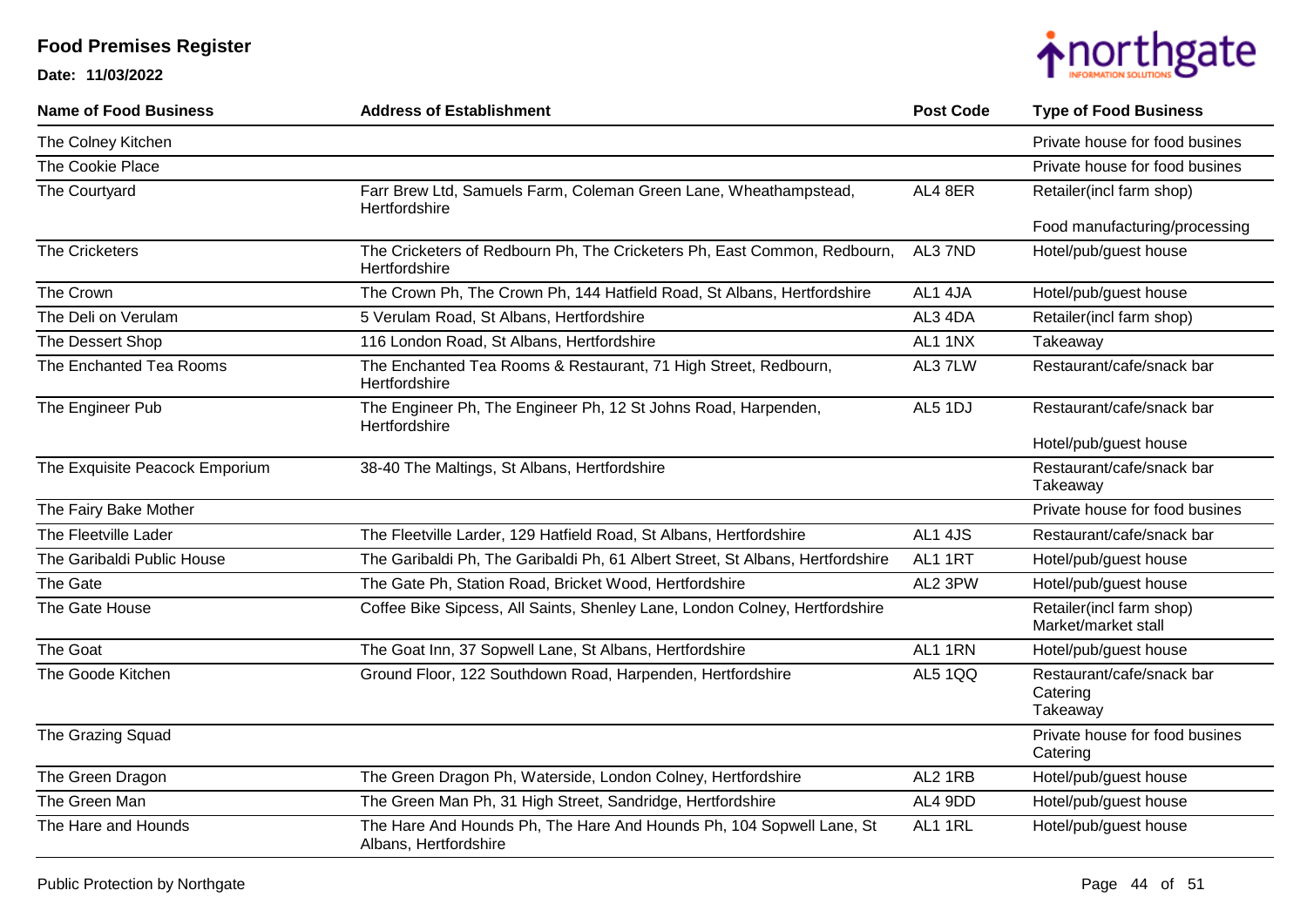# Food Premises Register

**Date: 11/03/2022**

| Name of Food Business | Address of Establishment | Post Code | Type of Food Business |
|---|---|---|---|
| The Colney Kitchen | | | Private house for food busines |
| The Cookie Place | | | Private house for food busines |
| The Courtyard | Farr Brew Ltd, Samuels Farm, Coleman Green Lane, Wheathampstead, Hertfordshire | AL4 8ER | Retailer(incl farm shop)<br>Food manufacturing/processing |
| The Cricketers | The Cricketers of Redbourn Ph, The Cricketers Ph, East Common, Redbourn, Hertfordshire | AL3 7ND | Hotel/pub/guest house |
| The Crown | The Crown Ph, The Crown Ph, 144 Hatfield Road, St Albans, Hertfordshire | AL1 4JA | Hotel/pub/guest house |
| The Deli on Verulam | 5 Verulam Road, St Albans, Hertfordshire | AL3 4DA | Retailer(incl farm shop) |
| The Dessert Shop | 116 London Road, St Albans, Hertfordshire | AL1 1NX | Takeaway |
| The Enchanted Tea Rooms | The Enchanted Tea Rooms & Restaurant, 71 High Street, Redbourn, Hertfordshire | AL3 7LW | Restaurant/cafe/snack bar |
| The Engineer Pub | The Engineer Ph, The Engineer Ph, 12 St Johns Road, Harpenden, Hertfordshire | AL5 1DJ | Restaurant/cafe/snack bar<br>Hotel/pub/guest house |
| The Exquisite Peacock Emporium | 38-40 The Maltings, St Albans, Hertfordshire | | Restaurant/cafe/snack bar<br>Takeaway |
| The Fairy Bake Mother | | | Private house for food busines |
| The Fleetville Lader | The Fleetville Larder, 129 Hatfield Road, St Albans, Hertfordshire | AL1 4JS | Restaurant/cafe/snack bar |
| The Garibaldi Public House | The Garibaldi Ph, The Garibaldi Ph, 61 Albert Street, St Albans, Hertfordshire | AL1 1RT | Hotel/pub/guest house |
| The Gate | The Gate Ph, Station Road, Bricket Wood, Hertfordshire | AL2 3PW | Hotel/pub/guest house |
| The Gate House | Coffee Bike Sipcess, All Saints, Shenley Lane, London Colney, Hertfordshire | | Retailer(incl farm shop)<br>Market/market stall |
| The Goat | The Goat Inn, 37 Sopwell Lane, St Albans, Hertfordshire | AL1 1RN | Hotel/pub/guest house |
| The Goode Kitchen | Ground Floor, 122 Southdown Road, Harpenden, Hertfordshire | AL5 1QQ | Restaurant/cafe/snack bar<br>Catering<br>Takeaway |
| The Grazing Squad | | | Private house for food busines<br>Catering |
| The Green Dragon | The Green Dragon Ph, Waterside, London Colney, Hertfordshire | AL2 1RB | Hotel/pub/guest house |
| The Green Man | The Green Man Ph, 31 High Street, Sandridge, Hertfordshire | AL4 9DD | Hotel/pub/guest house |
| The Hare and Hounds | The Hare And Hounds Ph, The Hare And Hounds Ph, 104 Sopwell Lane, St Albans, Hertfordshire | AL1 1RL | Hotel/pub/guest house |

Public Protection by Northgate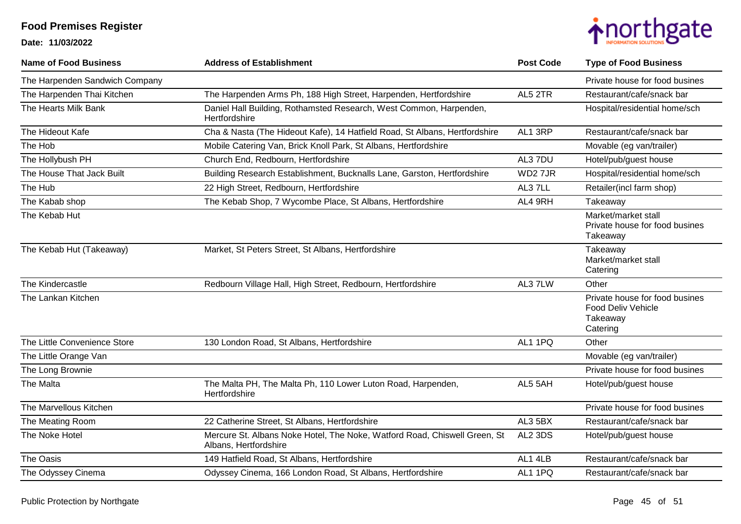# Food Premises Register

**Date: 11/03/2022**

| Name of Food Business | Address of Establishment | Post Code | Type of Food Business |
| --- | --- | --- | --- |
| The Harpenden Sandwich Company | | | Private house for food busines |
| The Harpenden Thai Kitchen | The Harpenden Arms Ph, 188 High Street, Harpenden, Hertfordshire | AL5 2TR | Restaurant/cafe/snack bar |
| The Hearts Milk Bank | Daniel Hall Building, Rothamsted Research, West Common, Harpenden, Hertfordshire | | Hospital/residential home/sch |
| The Hideout Kafe | Cha & Nasta (The Hideout Kafe), 14 Hatfield Road, St Albans, Hertfordshire | AL1 3RP | Restaurant/cafe/snack bar |
| The Hob | Mobile Catering Van, Brick Knoll Park, St Albans, Hertfordshire | | Movable (eg van/trailer) |
| The Hollybush PH | Church End, Redbourn, Hertfordshire | AL3 7DU | Hotel/pub/guest house |
| The House That Jack Built | Building Research Establishment, Bucknalls Lane, Garston, Hertfordshire | WD2 7JR | Hospital/residential home/sch |
| The Hub | 22 High Street, Redbourn, Hertfordshire | AL3 7LL | Retailer(incl farm shop) |
| The Kabab shop | The Kebab Shop, 7 Wycombe Place, St Albans, Hertfordshire | AL4 9RH | Takeaway |
| The Kebab Hut | | | Market/market stall<br>Private house for food busines<br>Takeaway |
| The Kebab Hut (Takeaway) | Market, St Peters Street, St Albans, Hertfordshire | | Takeaway<br>Market/market stall<br>Catering |
| The Kindercastle | Redbourn Village Hall, High Street, Redbourn, Hertfordshire | AL3 7LW | Other |
| The Lankan Kitchen | | | Private house for food busines<br>Food Deliv Vehicle<br>Takeaway<br>Catering |
| The Little Convenience Store | 130 London Road, St Albans, Hertfordshire | AL1 1PQ | Other |
| The Little Orange Van | | | Movable (eg van/trailer) |
| The Long Brownie | | | Private house for food busines |
| The Malta | The Malta PH, The Malta Ph, 110 Lower Luton Road, Harpenden, Hertfordshire | AL5 5AH | Hotel/pub/guest house |
| The Marvellous Kitchen | | | Private house for food busines |
| The Meating Room | 22 Catherine Street, St Albans, Hertfordshire | AL3 5BX | Restaurant/cafe/snack bar |
| The Noke Hotel | Mercure St. Albans Noke Hotel, The Noke, Watford Road, Chiswell Green, St Albans, Hertfordshire | AL2 3DS | Hotel/pub/guest house |
| The Oasis | 149 Hatfield Road, St Albans, Hertfordshire | AL1 4LB | Restaurant/cafe/snack bar |
| The Odyssey Cinema | Odyssey Cinema, 166 London Road, St Albans, Hertfordshire | AL1 1PQ | Restaurant/cafe/snack bar |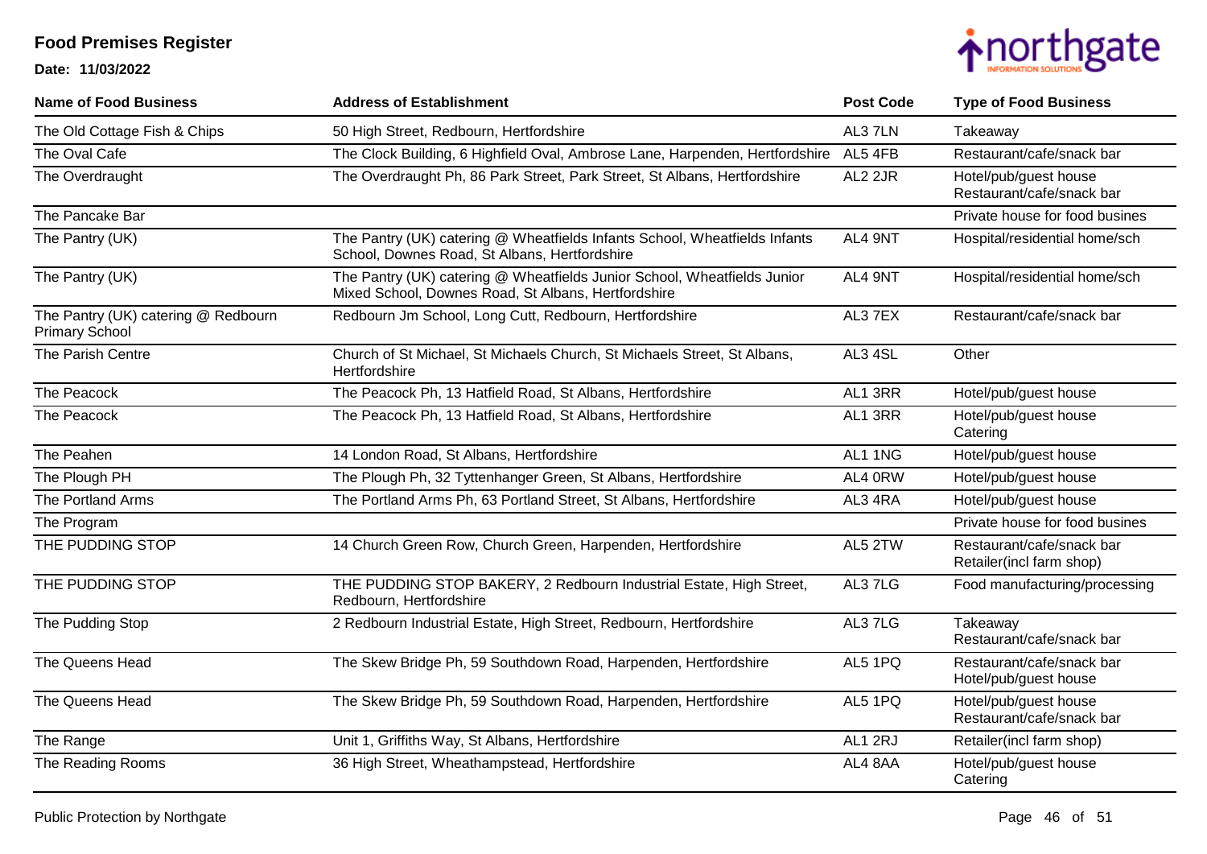# Food Premises Register

**Date: 11/03/2022**

| Name of Food Business | Address of Establishment | Post Code | Type of Food Business |
|---|---|---|---|
| The Old Cottage Fish & Chips | 50 High Street, Redbourn, Hertfordshire | AL3 7LN | Takeaway |
| The Oval Cafe | The Clock Building, 6 Highfield Oval, Ambrose Lane, Harpenden, Hertfordshire | AL5 4FB | Restaurant/cafe/snack bar |
| The Overdraught | The Overdraught Ph, 86 Park Street, Park Street, St Albans, Hertfordshire | AL2 2JR | Hotel/pub/guest house<br>Restaurant/cafe/snack bar |
| The Pancake Bar | | | Private house for food busines |
| The Pantry (UK) | The Pantry (UK) catering @ Wheatfields Infants School, Wheatfields Infants School, Downes Road, St Albans, Hertfordshire | AL4 9NT | Hospital/residential home/sch |
| The Pantry (UK) | The Pantry (UK) catering @ Wheatfields Junior School, Wheatfields Junior Mixed School, Downes Road, St Albans, Hertfordshire | AL4 9NT | Hospital/residential home/sch |
| The Pantry (UK) catering @ Redbourn Primary School | Redbourn Jm School, Long Cutt, Redbourn, Hertfordshire | AL3 7EX | Restaurant/cafe/snack bar |
| The Parish Centre | Church of St Michael, St Michaels Church, St Michaels Street, St Albans, Hertfordshire | AL3 4SL | Other |
| The Peacock | The Peacock Ph, 13 Hatfield Road, St Albans, Hertfordshire | AL1 3RR | Hotel/pub/guest house |
| The Peacock | The Peacock Ph, 13 Hatfield Road, St Albans, Hertfordshire | AL1 3RR | Hotel/pub/guest house<br>Catering |
| The Peahen | 14 London Road, St Albans, Hertfordshire | AL1 1NG | Hotel/pub/guest house |
| The Plough PH | The Plough Ph, 32 Tyttenhanger Green, St Albans, Hertfordshire | AL4 0RW | Hotel/pub/guest house |
| The Portland Arms | The Portland Arms Ph, 63 Portland Street, St Albans, Hertfordshire | AL3 4RA | Hotel/pub/guest house |
| The Program | | | Private house for food busines |
| THE PUDDING STOP | 14 Church Green Row, Church Green, Harpenden, Hertfordshire | AL5 2TW | Restaurant/cafe/snack bar<br>Retailer(incl farm shop) |
| THE PUDDING STOP | THE PUDDING STOP BAKERY, 2 Redbourn Industrial Estate, High Street, Redbourn, Hertfordshire | AL3 7LG | Food manufacturing/processing |
| The Pudding Stop | 2 Redbourn Industrial Estate, High Street, Redbourn, Hertfordshire | AL3 7LG | Takeaway<br>Restaurant/cafe/snack bar |
| The Queens Head | The Skew Bridge Ph, 59 Southdown Road, Harpenden, Hertfordshire | AL5 1PQ | Restaurant/cafe/snack bar<br>Hotel/pub/guest house |
| The Queens Head | The Skew Bridge Ph, 59 Southdown Road, Harpenden, Hertfordshire | AL5 1PQ | Hotel/pub/guest house<br>Restaurant/cafe/snack bar |
| The Range | Unit 1, Griffiths Way, St Albans, Hertfordshire | AL1 2RJ | Retailer(incl farm shop) |
| The Reading Rooms | 36 High Street, Wheathampstead, Hertfordshire | AL4 8AA | Hotel/pub/guest house<br>Catering |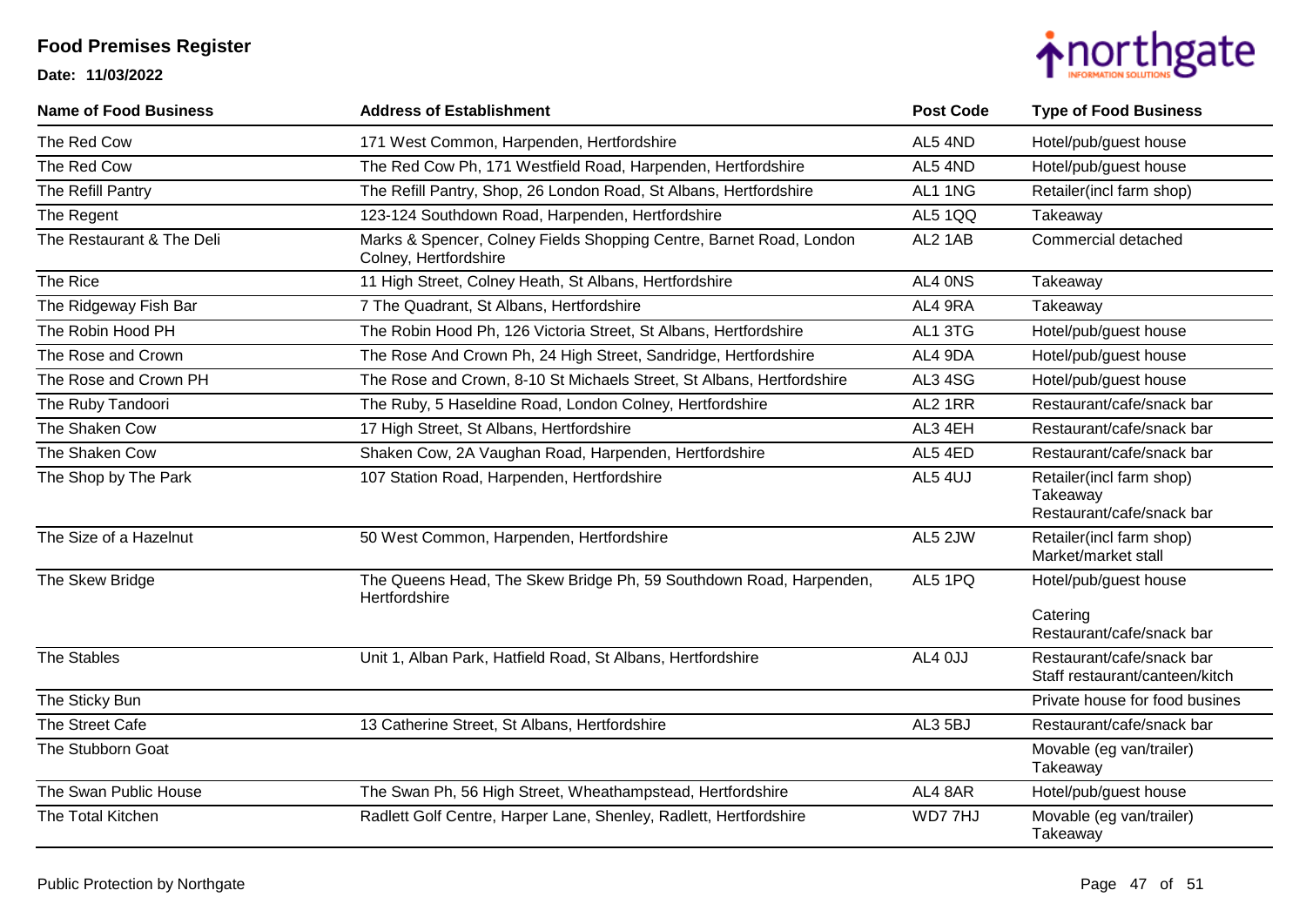# Food Premises Register

**Date: 11/03/2022**

| Name of Food Business | Address of Establishment | Post Code | Type of Food Business |
| --- | --- | --- | --- |
| The Red Cow | 171 West Common, Harpenden, Hertfordshire | AL5 4ND | Hotel/pub/guest house |
| The Red Cow | The Red Cow Ph, 171 Westfield Road, Harpenden, Hertfordshire | AL5 4ND | Hotel/pub/guest house |
| The Refill Pantry | The Refill Pantry, Shop, 26 London Road, St Albans, Hertfordshire | AL1 1NG | Retailer(incl farm shop) |
| The Regent | 123-124 Southdown Road, Harpenden, Hertfordshire | AL5 1QQ | Takeaway |
| The Restaurant & The Deli | Marks & Spencer, Colney Fields Shopping Centre, Barnet Road, London Colney, Hertfordshire | AL2 1AB | Commercial detached |
| The Rice | 11 High Street, Colney Heath, St Albans, Hertfordshire | AL4 0NS | Takeaway |
| The Ridgeway Fish Bar | 7 The Quadrant, St Albans, Hertfordshire | AL4 9RA | Takeaway |
| The Robin Hood PH | The Robin Hood Ph, 126 Victoria Street, St Albans, Hertfordshire | AL1 3TG | Hotel/pub/guest house |
| The Rose and Crown | The Rose And Crown Ph, 24 High Street, Sandridge, Hertfordshire | AL4 9DA | Hotel/pub/guest house |
| The Rose and Crown PH | The Rose and Crown, 8-10 St Michaels Street, St Albans, Hertfordshire | AL3 4SG | Hotel/pub/guest house |
| The Ruby Tandoori | The Ruby, 5 Haseldine Road, London Colney, Hertfordshire | AL2 1RR | Restaurant/cafe/snack bar |
| The Shaken Cow | 17 High Street, St Albans, Hertfordshire | AL3 4EH | Restaurant/cafe/snack bar |
| The Shaken Cow | Shaken Cow, 2A Vaughan Road, Harpenden, Hertfordshire | AL5 4ED | Restaurant/cafe/snack bar |
| The Shop by The Park | 107 Station Road, Harpenden, Hertfordshire | AL5 4UJ | Retailer(incl farm shop)<br>Takeaway<br>Restaurant/cafe/snack bar |
| The Size of a Hazelnut | 50 West Common, Harpenden, Hertfordshire | AL5 2JW | Retailer(incl farm shop)<br>Market/market stall |
| The Skew Bridge | The Queens Head, The Skew Bridge Ph, 59 Southdown Road, Harpenden, Hertfordshire | AL5 1PQ | Hotel/pub/guest house<br>Catering<br>Restaurant/cafe/snack bar |
| The Stables | Unit 1, Alban Park, Hatfield Road, St Albans, Hertfordshire | AL4 0JJ | Restaurant/cafe/snack bar<br>Staff restaurant/canteen/kitch |
| The Sticky Bun | | | Private house for food busines |
| The Street Cafe | 13 Catherine Street, St Albans, Hertfordshire | AL3 5BJ | Restaurant/cafe/snack bar |
| The Stubborn Goat | | | Movable (eg van/trailer)<br>Takeaway |
| The Swan Public House | The Swan Ph, 56 High Street, Wheathampstead, Hertfordshire | AL4 8AR | Hotel/pub/guest house |
| The Total Kitchen | Radlett Golf Centre, Harper Lane, Shenley, Radlett, Hertfordshire | WD7 7HJ | Movable (eg van/trailer)<br>Takeaway |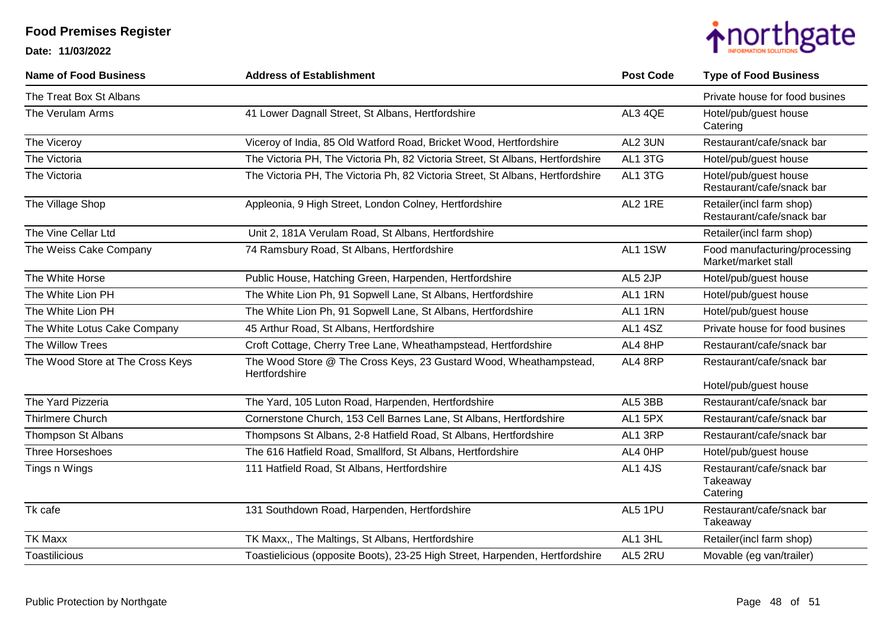# Food Premises Register

**Date: 11/03/2022**

| Name of Food Business | Address of Establishment | Post Code | Type of Food Business |
|---|---|---|---|
| The Treat Box St Albans | | | Private house for food busines |
| The Verulam Arms | 41 Lower Dagnall Street, St Albans, Hertfordshire | AL3 4QE | Hotel/pub/guest house<br>Catering |
| The Viceroy | Viceroy of India, 85 Old Watford Road, Bricket Wood, Hertfordshire | AL2 3UN | Restaurant/cafe/snack bar |
| The Victoria | The Victoria PH, The Victoria Ph, 82 Victoria Street, St Albans, Hertfordshire | AL1 3TG | Hotel/pub/guest house |
| The Victoria | The Victoria PH, The Victoria Ph, 82 Victoria Street, St Albans, Hertfordshire | AL1 3TG | Hotel/pub/guest house<br>Restaurant/cafe/snack bar |
| The Village Shop | Appleonia, 9 High Street, London Colney, Hertfordshire | AL2 1RE | Retailer(incl farm shop)<br>Restaurant/cafe/snack bar |
| The Vine Cellar Ltd | Unit 2, 181A Verulam Road, St Albans, Hertfordshire | | Retailer(incl farm shop) |
| The Weiss Cake Company | 74 Ramsbury Road, St Albans, Hertfordshire | AL1 1SW | Food manufacturing/processing<br>Market/market stall |
| The White Horse | Public House, Hatching Green, Harpenden, Hertfordshire | AL5 2JP | Hotel/pub/guest house |
| The White Lion PH | The White Lion Ph, 91 Sopwell Lane, St Albans, Hertfordshire | AL1 1RN | Hotel/pub/guest house |
| The White Lion PH | The White Lion Ph, 91 Sopwell Lane, St Albans, Hertfordshire | AL1 1RN | Hotel/pub/guest house |
| The White Lotus Cake Company | 45 Arthur Road, St Albans, Hertfordshire | AL1 4SZ | Private house for food busines |
| The Willow Trees | Croft Cottage, Cherry Tree Lane, Wheathampstead, Hertfordshire | AL4 8HP | Restaurant/cafe/snack bar |
| The Wood Store at The Cross Keys | The Wood Store @ The Cross Keys, 23 Gustard Wood, Wheathampstead, Hertfordshire | AL4 8RP | Restaurant/cafe/snack bar<br>Hotel/pub/guest house |
| The Yard Pizzeria | The Yard, 105 Luton Road, Harpenden, Hertfordshire | AL5 3BB | Restaurant/cafe/snack bar |
| Thirlmere Church | Cornerstone Church, 153 Cell Barnes Lane, St Albans, Hertfordshire | AL1 5PX | Restaurant/cafe/snack bar |
| Thompson St Albans | Thompsons St Albans, 2-8 Hatfield Road, St Albans, Hertfordshire | AL1 3RP | Restaurant/cafe/snack bar |
| Three Horseshoes | The 616 Hatfield Road, Smallford, St Albans, Hertfordshire | AL4 0HP | Hotel/pub/guest house |
| Tings n Wings | 111 Hatfield Road, St Albans, Hertfordshire | AL1 4JS | Restaurant/cafe/snack bar<br>Takeaway<br>Catering |
| Tk cafe | 131 Southdown Road, Harpenden, Hertfordshire | AL5 1PU | Restaurant/cafe/snack bar<br>Takeaway |
| TK Maxx | TK Maxx,, The Maltings, St Albans, Hertfordshire | AL1 3HL | Retailer(incl farm shop) |
| Toastilicious | Toastielicious (opposite Boots), 23-25 High Street, Harpenden, Hertfordshire | AL5 2RU | Movable (eg van/trailer) |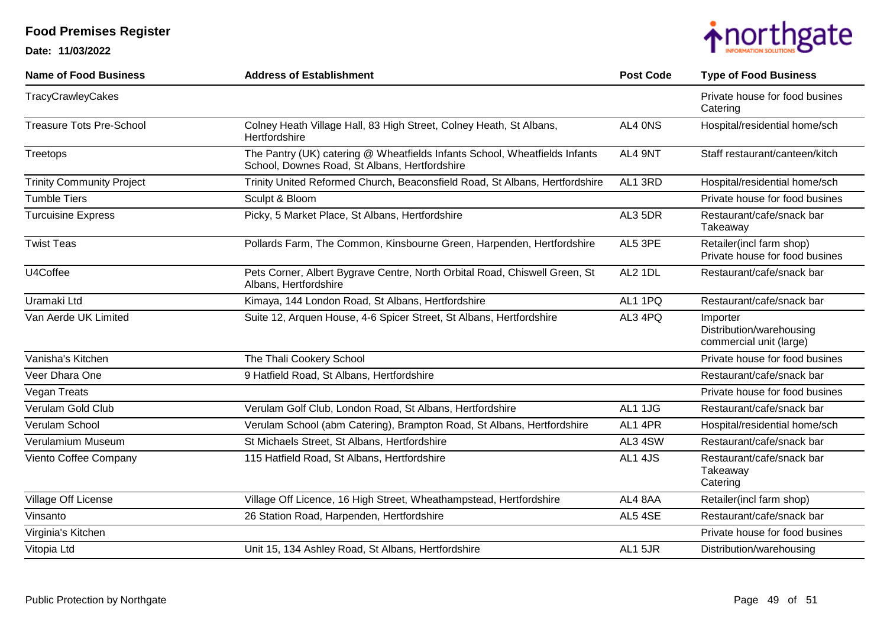# Food Premises Register

**Date: 11/03/2022**

| Name of Food Business | Address of Establishment | Post Code | Type of Food Business |
|---|---|---|---|
| TracyCrawleyCakes | | | Private house for food busines Catering |
| Treasure Tots Pre-School | Colney Heath Village Hall, 83 High Street, Colney Heath, St Albans, Hertfordshire | AL4 0NS | Hospital/residential home/sch |
| Treetops | The Pantry (UK) catering @ Wheatfields Infants School, Wheatfields Infants School, Downes Road, St Albans, Hertfordshire | AL4 9NT | Staff restaurant/canteen/kitch |
| Trinity Community Project | Trinity United Reformed Church, Beaconsfield Road, St Albans, Hertfordshire | AL1 3RD | Hospital/residential home/sch |
| Tumble Tiers | Sculpt & Bloom | | Private house for food busines |
| Turcuisine Express | Picky, 5 Market Place, St Albans, Hertfordshire | AL3 5DR | Restaurant/cafe/snack bar Takeaway |
| Twist Teas | Pollards Farm, The Common, Kinsbourne Green, Harpenden, Hertfordshire | AL5 3PE | Retailer(incl farm shop) Private house for food busines |
| U4Coffee | Pets Corner, Albert Bygrave Centre, North Orbital Road, Chiswell Green, St Albans, Hertfordshire | AL2 1DL | Restaurant/cafe/snack bar |
| Uramaki Ltd | Kimaya, 144 London Road, St Albans, Hertfordshire | AL1 1PQ | Restaurant/cafe/snack bar |
| Van Aerde UK Limited | Suite 12, Arquen House, 4-6 Spicer Street, St Albans, Hertfordshire | AL3 4PQ | Importer Distribution/warehousing commercial unit (large) |
| Vanisha's Kitchen | The Thali Cookery School | | Private house for food busines |
| Veer Dhara One | 9 Hatfield Road, St Albans, Hertfordshire | | Restaurant/cafe/snack bar |
| Vegan Treats | | | Private house for food busines |
| Verulam Gold Club | Verulam Golf Club, London Road, St Albans, Hertfordshire | AL1 1JG | Restaurant/cafe/snack bar |
| Verulam School | Verulam School (abm Catering), Brampton Road, St Albans, Hertfordshire | AL1 4PR | Hospital/residential home/sch |
| Verulamium Museum | St Michaels Street, St Albans, Hertfordshire | AL3 4SW | Restaurant/cafe/snack bar |
| Viento Coffee Company | 115 Hatfield Road, St Albans, Hertfordshire | AL1 4JS | Restaurant/cafe/snack bar Takeaway Catering |
| Village Off License | Village Off Licence, 16 High Street, Wheathampstead, Hertfordshire | AL4 8AA | Retailer(incl farm shop) |
| Vinsanto | 26 Station Road, Harpenden, Hertfordshire | AL5 4SE | Restaurant/cafe/snack bar |
| Virginia's Kitchen | | | Private house for food busines |
| Vitopia Ltd | Unit 15, 134 Ashley Road, St Albans, Hertfordshire | AL1 5JR | Distribution/warehousing |

Public Protection by Northgate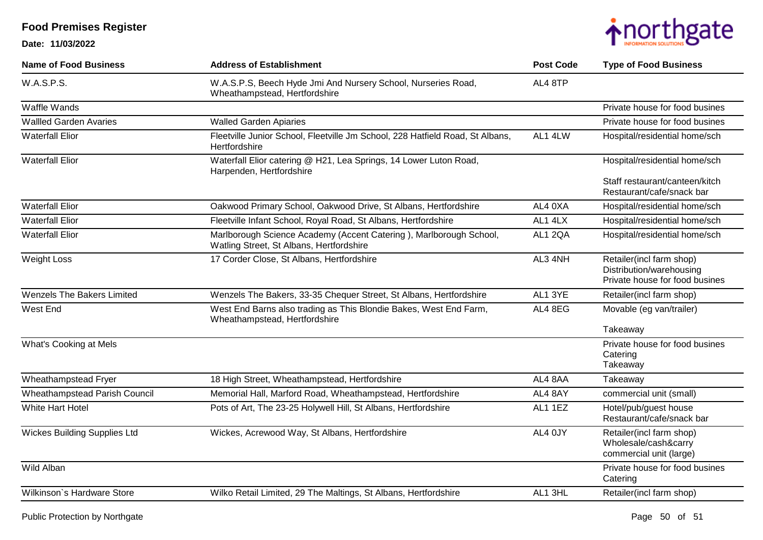# Food Premises Register

**Date: 11/03/2022**

| Name of Food Business | Address of Establishment | Post Code | Type of Food Business |
|---|---|---|---|
| W.A.S.P.S. | W.A.S.P.S, Beech Hyde Jmi And Nursery School, Nurseries Road, Wheathampstead, Hertfordshire | AL4 8TP | |
| Waffle Wands | | | Private house for food busines |
| Wallled Garden Avaries | Walled Garden Apiaries | | Private house for food busines |
| Waterfall Elior | Fleetville Junior School, Fleetville Jm School, 228 Hatfield Road, St Albans, Hertfordshire | AL1 4LW | Hospital/residential home/sch |
| Waterfall Elior | Waterfall Elior catering @ H21, Lea Springs, 14 Lower Luton Road, Harpenden, Hertfordshire | | Hospital/residential home/sch<br>Staff restaurant/canteen/kitch<br>Restaurant/cafe/snack bar |
| Waterfall Elior | Oakwood Primary School, Oakwood Drive, St Albans, Hertfordshire | AL4 0XA | Hospital/residential home/sch |
| Waterfall Elior | Fleetville Infant School, Royal Road, St Albans, Hertfordshire | AL1 4LX | Hospital/residential home/sch |
| Waterfall Elior | Marlborough Science Academy (Accent Catering ), Marlborough School, Watling Street, St Albans, Hertfordshire | AL1 2QA | Hospital/residential home/sch |
| Weight Loss | 17 Corder Close, St Albans, Hertfordshire | AL3 4NH | Retailer(incl farm shop)<br>Distribution/warehousing<br>Private house for food busines |
| Wenzels The Bakers Limited | Wenzels The Bakers, 33-35 Chequer Street, St Albans, Hertfordshire | AL1 3YE | Retailer(incl farm shop) |
| West End | West End Barns also trading as This Blondie Bakes, West End Farm, Wheathampstead, Hertfordshire | AL4 8EG | Movable (eg van/trailer)<br>Takeaway |
| What's Cooking at Mels | | | Private house for food busines<br>Catering<br>Takeaway |
| Wheathampstead Fryer | 18 High Street, Wheathampstead, Hertfordshire | AL4 8AA | Takeaway |
| Wheathampstead Parish Council | Memorial Hall, Marford Road, Wheathampstead, Hertfordshire | AL4 8AY | commercial unit (small) |
| White Hart Hotel | Pots of Art, The 23-25 Holywell Hill, St Albans, Hertfordshire | AL1 1EZ | Hotel/pub/guest house<br>Restaurant/cafe/snack bar |
| Wickes Building Supplies Ltd | Wickes, Acrewood Way, St Albans, Hertfordshire | AL4 0JY | Retailer(incl farm shop)<br>Wholesale/cash&carry<br>commercial unit (large) |
| Wild Alban | | | Private house for food busines<br>Catering |
| Wilkinson`s Hardware Store | Wilko Retail Limited, 29 The Maltings, St Albans, Hertfordshire | AL1 3HL | Retailer(incl farm shop) |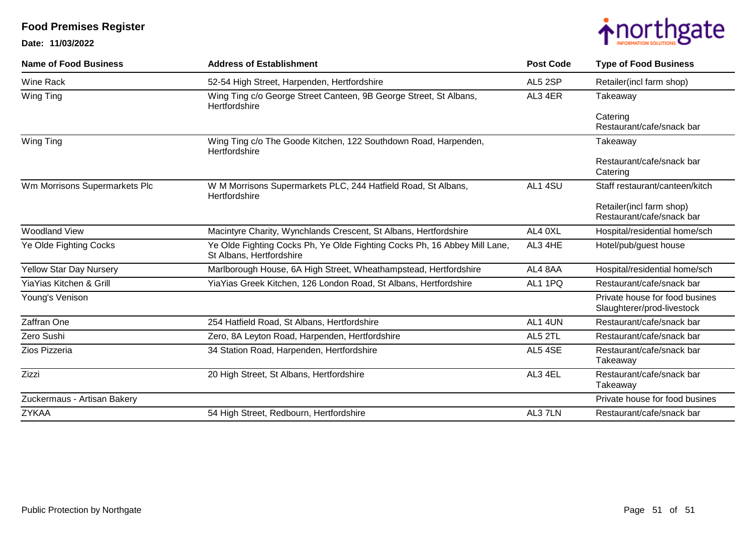# Food Premises Register

**Date: 11/03/2022**

| Name of Food Business | Address of Establishment | Post Code | Type of Food Business |
|---|---|---|---|
| Wine Rack | 52-54 High Street, Harpenden, Hertfordshire | AL5 2SP | Retailer(incl farm shop) |
| Wing Ting | Wing Ting c/o George Street Canteen, 9B George Street, St Albans, Hertfordshire | AL3 4ER | Takeaway<br>Catering<br>Restaurant/cafe/snack bar |
| Wing Ting | Wing Ting c/o The Goode Kitchen, 122 Southdown Road, Harpenden, Hertfordshire | | Takeaway<br>Restaurant/cafe/snack bar<br>Catering |
| Wm Morrisons Supermarkets Plc | W M Morrisons Supermarkets PLC, 244 Hatfield Road, St Albans, Hertfordshire | AL1 4SU | Staff restaurant/canteen/kitch<br>Retailer(incl farm shop)<br>Restaurant/cafe/snack bar |
| Woodland View | Macintyre Charity, Wynchlands Crescent, St Albans, Hertfordshire | AL4 0XL | Hospital/residential home/sch |
| Ye Olde Fighting Cocks | Ye Olde Fighting Cocks Ph, Ye Olde Fighting Cocks Ph, 16 Abbey Mill Lane, St Albans, Hertfordshire | AL3 4HE | Hotel/pub/guest house |
| Yellow Star Day Nursery | Marlborough House, 6A High Street, Wheathampstead, Hertfordshire | AL4 8AA | Hospital/residential home/sch |
| YiaYias Kitchen & Grill | YiaYias Greek Kitchen, 126 London Road, St Albans, Hertfordshire | AL1 1PQ | Restaurant/cafe/snack bar |
| Young's Venison | | | Private house for food busines<br>Slaughterer/prod-livestock |
| Zaffran One | 254 Hatfield Road, St Albans, Hertfordshire | AL1 4UN | Restaurant/cafe/snack bar |
| Zero Sushi | Zero, 8A Leyton Road, Harpenden, Hertfordshire | AL5 2TL | Restaurant/cafe/snack bar |
| Zios Pizzeria | 34 Station Road, Harpenden, Hertfordshire | AL5 4SE | Restaurant/cafe/snack bar<br>Takeaway |
| Zizzi | 20 High Street, St Albans, Hertfordshire | AL3 4EL | Restaurant/cafe/snack bar<br>Takeaway |
| Zuckermaus - Artisan Bakery | | | Private house for food busines |
| ZYKAA | 54 High Street, Redbourn, Hertfordshire | AL3 7LN | Restaurant/cafe/snack bar |